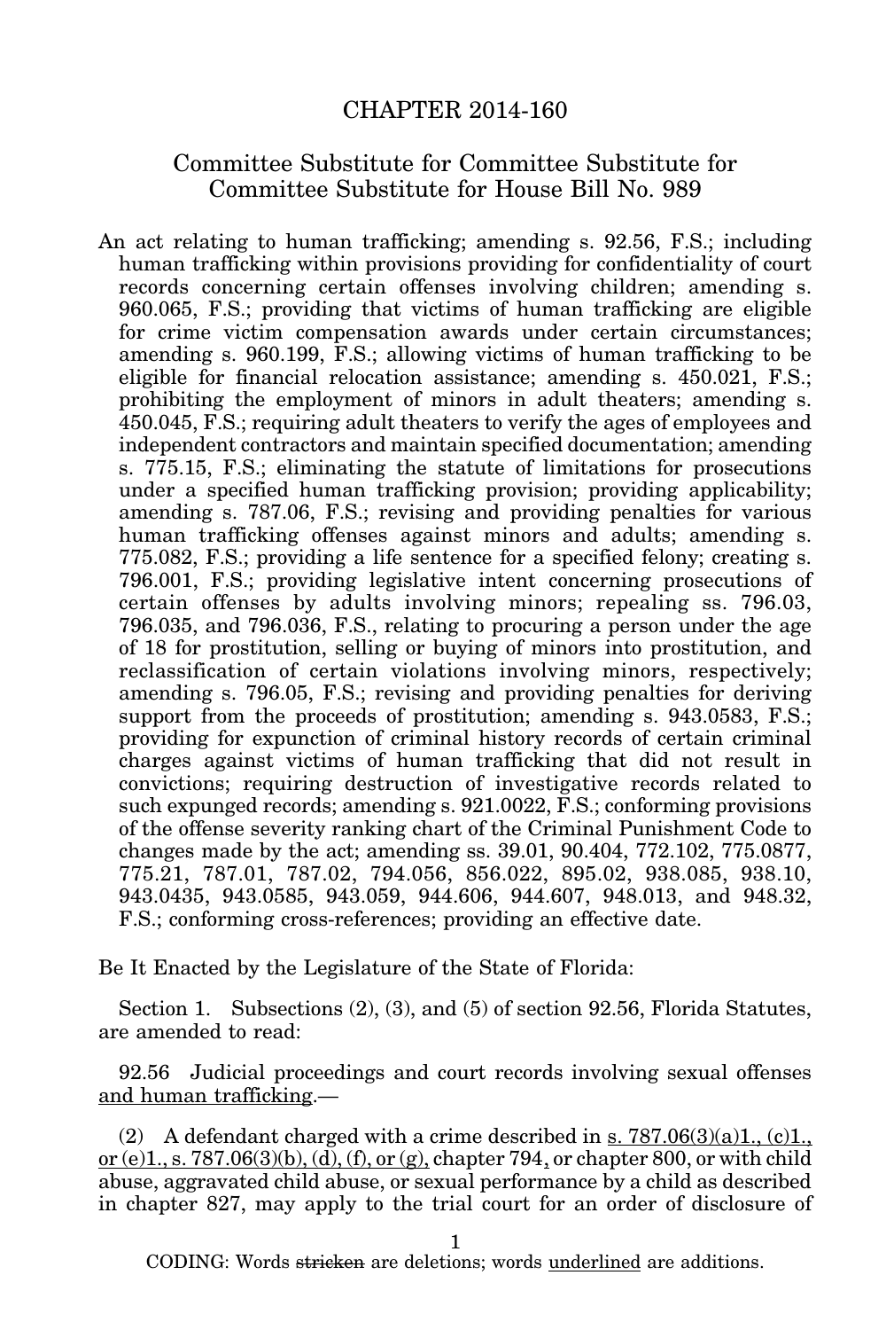# CHAPTER 2014-160

## Committee Substitute for Committee Substitute for Committee Substitute for House Bill No. 989

An act relating to human trafficking; amending s. 92.56, F.S.; including human trafficking within provisions providing for confidentiality of court records concerning certain offenses involving children; amending s. 960.065, F.S.; providing that victims of human trafficking are eligible for crime victim compensation awards under certain circumstances; amending s. 960.199, F.S.; allowing victims of human trafficking to be eligible for financial relocation assistance; amending s. 450.021, F.S.; prohibiting the employment of minors in adult theaters; amending s. 450.045, F.S.; requiring adult theaters to verify the ages of employees and independent contractors and maintain specified documentation; amending s. 775.15, F.S.; eliminating the statute of limitations for prosecutions under a specified human trafficking provision; providing applicability; amending s. 787.06, F.S.; revising and providing penalties for various human trafficking offenses against minors and adults; amending s. 775.082, F.S.; providing a life sentence for a specified felony; creating s. 796.001, F.S.; providing legislative intent concerning prosecutions of certain offenses by adults involving minors; repealing ss. 796.03, 796.035, and 796.036, F.S., relating to procuring a person under the age of 18 for prostitution, selling or buying of minors into prostitution, and reclassification of certain violations involving minors, respectively; amending s. 796.05, F.S.; revising and providing penalties for deriving support from the proceeds of prostitution; amending s. 943.0583, F.S.; providing for expunction of criminal history records of certain criminal charges against victims of human trafficking that did not result in convictions; requiring destruction of investigative records related to such expunged records; amending s. 921.0022, F.S.; conforming provisions of the offense severity ranking chart of the Criminal Punishment Code to changes made by the act; amending ss. 39.01, 90.404, 772.102, 775.0877, 775.21, 787.01, 787.02, 794.056, 856.022, 895.02, 938.085, 938.10, 943.0435, 943.0585, 943.059, 944.606, 944.607, 948.013, and 948.32, F.S.; conforming cross-references; providing an effective date.

Be It Enacted by the Legislature of the State of Florida:

Section 1. Subsections (2), (3), and (5) of section 92.56, Florida Statutes, are amended to read:

92.56 Judicial proceedings and court records involving sexual offenses and human trafficking.—

(2) A defendant charged with a crime described in s. 787.06(3)(a)1., (c)1., or (e)1., s. 787.06(3)(b), (d), (f), or (g), chapter 794, or chapter 800, or with child abuse, aggravated child abuse, or sexual performance by a child as described in chapter 827, may apply to the trial court for an order of disclosure of

CODING: Words ~~stricken~~ are deletions; words underlined are additions.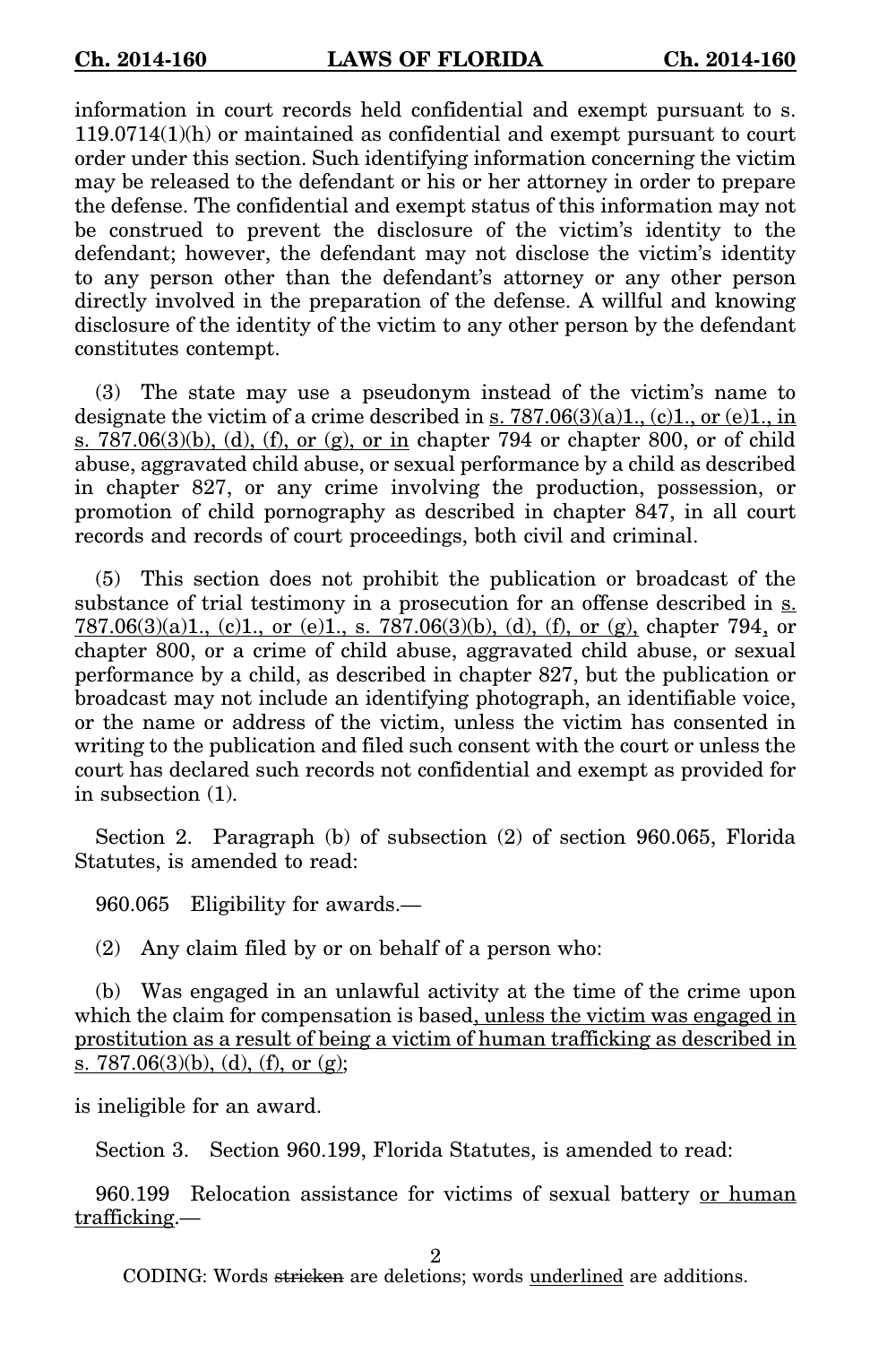information in court records held confidential and exempt pursuant to s. 119.0714(1)(h) or maintained as confidential and exempt pursuant to court order under this section. Such identifying information concerning the victim may be released to the defendant or his or her attorney in order to prepare the defense. The confidential and exempt status of this information may not be construed to prevent the disclosure of the victim's identity to the defendant; however, the defendant may not disclose the victim's identity to any person other than the defendant's attorney or any other person directly involved in the preparation of the defense. A willful and knowing disclosure of the identity of the victim to any other person by the defendant constitutes contempt.

(3) The state may use a pseudonym instead of the victim's name to designate the victim of a crime described in s. 787.06(3)(a)1., (c)1., or (e)1., in s. 787.06(3)(b), (d), (f), or (g), or in chapter 794 or chapter 800, or of child abuse, aggravated child abuse, or sexual performance by a child as described in chapter 827, or any crime involving the production, possession, or promotion of child pornography as described in chapter 847, in all court records and records of court proceedings, both civil and criminal.

(5) This section does not prohibit the publication or broadcast of the substance of trial testimony in a prosecution for an offense described in s. 787.06(3)(a)1., (c)1., or (e)1., s. 787.06(3)(b), (d), (f), or (g), chapter 794, or chapter 800, or a crime of child abuse, aggravated child abuse, or sexual performance by a child, as described in chapter 827, but the publication or broadcast may not include an identifying photograph, an identifiable voice, or the name or address of the victim, unless the victim has consented in writing to the publication and filed such consent with the court or unless the court has declared such records not confidential and exempt as provided for in subsection (1).

Section 2. Paragraph (b) of subsection (2) of section 960.065, Florida Statutes, is amended to read:

960.065 Eligibility for awards.—

(2) Any claim filed by or on behalf of a person who:

(b) Was engaged in an unlawful activity at the time of the crime upon which the claim for compensation is based, unless the victim was engaged in prostitution as a result of being a victim of human trafficking as described in s. 787.06(3)(b), (d), (f), or (g);

is ineligible for an award.

Section 3. Section 960.199, Florida Statutes, is amended to read:

960.199 Relocation assistance for victims of sexual battery or human trafficking.—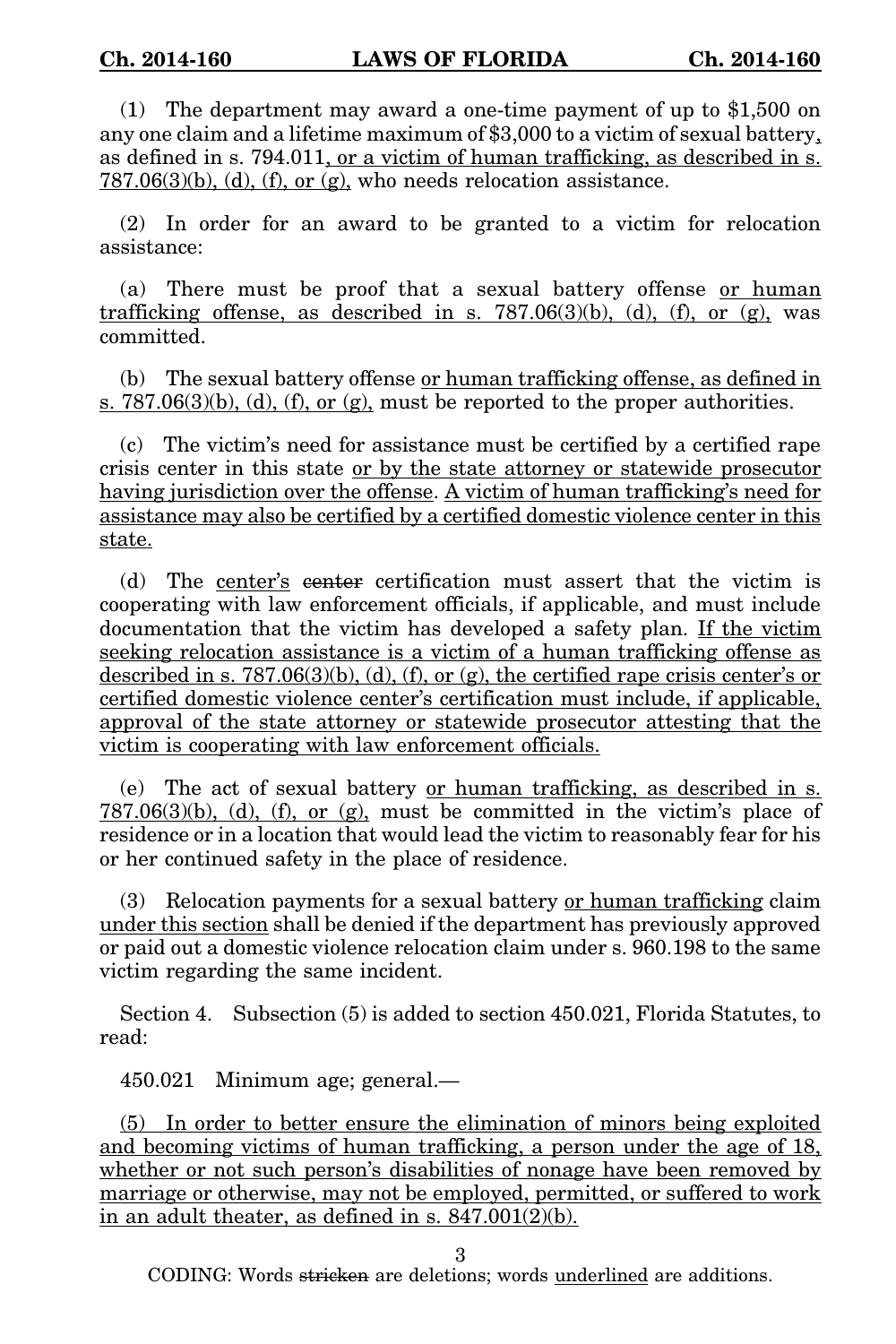(1) The department may award a one-time payment of up to $1,500 on any one claim and a lifetime maximum of $3,000 to a victim of sexual battery, as defined in s. 794.011, or a victim of human trafficking, as described in s. 787.06(3)(b), (d), (f), or (g), who needs relocation assistance.

(2) In order for an award to be granted to a victim for relocation assistance:

(a) There must be proof that a sexual battery offense or human trafficking offense, as described in s. 787.06(3)(b), (d), (f), or (g), was committed.

(b) The sexual battery offense or human trafficking offense, as defined in s. 787.06(3)(b), (d), (f), or (g), must be reported to the proper authorities.

(c) The victim's need for assistance must be certified by a certified rape crisis center in this state or by the state attorney or statewide prosecutor having jurisdiction over the offense. A victim of human trafficking's need for assistance may also be certified by a certified domestic violence center in this state.

(d) The center's ~~center~~ certification must assert that the victim is cooperating with law enforcement officials, if applicable, and must include documentation that the victim has developed a safety plan. If the victim seeking relocation assistance is a victim of a human trafficking offense as described in s. 787.06(3)(b), (d), (f), or (g), the certified rape crisis center's or certified domestic violence center's certification must include, if applicable, approval of the state attorney or statewide prosecutor attesting that the victim is cooperating with law enforcement officials.

(e) The act of sexual battery or human trafficking, as described in s. 787.06(3)(b), (d), (f), or (g), must be committed in the victim's place of residence or in a location that would lead the victim to reasonably fear for his or her continued safety in the place of residence.

(3) Relocation payments for a sexual battery or human trafficking claim under this section shall be denied if the department has previously approved or paid out a domestic violence relocation claim under s. 960.198 to the same victim regarding the same incident.

Section 4. Subsection (5) is added to section 450.021, Florida Statutes, to read:

450.021 Minimum age; general.—

(5) In order to better ensure the elimination of minors being exploited and becoming victims of human trafficking, a person under the age of 18, whether or not such person's disabilities of nonage have been removed by marriage or otherwise, may not be employed, permitted, or suffered to work in an adult theater, as defined in s. 847.001(2)(b).

CODING: Words ~~stricken~~ are deletions; words underlined are additions.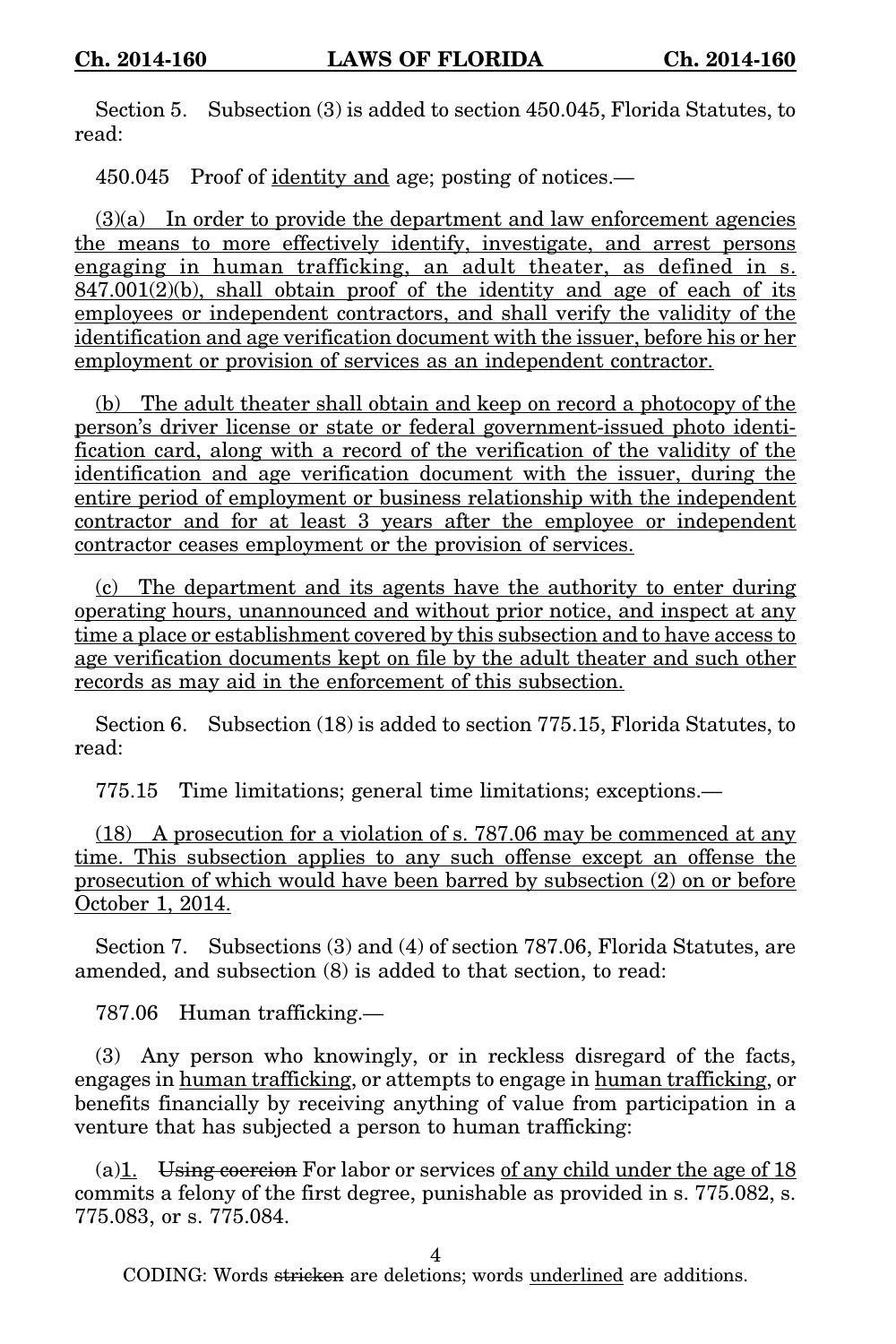Section 5. Subsection (3) is added to section 450.045, Florida Statutes, to read:

450.045 Proof of <u>identity and</u> age; posting of notices.—

<u>(3)(a) In order to provide the department and law enforcement agencies the means to more effectively identify, investigate, and arrest persons engaging in human trafficking, an adult theater, as defined in s. 847.001(2)(b), shall obtain proof of the identity and age of each of its employees or independent contractors, and shall verify the validity of the identification and age verification document with the issuer, before his or her employment or provision of services as an independent contractor.</u>

<u>(b) The adult theater shall obtain and keep on record a photocopy of the person's driver license or state or federal government-issued photo identification card, along with a record of the verification of the validity of the identification and age verification document with the issuer, during the entire period of employment or business relationship with the independent contractor and for at least 3 years after the employee or independent contractor ceases employment or the provision of services.</u>

<u>(c) The department and its agents have the authority to enter during operating hours, unannounced and without prior notice, and inspect at any time a place or establishment covered by this subsection and to have access to age verification documents kept on file by the adult theater and such other records as may aid in the enforcement of this subsection.</u>

Section 6. Subsection (18) is added to section 775.15, Florida Statutes, to read:

775.15 Time limitations; general time limitations; exceptions.—

<u>(18) A prosecution for a violation of s. 787.06 may be commenced at any time. This subsection applies to any such offense except an offense the prosecution of which would have been barred by subsection (2) on or before October 1, 2014.</u>

Section 7. Subsections (3) and (4) of section 787.06, Florida Statutes, are amended, and subsection (8) is added to that section, to read:

787.06 Human trafficking.—

(3) Any person who knowingly, or in reckless disregard of the facts, engages in <u>human trafficking</u>, or attempts to engage in <u>human trafficking</u>, or benefits financially by receiving anything of value from participation in a venture that has subjected a person to human trafficking:

(a)<u>1.</u> ~~Using coercion~~ For labor or services <u>of any child under the age of 18</u> commits a felony of the first degree, punishable as provided in s. 775.082, s. 775.083, or s. 775.084.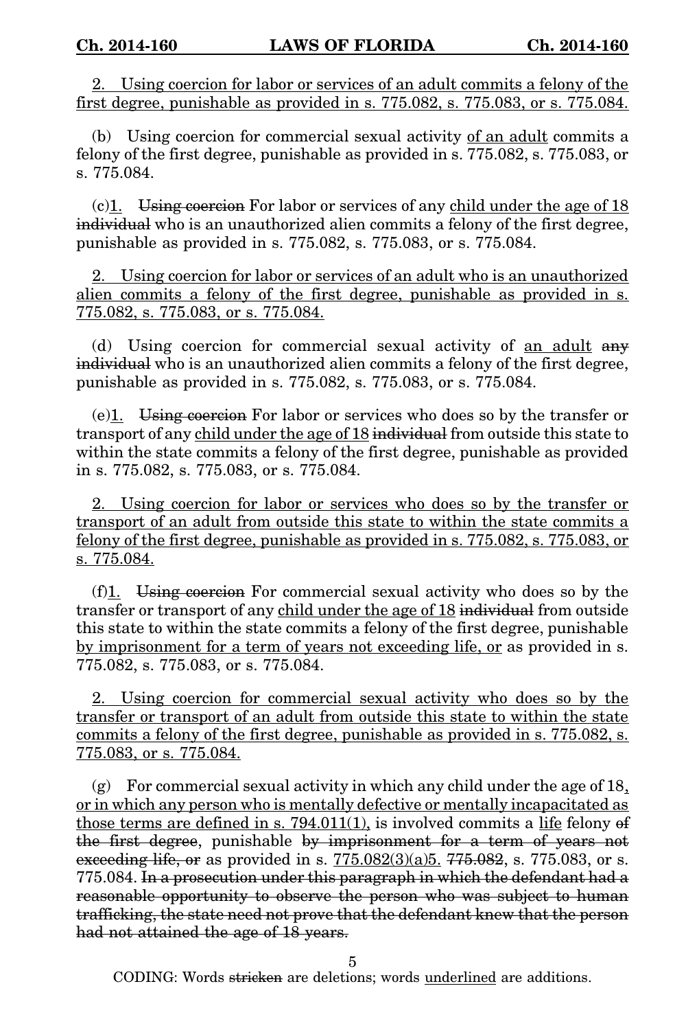<u>2. Using coercion for labor or services of an adult commits a felony of the first degree, punishable as provided in s. 775.082, s. 775.083, or s. 775.084.</u>

(b) Using coercion for commercial sexual activity <u>of an adult</u> commits a felony of the first degree, punishable as provided in s. 775.082, s. 775.083, or s. 775.084.

(c)<u>1.</u> ~~Using coercion~~ For labor or services of any <u>child under the age of 18</u> ~~individual~~ who is an unauthorized alien commits a felony of the first degree, punishable as provided in s. 775.082, s. 775.083, or s. 775.084.

<u>2. Using coercion for labor or services of an adult who is an unauthorized alien commits a felony of the first degree, punishable as provided in s. 775.082, s. 775.083, or s. 775.084.</u>

(d) Using coercion for commercial sexual activity of <u>an adult</u> ~~any individual~~ who is an unauthorized alien commits a felony of the first degree, punishable as provided in s. 775.082, s. 775.083, or s. 775.084.

(e)<u>1.</u> ~~Using coercion~~ For labor or services who does so by the transfer or transport of any <u>child under the age of 18</u> ~~individual~~ from outside this state to within the state commits a felony of the first degree, punishable as provided in s. 775.082, s. 775.083, or s. 775.084.

<u>2. Using coercion for labor or services who does so by the transfer or transport of an adult from outside this state to within the state commits a felony of the first degree, punishable as provided in s. 775.082, s. 775.083, or s. 775.084.</u>

(f)<u>1.</u> ~~Using coercion~~ For commercial sexual activity who does so by the transfer or transport of any <u>child under the age of 18</u> ~~individual~~ from outside this state to within the state commits a felony of the first degree, punishable <u>by imprisonment for a term of years not exceeding life, or</u> as provided in s. 775.082, s. 775.083, or s. 775.084.

<u>2. Using coercion for commercial sexual activity who does so by the transfer or transport of an adult from outside this state to within the state commits a felony of the first degree, punishable as provided in s. 775.082, s. 775.083, or s. 775.084.</u>

(g) For commercial sexual activity in which any child under the age of 18<u>, or in which any person who is mentally defective or mentally incapacitated as those terms are defined in s. 794.011(1),</u> is involved commits a <u>life</u> felony ~~of the first degree~~, punishable ~~by imprisonment for a term of years not exceeding life, or~~ as provided in s. <u>775.082(3)(a)5.</u> ~~775.082~~, s. 775.083, or s. 775.084. ~~In a prosecution under this paragraph in which the defendant had a reasonable opportunity to observe the person who was subject to human trafficking, the state need not prove that the defendant knew that the person had not attained the age of 18 years.~~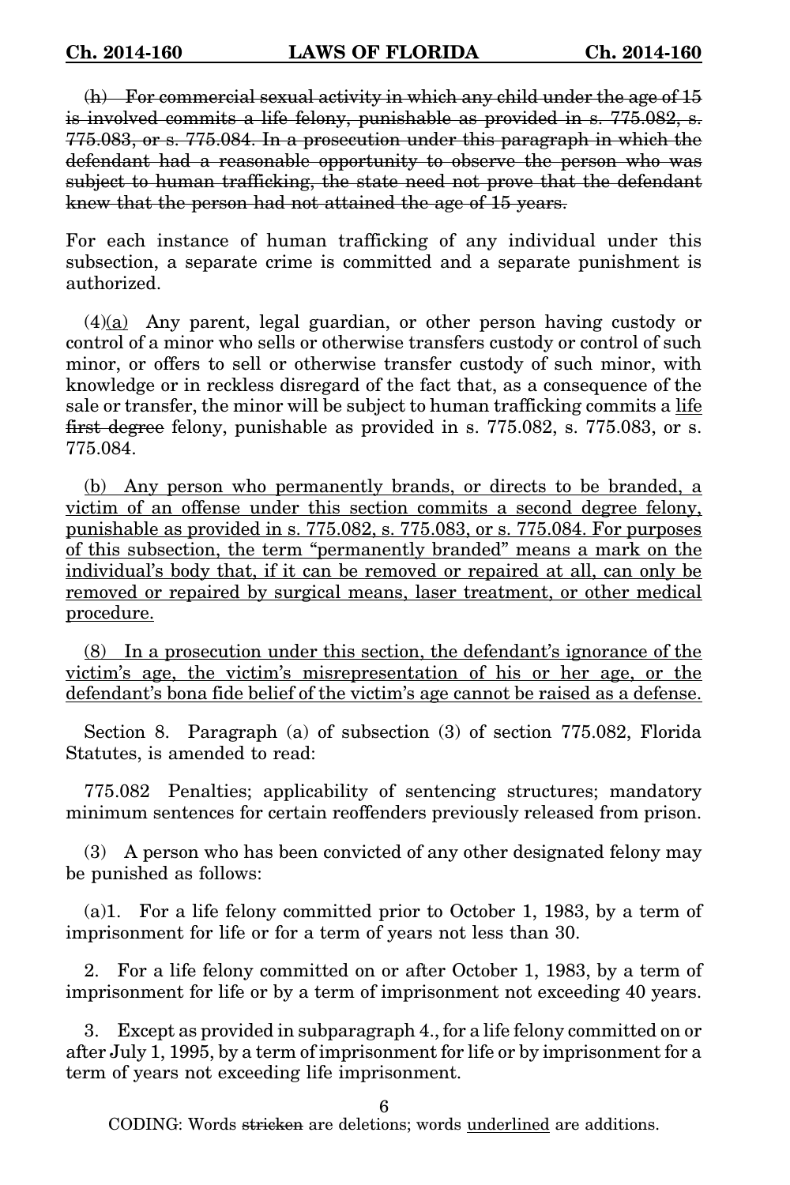~~(h) For commercial sexual activity in which any child under the age of 15 is involved commits a life felony, punishable as provided in s. 775.082, s. 775.083, or s. 775.084. In a prosecution under this paragraph in which the defendant had a reasonable opportunity to observe the person who was subject to human trafficking, the state need not prove that the defendant knew that the person had not attained the age of 15 years.~~

For each instance of human trafficking of any individual under this subsection, a separate crime is committed and a separate punishment is authorized.

(4)<u>(a)</u> Any parent, legal guardian, or other person having custody or control of a minor who sells or otherwise transfers custody or control of such minor, or offers to sell or otherwise transfer custody of such minor, with knowledge or in reckless disregard of the fact that, as a consequence of the sale or transfer, the minor will be subject to human trafficking commits a <u>life</u> ~~first degree~~ felony, punishable as provided in s. 775.082, s. 775.083, or s. 775.084.

<u>(b) Any person who permanently brands, or directs to be branded, a victim of an offense under this section commits a second degree felony, punishable as provided in s. 775.082, s. 775.083, or s. 775.084. For purposes of this subsection, the term "permanently branded" means a mark on the individual's body that, if it can be removed or repaired at all, can only be removed or repaired by surgical means, laser treatment, or other medical procedure.</u>

<u>(8) In a prosecution under this section, the defendant's ignorance of the victim's age, the victim's misrepresentation of his or her age, or the defendant's bona fide belief of the victim's age cannot be raised as a defense.</u>

Section 8. Paragraph (a) of subsection (3) of section 775.082, Florida Statutes, is amended to read:

775.082 Penalties; applicability of sentencing structures; mandatory minimum sentences for certain reoffenders previously released from prison.

(3) A person who has been convicted of any other designated felony may be punished as follows:

(a)1. For a life felony committed prior to October 1, 1983, by a term of imprisonment for life or for a term of years not less than 30.

2. For a life felony committed on or after October 1, 1983, by a term of imprisonment for life or by a term of imprisonment not exceeding 40 years.

3. Except as provided in subparagraph 4., for a life felony committed on or after July 1, 1995, by a term of imprisonment for life or by imprisonment for a term of years not exceeding life imprisonment.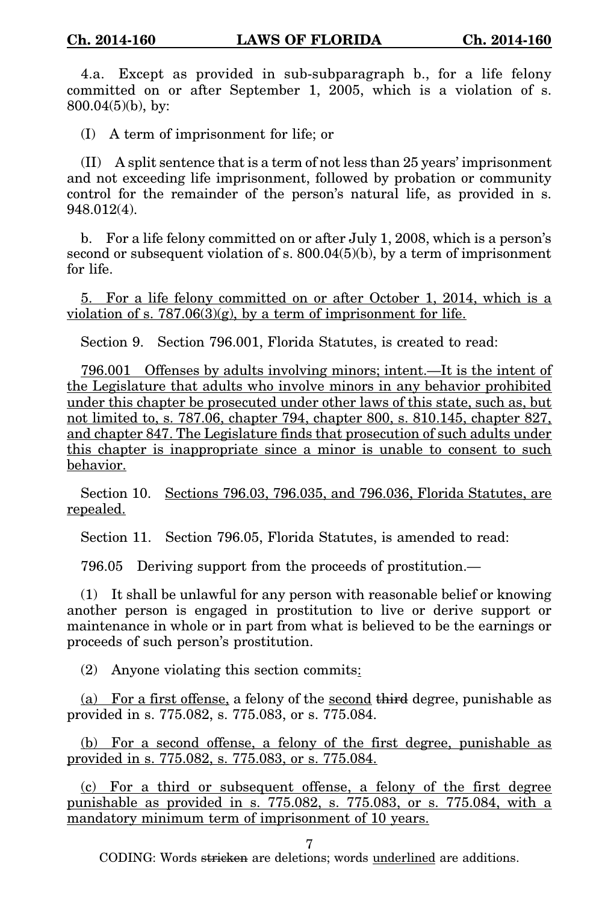4.a. Except as provided in sub-subparagraph b., for a life felony committed on or after September 1, 2005, which is a violation of s. 800.04(5)(b), by:

(I) A term of imprisonment for life; or

(II) A split sentence that is a term of not less than 25 years' imprisonment and not exceeding life imprisonment, followed by probation or community control for the remainder of the person's natural life, as provided in s. 948.012(4).

b. For a life felony committed on or after July 1, 2008, which is a person's second or subsequent violation of s. 800.04(5)(b), by a term of imprisonment for life.

5. For a life felony committed on or after October 1, 2014, which is a violation of s. 787.06(3)(g), by a term of imprisonment for life.

Section 9. Section 796.001, Florida Statutes, is created to read:

796.001 Offenses by adults involving minors; intent.—It is the intent of the Legislature that adults who involve minors in any behavior prohibited under this chapter be prosecuted under other laws of this state, such as, but not limited to, s. 787.06, chapter 794, chapter 800, s. 810.145, chapter 827, and chapter 847. The Legislature finds that prosecution of such adults under this chapter is inappropriate since a minor is unable to consent to such behavior.

Section 10. Sections 796.03, 796.035, and 796.036, Florida Statutes, are repealed.

Section 11. Section 796.05, Florida Statutes, is amended to read:

796.05 Deriving support from the proceeds of prostitution.—

(1) It shall be unlawful for any person with reasonable belief or knowing another person is engaged in prostitution to live or derive support or maintenance in whole or in part from what is believed to be the earnings or proceeds of such person's prostitution.

(2) Anyone violating this section commits:

(a) For a first offense, a felony of the second ~~third~~ degree, punishable as provided in s. 775.082, s. 775.083, or s. 775.084.

(b) For a second offense, a felony of the first degree, punishable as provided in s. 775.082, s. 775.083, or s. 775.084.

(c) For a third or subsequent offense, a felony of the first degree punishable as provided in s. 775.082, s. 775.083, or s. 775.084, with a mandatory minimum term of imprisonment of 10 years.

CODING: Words ~~stricken~~ are deletions; words underlined are additions.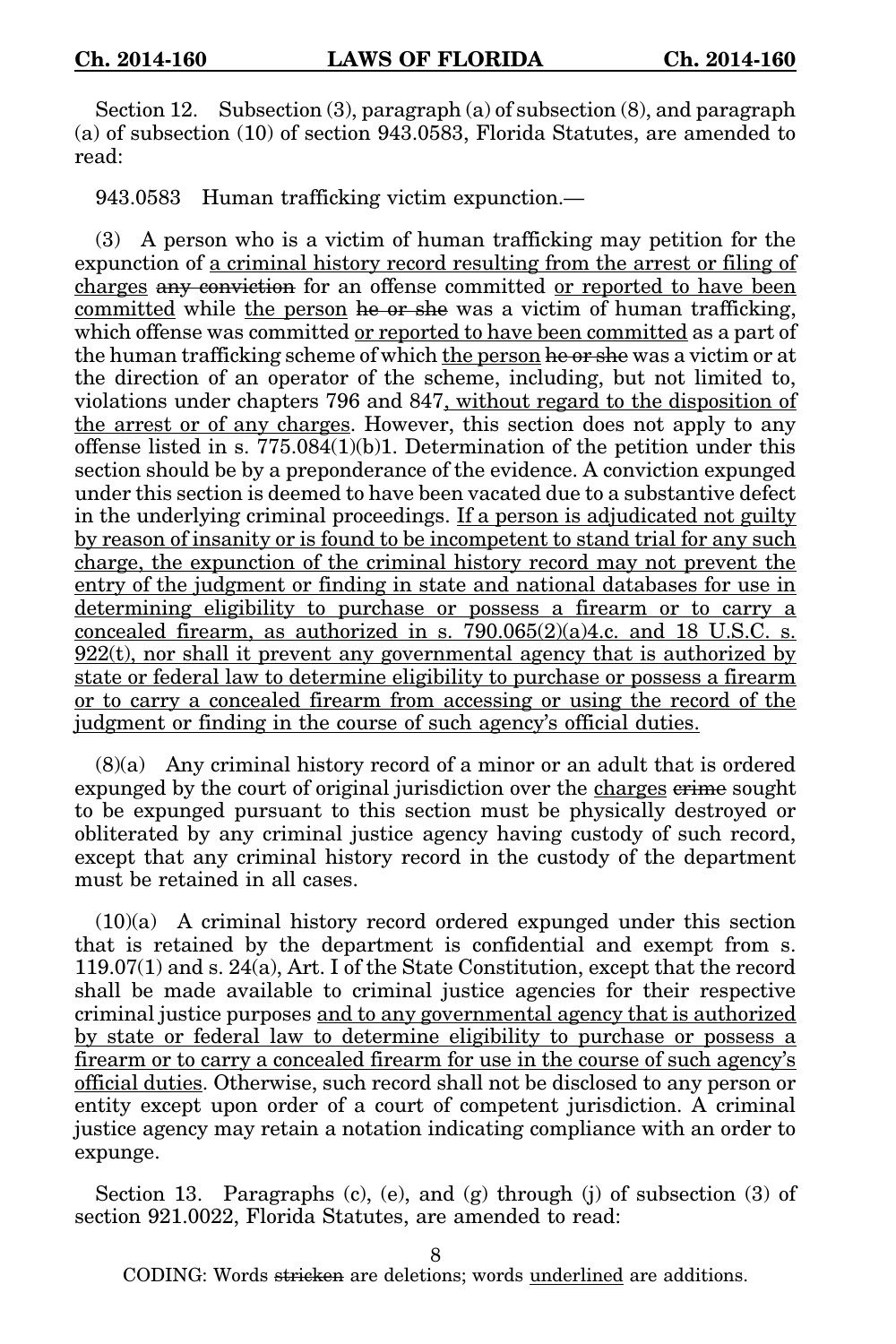Section 12. Subsection (3), paragraph (a) of subsection (8), and paragraph (a) of subsection (10) of section 943.0583, Florida Statutes, are amended to read:

943.0583 Human trafficking victim expunction.—

(3) A person who is a victim of human trafficking may petition for the expunction of <u>a criminal history record resulting from the arrest or filing of charges</u> ~~any conviction~~ for an offense committed <u>or reported to have been committed</u> while <u>the person</u> ~~he or she~~ was a victim of human trafficking, which offense was committed <u>or reported to have been committed</u> as a part of the human trafficking scheme of which <u>the person</u> ~~he or she~~ was a victim or at the direction of an operator of the scheme, including, but not limited to, violations under chapters 796 and 847<u>, without regard to the disposition of the arrest or of any charges</u>. However, this section does not apply to any offense listed in s. 775.084(1)(b)1. Determination of the petition under this section should be by a preponderance of the evidence. A conviction expunged under this section is deemed to have been vacated due to a substantive defect in the underlying criminal proceedings. <u>If a person is adjudicated not guilty by reason of insanity or is found to be incompetent to stand trial for any such charge, the expunction of the criminal history record may not prevent the entry of the judgment or finding in state and national databases for use in determining eligibility to purchase or possess a firearm or to carry a concealed firearm, as authorized in s. 790.065(2)(a)4.c. and 18 U.S.C. s. 922(t), nor shall it prevent any governmental agency that is authorized by state or federal law to determine eligibility to purchase or possess a firearm or to carry a concealed firearm from accessing or using the record of the judgment or finding in the course of such agency's official duties.</u>

(8)(a) Any criminal history record of a minor or an adult that is ordered expunged by the court of original jurisdiction over the <u>charges</u> ~~crime~~ sought to be expunged pursuant to this section must be physically destroyed or obliterated by any criminal justice agency having custody of such record, except that any criminal history record in the custody of the department must be retained in all cases.

(10)(a) A criminal history record ordered expunged under this section that is retained by the department is confidential and exempt from s. 119.07(1) and s. 24(a), Art. I of the State Constitution, except that the record shall be made available to criminal justice agencies for their respective criminal justice purposes <u>and to any governmental agency that is authorized by state or federal law to determine eligibility to purchase or possess a firearm or to carry a concealed firearm for use in the course of such agency's official duties</u>. Otherwise, such record shall not be disclosed to any person or entity except upon order of a court of competent jurisdiction. A criminal justice agency may retain a notation indicating compliance with an order to expunge.

Section 13. Paragraphs (c), (e), and (g) through (j) of subsection (3) of section 921.0022, Florida Statutes, are amended to read:

CODING: Words ~~stricken~~ are deletions; words <u>underlined</u> are additions.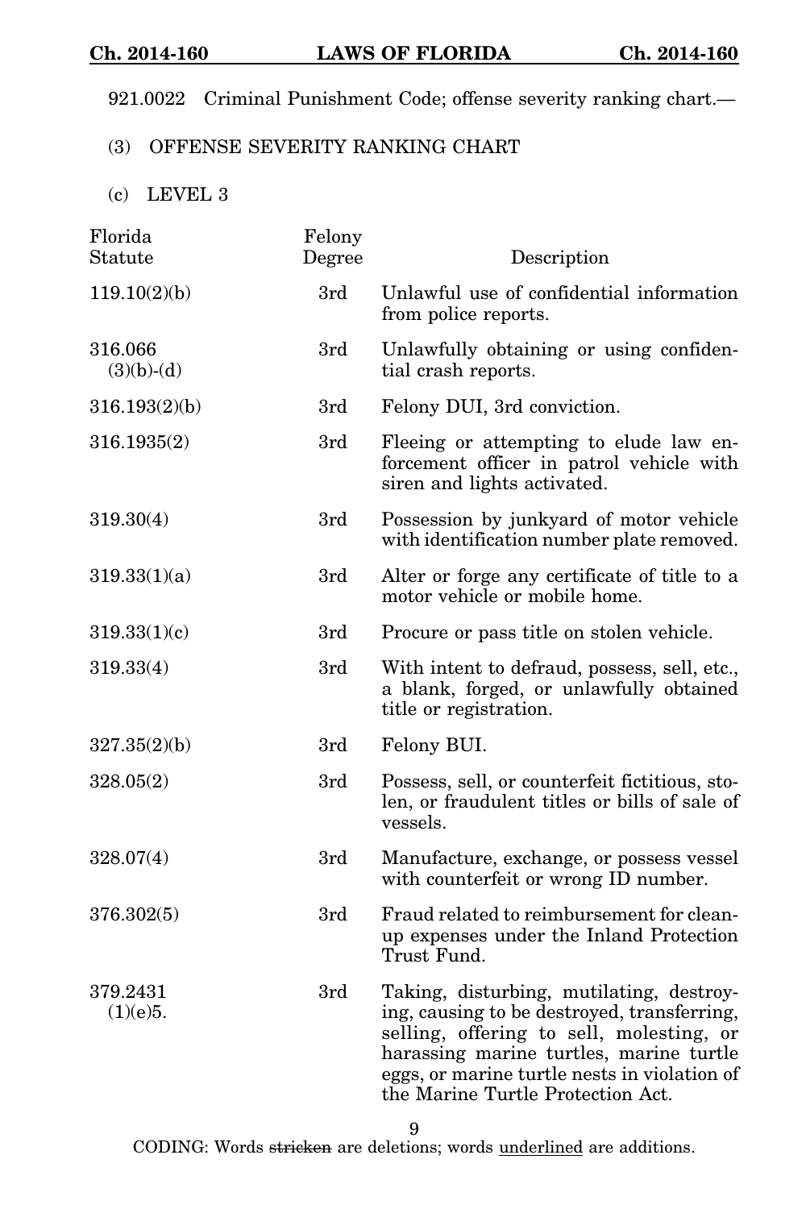921.0022 Criminal Punishment Code; offense severity ranking chart.—

(3) OFFENSE SEVERITY RANKING CHART

(c) LEVEL 3

| Florida Statute | Felony Degree | Description |
|---|---|---|
| 119.10(2)(b) | 3rd | Unlawful use of confidential information from police reports. |
| 316.066 (3)(b)-(d) | 3rd | Unlawfully obtaining or using confidential crash reports. |
| 316.193(2)(b) | 3rd | Felony DUI, 3rd conviction. |
| 316.1935(2) | 3rd | Fleeing or attempting to elude law enforcement officer in patrol vehicle with siren and lights activated. |
| 319.30(4) | 3rd | Possession by junkyard of motor vehicle with identification number plate removed. |
| 319.33(1)(a) | 3rd | Alter or forge any certificate of title to a motor vehicle or mobile home. |
| 319.33(1)(c) | 3rd | Procure or pass title on stolen vehicle. |
| 319.33(4) | 3rd | With intent to defraud, possess, sell, etc., a blank, forged, or unlawfully obtained title or registration. |
| 327.35(2)(b) | 3rd | Felony BUI. |
| 328.05(2) | 3rd | Possess, sell, or counterfeit fictitious, stolen, or fraudulent titles or bills of sale of vessels. |
| 328.07(4) | 3rd | Manufacture, exchange, or possess vessel with counterfeit or wrong ID number. |
| 376.302(5) | 3rd | Fraud related to reimbursement for cleanup expenses under the Inland Protection Trust Fund. |
| 379.2431 (1)(e)5. | 3rd | Taking, disturbing, mutilating, destroying, causing to be destroyed, transferring, selling, offering to sell, molesting, or harassing marine turtles, marine turtle eggs, or marine turtle nests in violation of the Marine Turtle Protection Act. |

CODING: Words stricken are deletions; words underlined are additions.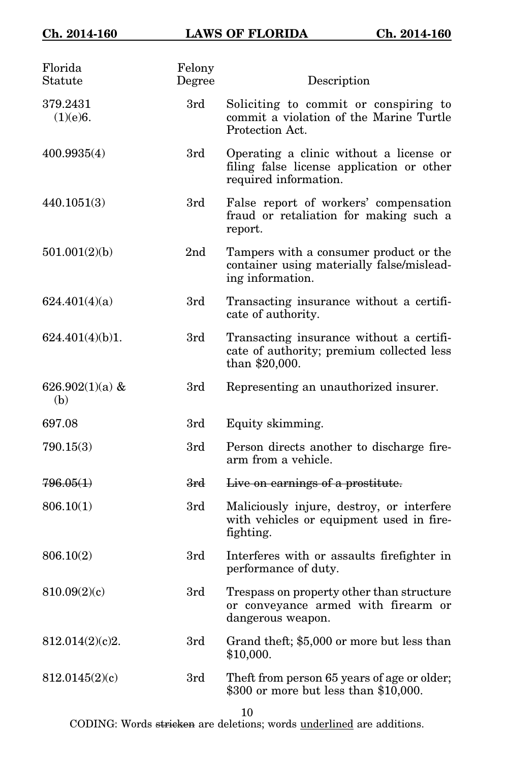| Florida Statute | Felony Degree | Description |
| --- | --- | --- |
| 379.2431 (1)(e)6. | 3rd | Soliciting to commit or conspiring to commit a violation of the Marine Turtle Protection Act. |
| 400.9935(4) | 3rd | Operating a clinic without a license or filing false license application or other required information. |
| 440.1051(3) | 3rd | False report of workers' compensation fraud or retaliation for making such a report. |
| 501.001(2)(b) | 2nd | Tampers with a consumer product or the container using materially false/misleading information. |
| 624.401(4)(a) | 3rd | Transacting insurance without a certificate of authority. |
| 624.401(4)(b)1. | 3rd | Transacting insurance without a certificate of authority; premium collected less than $20,000. |
| 626.902(1)(a) & (b) | 3rd | Representing an unauthorized insurer. |
| 697.08 | 3rd | Equity skimming. |
| 790.15(3) | 3rd | Person directs another to discharge firearm from a vehicle. |
| ~~796.05(1)~~ | ~~3rd~~ | ~~Live on earnings of a prostitute.~~ |
| 806.10(1) | 3rd | Maliciously injure, destroy, or interfere with vehicles or equipment used in firefighting. |
| 806.10(2) | 3rd | Interferes with or assaults firefighter in performance of duty. |
| 810.09(2)(c) | 3rd | Trespass on property other than structure or conveyance armed with firearm or dangerous weapon. |
| 812.014(2)(c)2. | 3rd | Grand theft; $5,000 or more but less than $10,000. |
| 812.0145(2)(c) | 3rd | Theft from person 65 years of age or older; $300 or more but less than $10,000. |

CODING: Words ~~stricken~~ are deletions; words <u>underlined</u> are additions.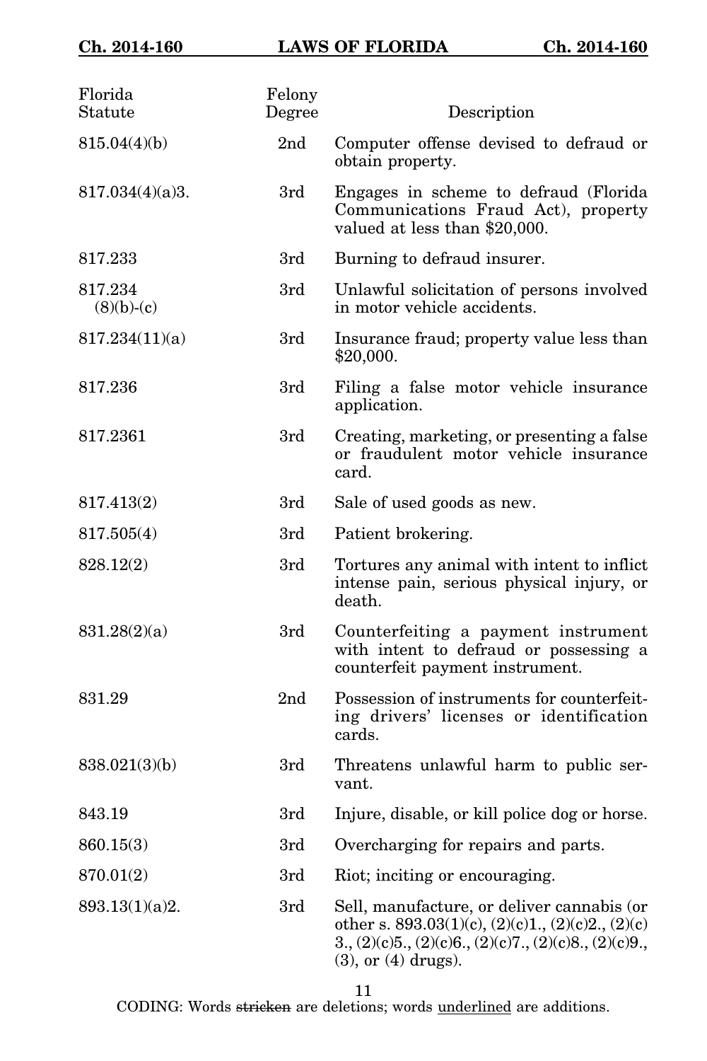| Florida Statute | Felony Degree | Description |
|---|---|---|
| 815.04(4)(b) | 2nd | Computer offense devised to defraud or obtain property. |
| 817.034(4)(a)3. | 3rd | Engages in scheme to defraud (Florida Communications Fraud Act), property valued at less than $20,000. |
| 817.233 | 3rd | Burning to defraud insurer. |
| 817.234 (8)(b)-(c) | 3rd | Unlawful solicitation of persons involved in motor vehicle accidents. |
| 817.234(11)(a) | 3rd | Insurance fraud; property value less than $20,000. |
| 817.236 | 3rd | Filing a false motor vehicle insurance application. |
| 817.2361 | 3rd | Creating, marketing, or presenting a false or fraudulent motor vehicle insurance card. |
| 817.413(2) | 3rd | Sale of used goods as new. |
| 817.505(4) | 3rd | Patient brokering. |
| 828.12(2) | 3rd | Tortures any animal with intent to inflict intense pain, serious physical injury, or death. |
| 831.28(2)(a) | 3rd | Counterfeiting a payment instrument with intent to defraud or possessing a counterfeit payment instrument. |
| 831.29 | 2nd | Possession of instruments for counterfeiting drivers' licenses or identification cards. |
| 838.021(3)(b) | 3rd | Threatens unlawful harm to public servant. |
| 843.19 | 3rd | Injure, disable, or kill police dog or horse. |
| 860.15(3) | 3rd | Overcharging for repairs and parts. |
| 870.01(2) | 3rd | Riot; inciting or encouraging. |
| 893.13(1)(a)2. | 3rd | Sell, manufacture, or deliver cannabis (or other s. 893.03(1)(c), (2)(c)1., (2)(c)2., (2)(c)3., (2)(c)5., (2)(c)6., (2)(c)7., (2)(c)8., (2)(c)9., (3), or (4) drugs). |

CODING: Words ~~stricken~~ are deletions; words <u>underlined</u> are additions.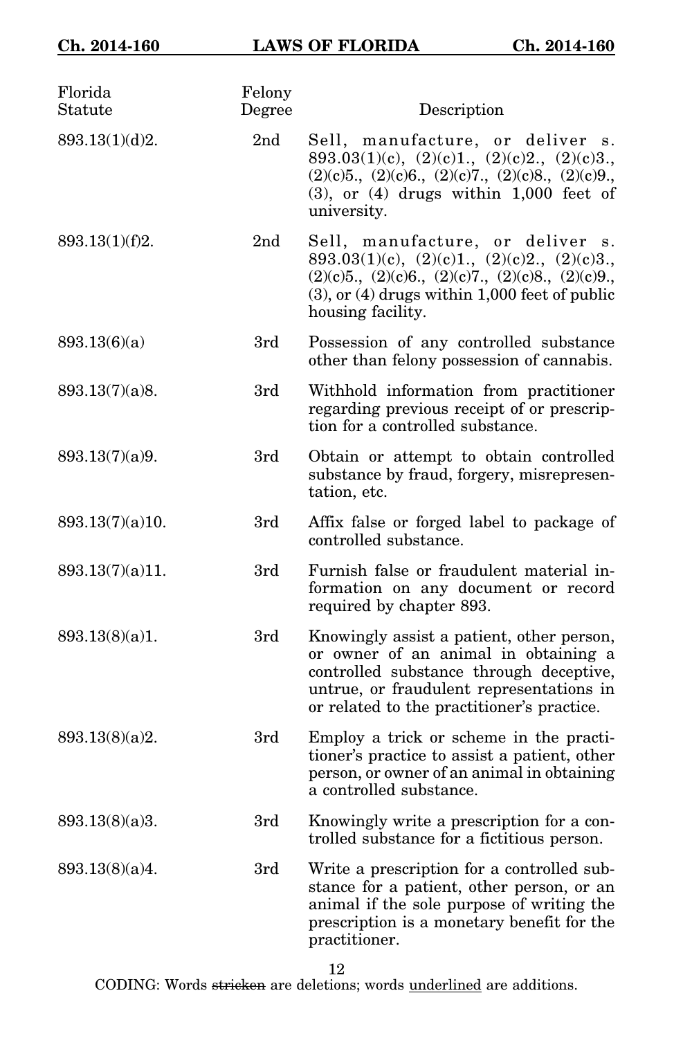| Florida Statute | Felony Degree | Description |
|---|---|---|
| 893.13(1)(d)2. | 2nd | Sell, manufacture, or deliver s. 893.03(1)(c), (2)(c)1., (2)(c)2., (2)(c)3., (2)(c)5., (2)(c)6., (2)(c)7., (2)(c)8., (2)(c)9., (3), or (4) drugs within 1,000 feet of university. |
| 893.13(1)(f)2. | 2nd | Sell, manufacture, or deliver s. 893.03(1)(c), (2)(c)1., (2)(c)2., (2)(c)3., (2)(c)5., (2)(c)6., (2)(c)7., (2)(c)8., (2)(c)9., (3), or (4) drugs within 1,000 feet of public housing facility. |
| 893.13(6)(a) | 3rd | Possession of any controlled substance other than felony possession of cannabis. |
| 893.13(7)(a)8. | 3rd | Withhold information from practitioner regarding previous receipt of or prescription for a controlled substance. |
| 893.13(7)(a)9. | 3rd | Obtain or attempt to obtain controlled substance by fraud, forgery, misrepresentation, etc. |
| 893.13(7)(a)10. | 3rd | Affix false or forged label to package of controlled substance. |
| 893.13(7)(a)11. | 3rd | Furnish false or fraudulent material information on any document or record required by chapter 893. |
| 893.13(8)(a)1. | 3rd | Knowingly assist a patient, other person, or owner of an animal in obtaining a controlled substance through deceptive, untrue, or fraudulent representations in or related to the practitioner's practice. |
| 893.13(8)(a)2. | 3rd | Employ a trick or scheme in the practitioner's practice to assist a patient, other person, or owner of an animal in obtaining a controlled substance. |
| 893.13(8)(a)3. | 3rd | Knowingly write a prescription for a controlled substance for a fictitious person. |
| 893.13(8)(a)4. | 3rd | Write a prescription for a controlled substance for a patient, other person, or an animal if the sole purpose of writing the prescription is a monetary benefit for the practitioner. |

CODING: Words ~~stricken~~ are deletions; words underlined are additions.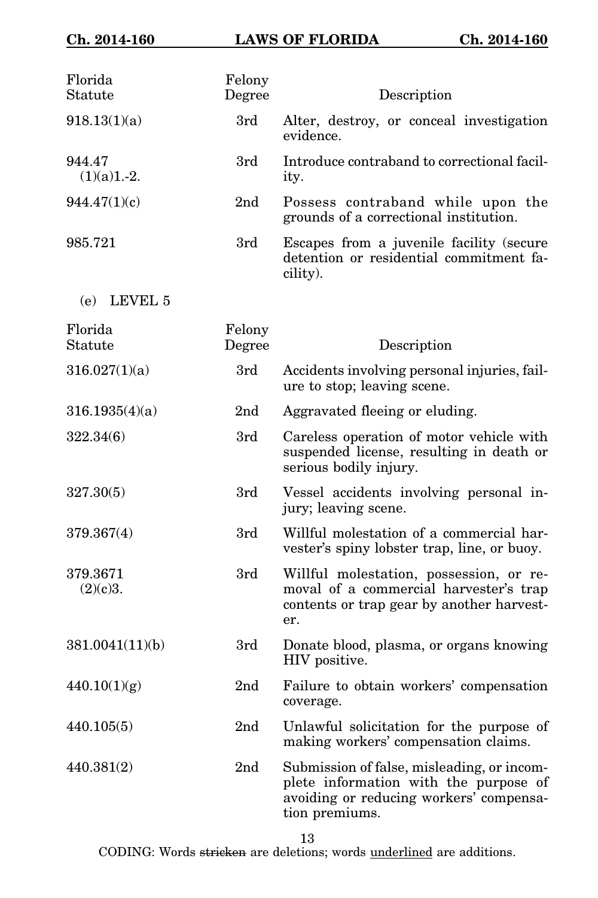| Florida Statute | Felony Degree | Description |
|---|---|---|
| 918.13(1)(a) | 3rd | Alter, destroy, or conceal investigation evidence. |
| 944.47 (1)(a)1.-2. | 3rd | Introduce contraband to correctional facility. |
| 944.47(1)(c) | 2nd | Possess contraband while upon the grounds of a correctional institution. |
| 985.721 | 3rd | Escapes from a juvenile facility (secure detention or residential commitment facility). |

(e) LEVEL 5

| Florida Statute | Felony Degree | Description |
|---|---|---|
| 316.027(1)(a) | 3rd | Accidents involving personal injuries, failure to stop; leaving scene. |
| 316.1935(4)(a) | 2nd | Aggravated fleeing or eluding. |
| 322.34(6) | 3rd | Careless operation of motor vehicle with suspended license, resulting in death or serious bodily injury. |
| 327.30(5) | 3rd | Vessel accidents involving personal injury; leaving scene. |
| 379.367(4) | 3rd | Willful molestation of a commercial harvester's spiny lobster trap, line, or buoy. |
| 379.3671 (2)(c)3. | 3rd | Willful molestation, possession, or removal of a commercial harvester's trap contents or trap gear by another harvester. |
| 381.0041(11)(b) | 3rd | Donate blood, plasma, or organs knowing HIV positive. |
| 440.10(1)(g) | 2nd | Failure to obtain workers' compensation coverage. |
| 440.105(5) | 2nd | Unlawful solicitation for the purpose of making workers' compensation claims. |
| 440.381(2) | 2nd | Submission of false, misleading, or incomplete information with the purpose of avoiding or reducing workers' compensation premiums. |

CODING: Words ~~stricken~~ are deletions; words <u>underlined</u> are additions.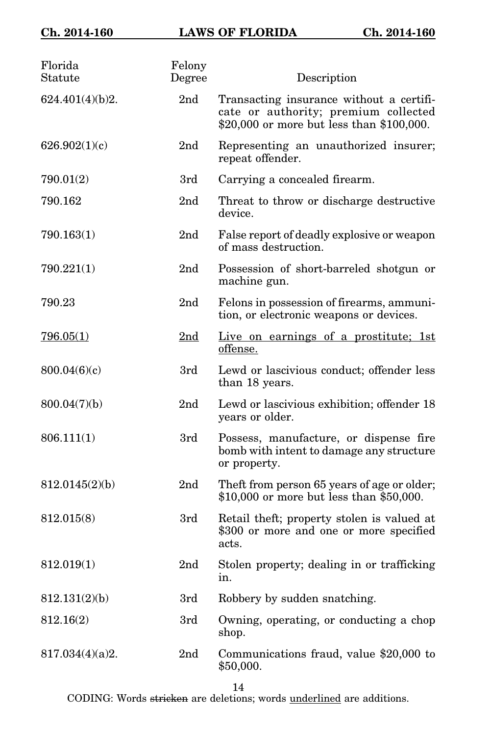| Florida Statute | Felony Degree | Description |
| --- | --- | --- |
| 624.401(4)(b)2. | 2nd | Transacting insurance without a certificate or authority; premium collected $20,000 or more but less than $100,000. |
| 626.902(1)(c) | 2nd | Representing an unauthorized insurer; repeat offender. |
| 790.01(2) | 3rd | Carrying a concealed firearm. |
| 790.162 | 2nd | Threat to throw or discharge destructive device. |
| 790.163(1) | 2nd | False report of deadly explosive or weapon of mass destruction. |
| 790.221(1) | 2nd | Possession of short-barreled shotgun or machine gun. |
| 790.23 | 2nd | Felons in possession of firearms, ammunition, or electronic weapons or devices. |
| <u>796.05(1)</u> | <u>2nd</u> | <u>Live on earnings of a prostitute; 1st offense.</u> |
| 800.04(6)(c) | 3rd | Lewd or lascivious conduct; offender less than 18 years. |
| 800.04(7)(b) | 2nd | Lewd or lascivious exhibition; offender 18 years or older. |
| 806.111(1) | 3rd | Possess, manufacture, or dispense fire bomb with intent to damage any structure or property. |
| 812.0145(2)(b) | 2nd | Theft from person 65 years of age or older; $10,000 or more but less than $50,000. |
| 812.015(8) | 3rd | Retail theft; property stolen is valued at $300 or more and one or more specified acts. |
| 812.019(1) | 2nd | Stolen property; dealing in or trafficking in. |
| 812.131(2)(b) | 3rd | Robbery by sudden snatching. |
| 812.16(2) | 3rd | Owning, operating, or conducting a chop shop. |
| 817.034(4)(a)2. | 2nd | Communications fraud, value $20,000 to $50,000. |

CODING: Words ~~stricken~~ are deletions; words <u>underlined</u> are additions.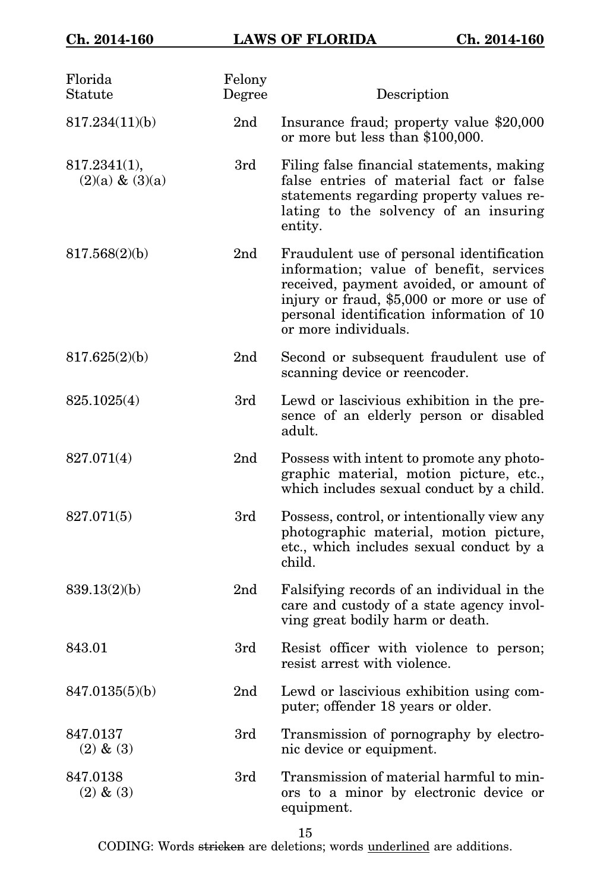| Florida Statute | Felony Degree | Description |
|---|---|---|
| 817.234(11)(b) | 2nd | Insurance fraud; property value $20,000 or more but less than $100,000. |
| 817.2341(1), (2)(a) & (3)(a) | 3rd | Filing false financial statements, making false entries of material fact or false statements regarding property values relating to the solvency of an insuring entity. |
| 817.568(2)(b) | 2nd | Fraudulent use of personal identification information; value of benefit, services received, payment avoided, or amount of injury or fraud, $5,000 or more or use of personal identification information of 10 or more individuals. |
| 817.625(2)(b) | 2nd | Second or subsequent fraudulent use of scanning device or reencoder. |
| 825.1025(4) | 3rd | Lewd or lascivious exhibition in the presence of an elderly person or disabled adult. |
| 827.071(4) | 2nd | Possess with intent to promote any photographic material, motion picture, etc., which includes sexual conduct by a child. |
| 827.071(5) | 3rd | Possess, control, or intentionally view any photographic material, motion picture, etc., which includes sexual conduct by a child. |
| 839.13(2)(b) | 2nd | Falsifying records of an individual in the care and custody of a state agency involving great bodily harm or death. |
| 843.01 | 3rd | Resist officer with violence to person; resist arrest with violence. |
| 847.0135(5)(b) | 2nd | Lewd or lascivious exhibition using computer; offender 18 years or older. |
| 847.0137 (2) & (3) | 3rd | Transmission of pornography by electronic device or equipment. |
| 847.0138 (2) & (3) | 3rd | Transmission of material harmful to minors to a minor by electronic device or equipment. |

CODING: Words ~~stricken~~ are deletions; words <u>underlined</u> are additions.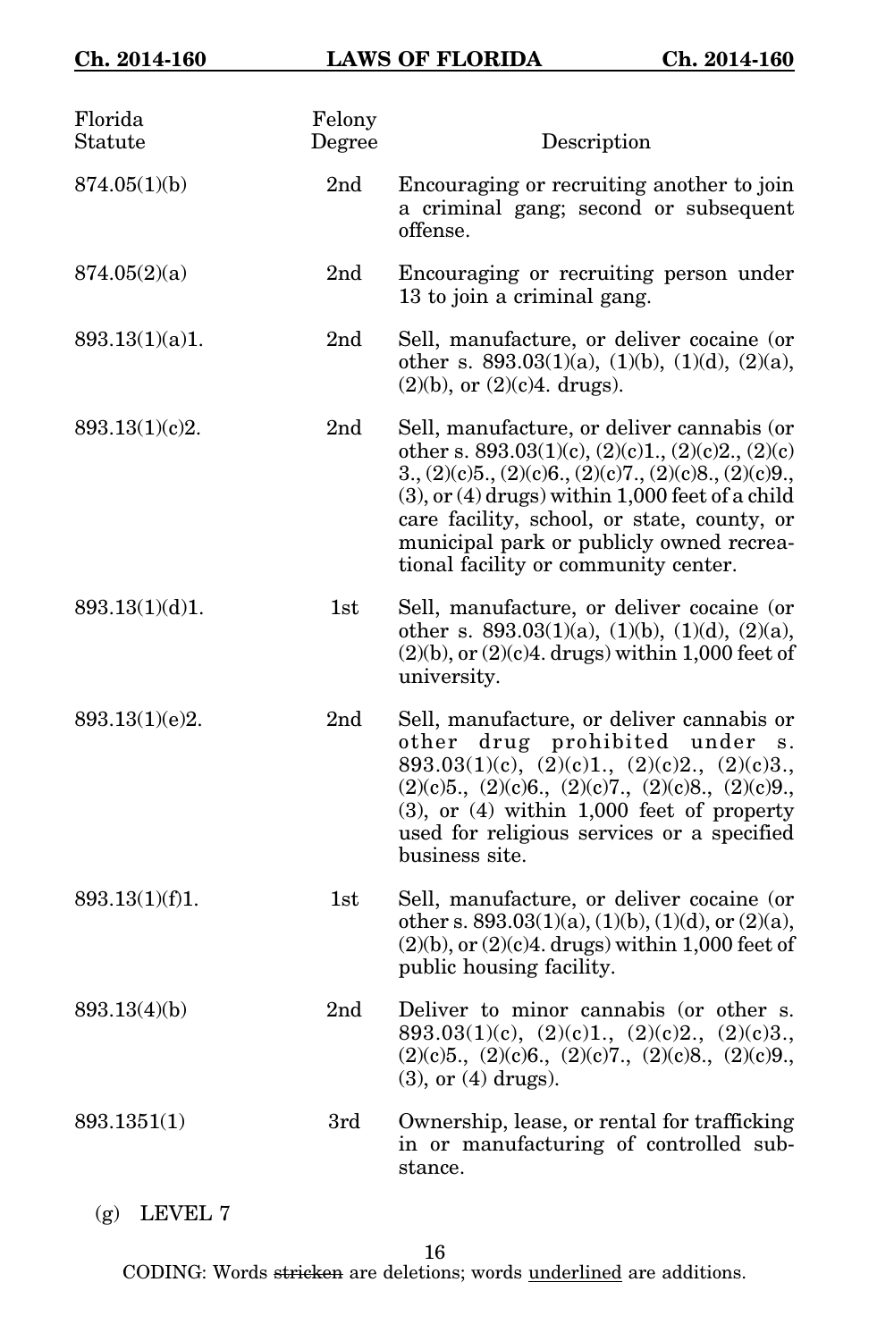| Florida Statute | Felony Degree | Description |
| --- | --- | --- |
| 874.05(1)(b) | 2nd | Encouraging or recruiting another to join a criminal gang; second or subsequent offense. |
| 874.05(2)(a) | 2nd | Encouraging or recruiting person under 13 to join a criminal gang. |
| 893.13(1)(a)1. | 2nd | Sell, manufacture, or deliver cocaine (or other s. 893.03(1)(a), (1)(b), (1)(d), (2)(a), (2)(b), or (2)(c)4. drugs). |
| 893.13(1)(c)2. | 2nd | Sell, manufacture, or deliver cannabis (or other s. 893.03(1)(c), (2)(c)1., (2)(c)2., (2)(c)3., (2)(c)5., (2)(c)6., (2)(c)7., (2)(c)8., (2)(c)9., (3), or (4) drugs) within 1,000 feet of a child care facility, school, or state, county, or municipal park or publicly owned recreational facility or community center. |
| 893.13(1)(d)1. | 1st | Sell, manufacture, or deliver cocaine (or other s. 893.03(1)(a), (1)(b), (1)(d), (2)(a), (2)(b), or (2)(c)4. drugs) within 1,000 feet of university. |
| 893.13(1)(e)2. | 2nd | Sell, manufacture, or deliver cannabis or other drug prohibited under s. 893.03(1)(c), (2)(c)1., (2)(c)2., (2)(c)3., (2)(c)5., (2)(c)6., (2)(c)7., (2)(c)8., (2)(c)9., (3), or (4) within 1,000 feet of property used for religious services or a specified business site. |
| 893.13(1)(f)1. | 1st | Sell, manufacture, or deliver cocaine (or other s. 893.03(1)(a), (1)(b), (1)(d), or (2)(a), (2)(b), or (2)(c)4. drugs) within 1,000 feet of public housing facility. |
| 893.13(4)(b) | 2nd | Deliver to minor cannabis (or other s. 893.03(1)(c), (2)(c)1., (2)(c)2., (2)(c)3., (2)(c)5., (2)(c)6., (2)(c)7., (2)(c)8., (2)(c)9., (3), or (4) drugs). |
| 893.1351(1) | 3rd | Ownership, lease, or rental for trafficking in or manufacturing of controlled substance. |

(g) LEVEL 7

CODING: Words ~~stricken~~ are deletions; words <u>underlined</u> are additions.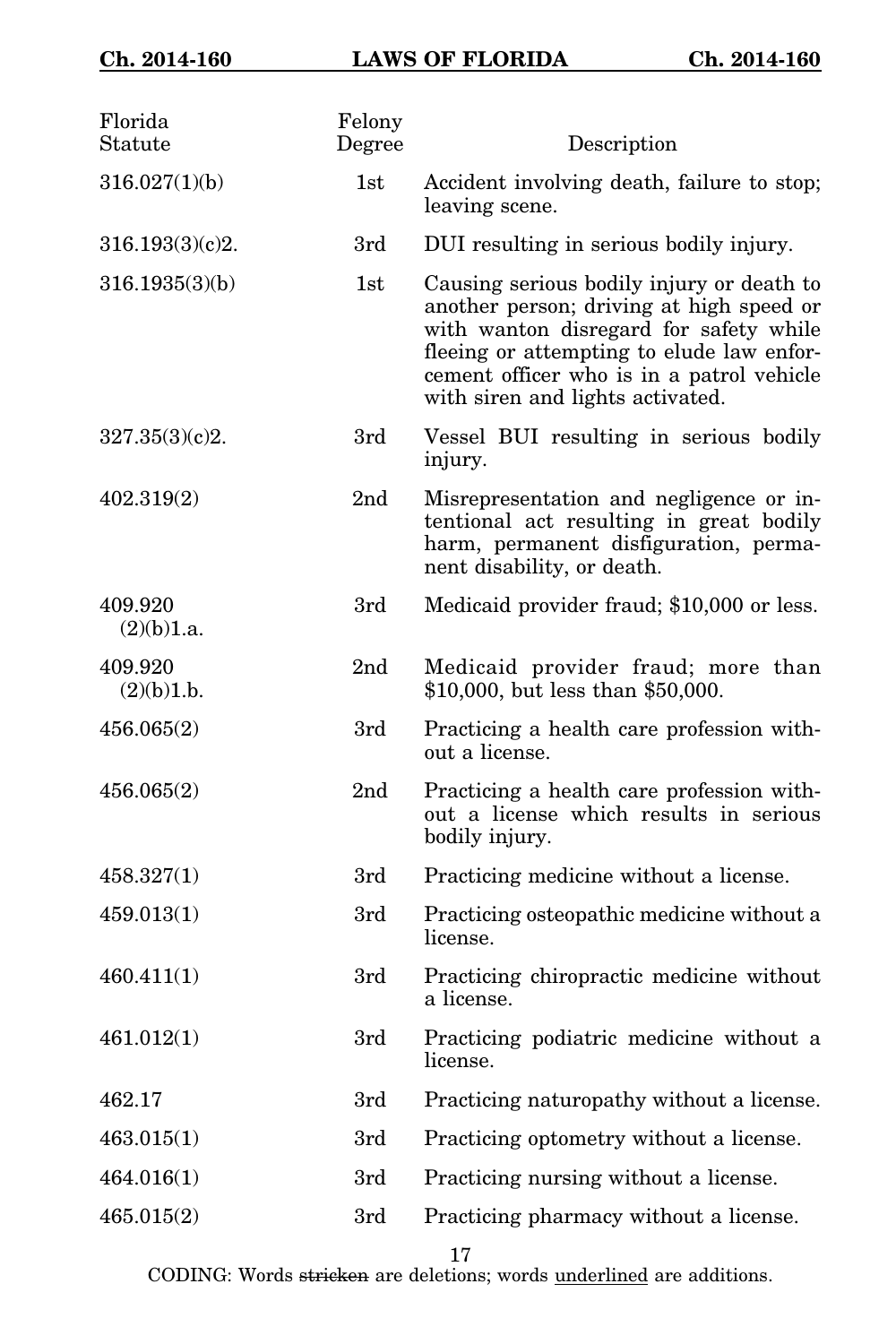| Florida Statute | Felony Degree | Description |
|---|---|---|
| 316.027(1)(b) | 1st | Accident involving death, failure to stop; leaving scene. |
| 316.193(3)(c)2. | 3rd | DUI resulting in serious bodily injury. |
| 316.1935(3)(b) | 1st | Causing serious bodily injury or death to another person; driving at high speed or with wanton disregard for safety while fleeing or attempting to elude law enforcement officer who is in a patrol vehicle with siren and lights activated. |
| 327.35(3)(c)2. | 3rd | Vessel BUI resulting in serious bodily injury. |
| 402.319(2) | 2nd | Misrepresentation and negligence or intentional act resulting in great bodily harm, permanent disfiguration, permanent disability, or death. |
| 409.920 (2)(b)1.a. | 3rd | Medicaid provider fraud; $10,000 or less. |
| 409.920 (2)(b)1.b. | 2nd | Medicaid provider fraud; more than $10,000, but less than $50,000. |
| 456.065(2) | 3rd | Practicing a health care profession without a license. |
| 456.065(2) | 2nd | Practicing a health care profession without a license which results in serious bodily injury. |
| 458.327(1) | 3rd | Practicing medicine without a license. |
| 459.013(1) | 3rd | Practicing osteopathic medicine without a license. |
| 460.411(1) | 3rd | Practicing chiropractic medicine without a license. |
| 461.012(1) | 3rd | Practicing podiatric medicine without a license. |
| 462.17 | 3rd | Practicing naturopathy without a license. |
| 463.015(1) | 3rd | Practicing optometry without a license. |
| 464.016(1) | 3rd | Practicing nursing without a license. |
| 465.015(2) | 3rd | Practicing pharmacy without a license. |

CODING: Words ~~stricken~~ are deletions; words underlined are additions.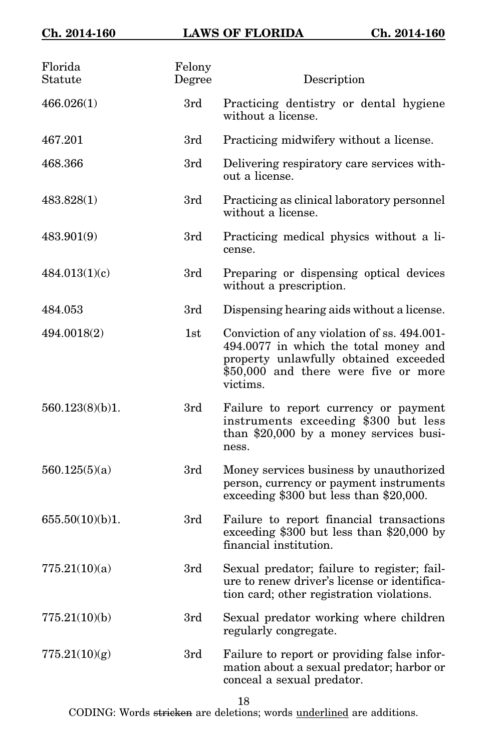| Florida Statute | Felony Degree | Description |
|---|---|---|
| 466.026(1) | 3rd | Practicing dentistry or dental hygiene without a license. |
| 467.201 | 3rd | Practicing midwifery without a license. |
| 468.366 | 3rd | Delivering respiratory care services without a license. |
| 483.828(1) | 3rd | Practicing as clinical laboratory personnel without a license. |
| 483.901(9) | 3rd | Practicing medical physics without a license. |
| 484.013(1)(c) | 3rd | Preparing or dispensing optical devices without a prescription. |
| 484.053 | 3rd | Dispensing hearing aids without a license. |
| 494.0018(2) | 1st | Conviction of any violation of ss. 494.001-494.0077 in which the total money and property unlawfully obtained exceeded $50,000 and there were five or more victims. |
| 560.123(8)(b)1. | 3rd | Failure to report currency or payment instruments exceeding $300 but less than $20,000 by a money services business. |
| 560.125(5)(a) | 3rd | Money services business by unauthorized person, currency or payment instruments exceeding $300 but less than $20,000. |
| 655.50(10)(b)1. | 3rd | Failure to report financial transactions exceeding $300 but less than $20,000 by financial institution. |
| 775.21(10)(a) | 3rd | Sexual predator; failure to register; failure to renew driver's license or identification card; other registration violations. |
| 775.21(10)(b) | 3rd | Sexual predator working where children regularly congregate. |
| 775.21(10)(g) | 3rd | Failure to report or providing false information about a sexual predator; harbor or conceal a sexual predator. |

CODING: Words ~~stricken~~ are deletions; words <u>underlined</u> are additions.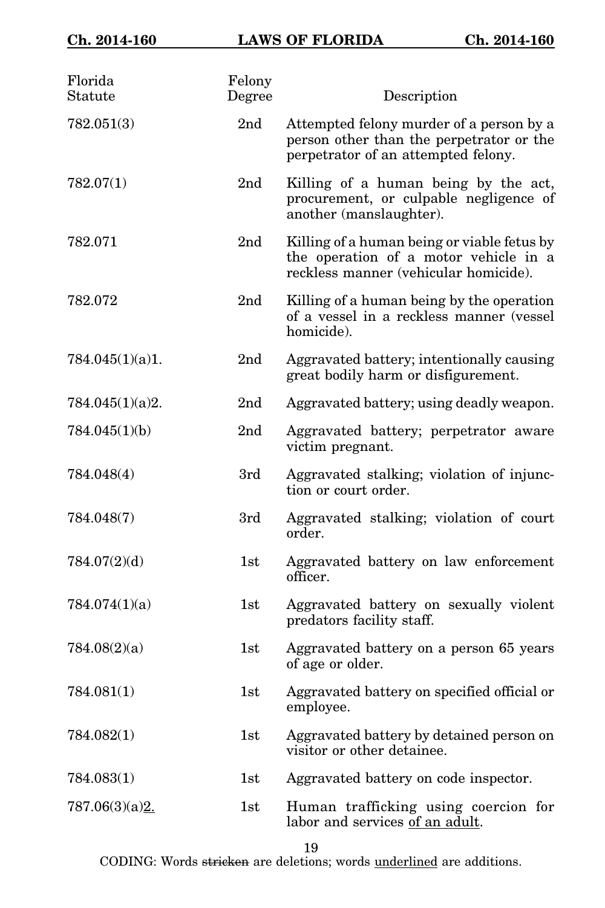| Florida Statute | Felony Degree | Description |
|---|---|---|
| 782.051(3) | 2nd | Attempted felony murder of a person by a person other than the perpetrator or the perpetrator of an attempted felony. |
| 782.07(1) | 2nd | Killing of a human being by the act, procurement, or culpable negligence of another (manslaughter). |
| 782.071 | 2nd | Killing of a human being or viable fetus by the operation of a motor vehicle in a reckless manner (vehicular homicide). |
| 782.072 | 2nd | Killing of a human being by the operation of a vessel in a reckless manner (vessel homicide). |
| 784.045(1)(a)1. | 2nd | Aggravated battery; intentionally causing great bodily harm or disfigurement. |
| 784.045(1)(a)2. | 2nd | Aggravated battery; using deadly weapon. |
| 784.045(1)(b) | 2nd | Aggravated battery; perpetrator aware victim pregnant. |
| 784.048(4) | 3rd | Aggravated stalking; violation of injunction or court order. |
| 784.048(7) | 3rd | Aggravated stalking; violation of court order. |
| 784.07(2)(d) | 1st | Aggravated battery on law enforcement officer. |
| 784.074(1)(a) | 1st | Aggravated battery on sexually violent predators facility staff. |
| 784.08(2)(a) | 1st | Aggravated battery on a person 65 years of age or older. |
| 784.081(1) | 1st | Aggravated battery on specified official or employee. |
| 784.082(1) | 1st | Aggravated battery by detained person on visitor or other detainee. |
| 784.083(1) | 1st | Aggravated battery on code inspector. |
| 787.06(3)(a)<u>2.</u> | 1st | Human trafficking using coercion for labor and services <u>of an adult</u>. |

CODING: Words ~~stricken~~ are deletions; words <u>underlined</u> are additions.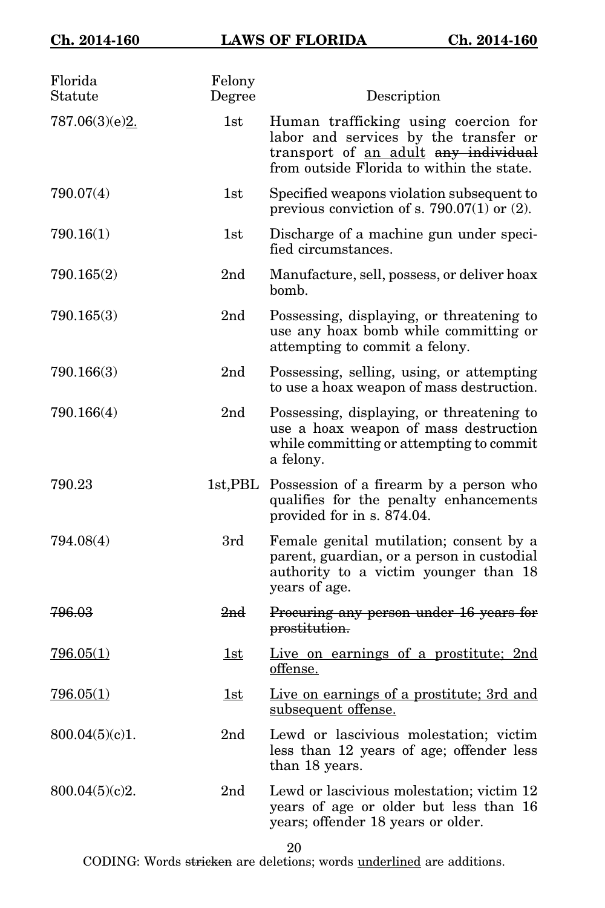| Florida Statute | Felony Degree | Description |
|---|---|---|
| 787.06(3)(e)<u>2.</u> | 1st | Human trafficking using coercion for labor and services by the transfer or transport of <u>an adult</u> ~~any individual~~ from outside Florida to within the state. |
| 790.07(4) | 1st | Specified weapons violation subsequent to previous conviction of s. 790.07(1) or (2). |
| 790.16(1) | 1st | Discharge of a machine gun under specified circumstances. |
| 790.165(2) | 2nd | Manufacture, sell, possess, or deliver hoax bomb. |
| 790.165(3) | 2nd | Possessing, displaying, or threatening to use any hoax bomb while committing or attempting to commit a felony. |
| 790.166(3) | 2nd | Possessing, selling, using, or attempting to use a hoax weapon of mass destruction. |
| 790.166(4) | 2nd | Possessing, displaying, or threatening to use a hoax weapon of mass destruction while committing or attempting to commit a felony. |
| 790.23 | 1st,PBL | Possession of a firearm by a person who qualifies for the penalty enhancements provided for in s. 874.04. |
| 794.08(4) | 3rd | Female genital mutilation; consent by a parent, guardian, or a person in custodial authority to a victim younger than 18 years of age. |
| ~~796.03~~ | ~~2nd~~ | ~~Procuring any person under 16 years for prostitution.~~ |
| <u>796.05(1)</u> | <u>1st</u> | <u>Live on earnings of a prostitute; 2nd offense.</u> |
| <u>796.05(1)</u> | <u>1st</u> | <u>Live on earnings of a prostitute; 3rd and subsequent offense.</u> |
| 800.04(5)(c)1. | 2nd | Lewd or lascivious molestation; victim less than 12 years of age; offender less than 18 years. |
| 800.04(5)(c)2. | 2nd | Lewd or lascivious molestation; victim 12 years of age or older but less than 16 years; offender 18 years or older. |

CODING: Words ~~stricken~~ are deletions; words <u>underlined</u> are additions.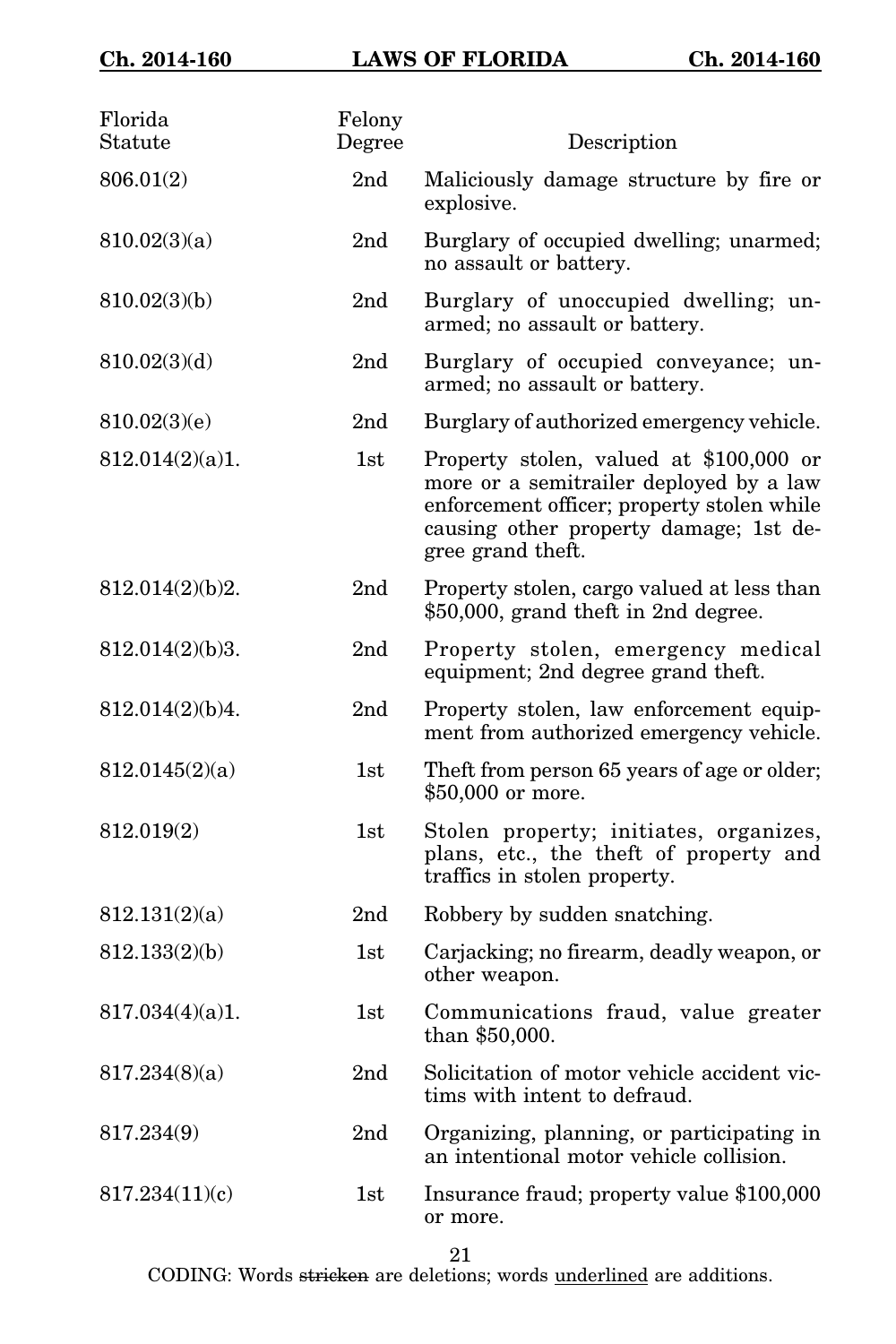| Florida Statute | Felony Degree | Description |
|---|---|---|
| 806.01(2) | 2nd | Maliciously damage structure by fire or explosive. |
| 810.02(3)(a) | 2nd | Burglary of occupied dwelling; unarmed; no assault or battery. |
| 810.02(3)(b) | 2nd | Burglary of unoccupied dwelling; unarmed; no assault or battery. |
| 810.02(3)(d) | 2nd | Burglary of occupied conveyance; unarmed; no assault or battery. |
| 810.02(3)(e) | 2nd | Burglary of authorized emergency vehicle. |
| 812.014(2)(a)1. | 1st | Property stolen, valued at $100,000 or more or a semitrailer deployed by a law enforcement officer; property stolen while causing other property damage; 1st degree grand theft. |
| 812.014(2)(b)2. | 2nd | Property stolen, cargo valued at less than $50,000, grand theft in 2nd degree. |
| 812.014(2)(b)3. | 2nd | Property stolen, emergency medical equipment; 2nd degree grand theft. |
| 812.014(2)(b)4. | 2nd | Property stolen, law enforcement equipment from authorized emergency vehicle. |
| 812.0145(2)(a) | 1st | Theft from person 65 years of age or older; $50,000 or more. |
| 812.019(2) | 1st | Stolen property; initiates, organizes, plans, etc., the theft of property and traffics in stolen property. |
| 812.131(2)(a) | 2nd | Robbery by sudden snatching. |
| 812.133(2)(b) | 1st | Carjacking; no firearm, deadly weapon, or other weapon. |
| 817.034(4)(a)1. | 1st | Communications fraud, value greater than $50,000. |
| 817.234(8)(a) | 2nd | Solicitation of motor vehicle accident victims with intent to defraud. |
| 817.234(9) | 2nd | Organizing, planning, or participating in an intentional motor vehicle collision. |
| 817.234(11)(c) | 1st | Insurance fraud; property value $100,000 or more. |

CODING: Words ~~stricken~~ are deletions; words <u>underlined</u> are additions.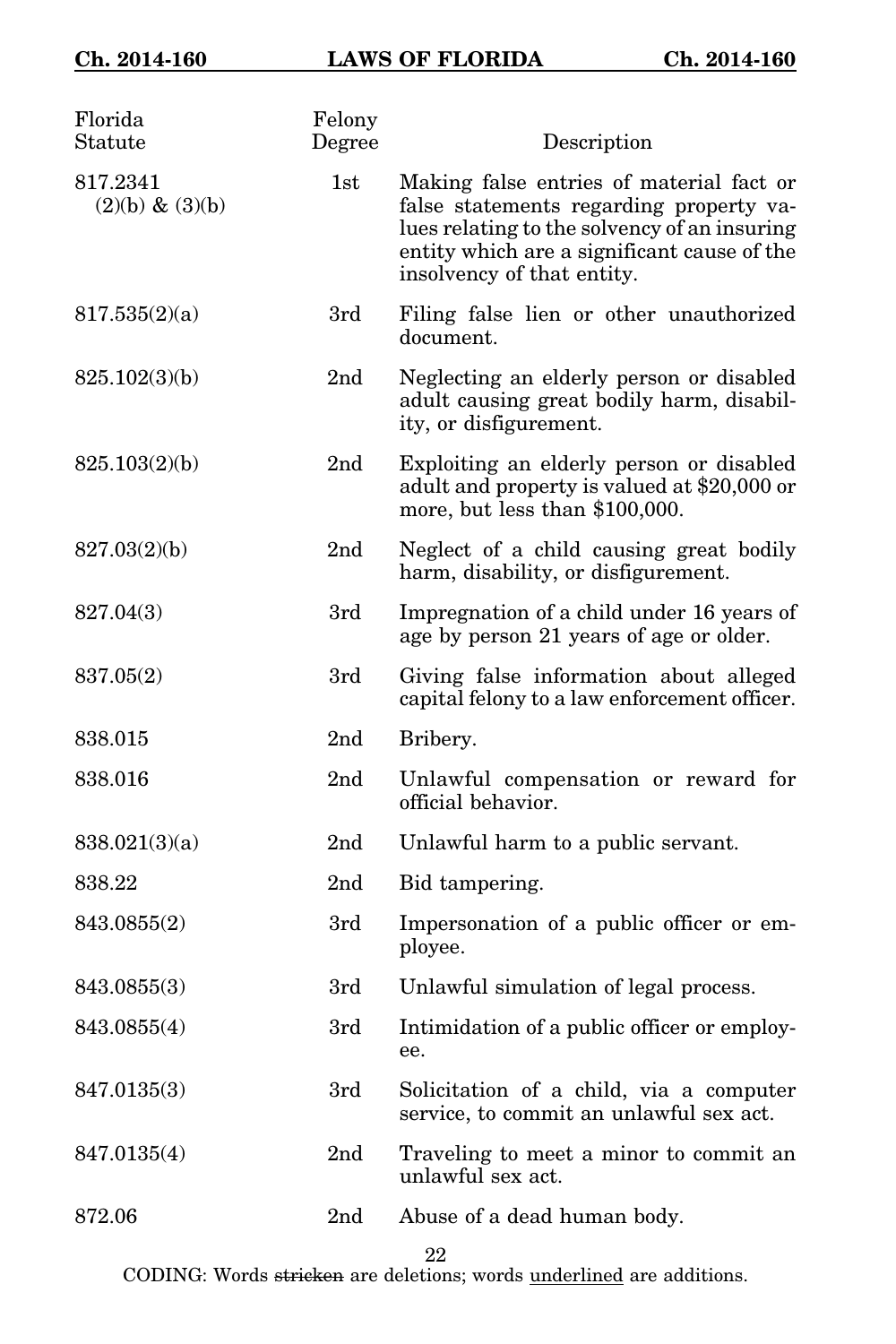| Florida Statute | Felony Degree | Description |
| --- | --- | --- |
| 817.2341 (2)(b) & (3)(b) | 1st | Making false entries of material fact or false statements regarding property values relating to the solvency of an insuring entity which are a significant cause of the insolvency of that entity. |
| 817.535(2)(a) | 3rd | Filing false lien or other unauthorized document. |
| 825.102(3)(b) | 2nd | Neglecting an elderly person or disabled adult causing great bodily harm, disability, or disfigurement. |
| 825.103(2)(b) | 2nd | Exploiting an elderly person or disabled adult and property is valued at $20,000 or more, but less than $100,000. |
| 827.03(2)(b) | 2nd | Neglect of a child causing great bodily harm, disability, or disfigurement. |
| 827.04(3) | 3rd | Impregnation of a child under 16 years of age by person 21 years of age or older. |
| 837.05(2) | 3rd | Giving false information about alleged capital felony to a law enforcement officer. |
| 838.015 | 2nd | Bribery. |
| 838.016 | 2nd | Unlawful compensation or reward for official behavior. |
| 838.021(3)(a) | 2nd | Unlawful harm to a public servant. |
| 838.22 | 2nd | Bid tampering. |
| 843.0855(2) | 3rd | Impersonation of a public officer or employee. |
| 843.0855(3) | 3rd | Unlawful simulation of legal process. |
| 843.0855(4) | 3rd | Intimidation of a public officer or employee. |
| 847.0135(3) | 3rd | Solicitation of a child, via a computer service, to commit an unlawful sex act. |
| 847.0135(4) | 2nd | Traveling to meet a minor to commit an unlawful sex act. |
| 872.06 | 2nd | Abuse of a dead human body. |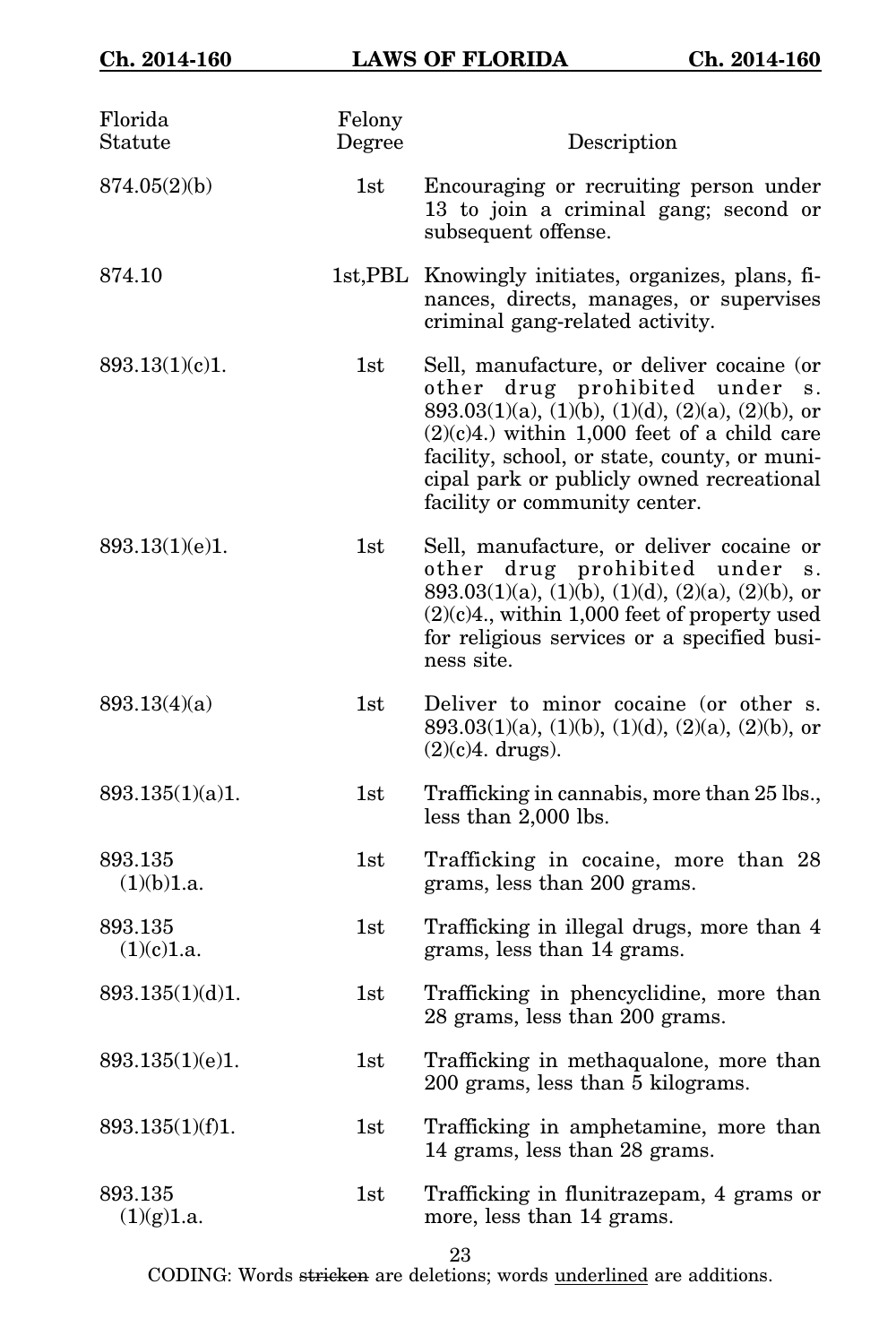| Florida Statute | Felony Degree | Description |
| --- | --- | --- |
| 874.05(2)(b) | 1st | Encouraging or recruiting person under 13 to join a criminal gang; second or subsequent offense. |
| 874.10 | 1st,PBL | Knowingly initiates, organizes, plans, finances, directs, manages, or supervises criminal gang-related activity. |
| 893.13(1)(c)1. | 1st | Sell, manufacture, or deliver cocaine (or other drug prohibited under s. 893.03(1)(a), (1)(b), (1)(d), (2)(a), (2)(b), or (2)(c)4.) within 1,000 feet of a child care facility, school, or state, county, or municipal park or publicly owned recreational facility or community center. |
| 893.13(1)(e)1. | 1st | Sell, manufacture, or deliver cocaine or other drug prohibited under s. 893.03(1)(a), (1)(b), (1)(d), (2)(a), (2)(b), or (2)(c)4., within 1,000 feet of property used for religious services or a specified business site. |
| 893.13(4)(a) | 1st | Deliver to minor cocaine (or other s. 893.03(1)(a), (1)(b), (1)(d), (2)(a), (2)(b), or (2)(c)4. drugs). |
| 893.135(1)(a)1. | 1st | Trafficking in cannabis, more than 25 lbs., less than 2,000 lbs. |
| 893.135 (1)(b)1.a. | 1st | Trafficking in cocaine, more than 28 grams, less than 200 grams. |
| 893.135 (1)(c)1.a. | 1st | Trafficking in illegal drugs, more than 4 grams, less than 14 grams. |
| 893.135(1)(d)1. | 1st | Trafficking in phencyclidine, more than 28 grams, less than 200 grams. |
| 893.135(1)(e)1. | 1st | Trafficking in methaqualone, more than 200 grams, less than 5 kilograms. |
| 893.135(1)(f)1. | 1st | Trafficking in amphetamine, more than 14 grams, less than 28 grams. |
| 893.135 (1)(g)1.a. | 1st | Trafficking in flunitrazepam, 4 grams or more, less than 14 grams. |

CODING: Words ~~stricken~~ are deletions; words underlined are additions.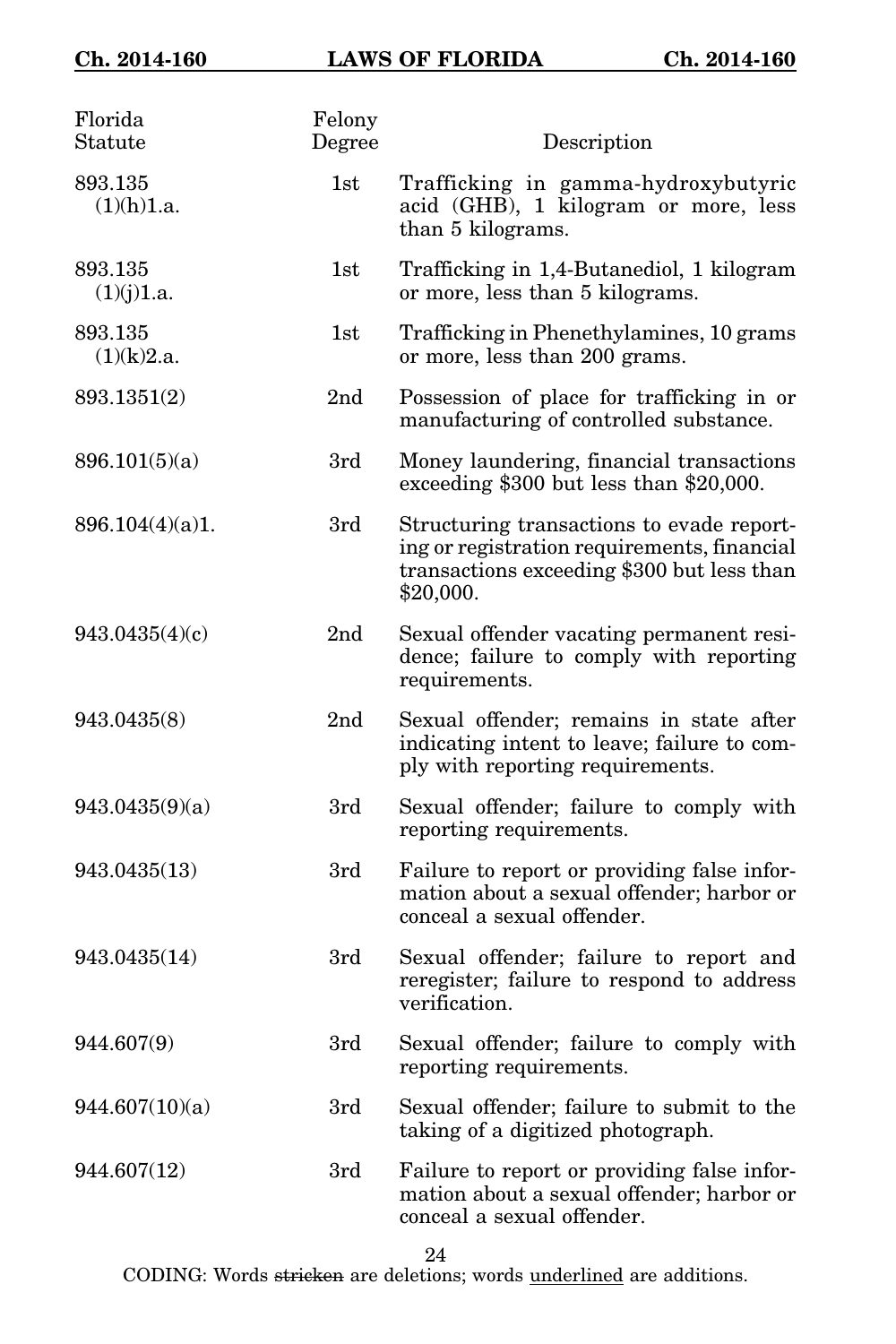| Florida Statute | Felony Degree | Description |
|---|---|---|
| 893.135 (1)(h)1.a. | 1st | Trafficking in gamma-hydroxybutyric acid (GHB), 1 kilogram or more, less than 5 kilograms. |
| 893.135 (1)(j)1.a. | 1st | Trafficking in 1,4-Butanediol, 1 kilogram or more, less than 5 kilograms. |
| 893.135 (1)(k)2.a. | 1st | Trafficking in Phenethylamines, 10 grams or more, less than 200 grams. |
| 893.1351(2) | 2nd | Possession of place for trafficking in or manufacturing of controlled substance. |
| 896.101(5)(a) | 3rd | Money laundering, financial transactions exceeding $300 but less than $20,000. |
| 896.104(4)(a)1. | 3rd | Structuring transactions to evade reporting or registration requirements, financial transactions exceeding $300 but less than $20,000. |
| 943.0435(4)(c) | 2nd | Sexual offender vacating permanent residence; failure to comply with reporting requirements. |
| 943.0435(8) | 2nd | Sexual offender; remains in state after indicating intent to leave; failure to comply with reporting requirements. |
| 943.0435(9)(a) | 3rd | Sexual offender; failure to comply with reporting requirements. |
| 943.0435(13) | 3rd | Failure to report or providing false information about a sexual offender; harbor or conceal a sexual offender. |
| 943.0435(14) | 3rd | Sexual offender; failure to report and reregister; failure to respond to address verification. |
| 944.607(9) | 3rd | Sexual offender; failure to comply with reporting requirements. |
| 944.607(10)(a) | 3rd | Sexual offender; failure to submit to the taking of a digitized photograph. |
| 944.607(12) | 3rd | Failure to report or providing false information about a sexual offender; harbor or conceal a sexual offender. |

CODING: Words ~~stricken~~ are deletions; words <u>underlined</u> are additions.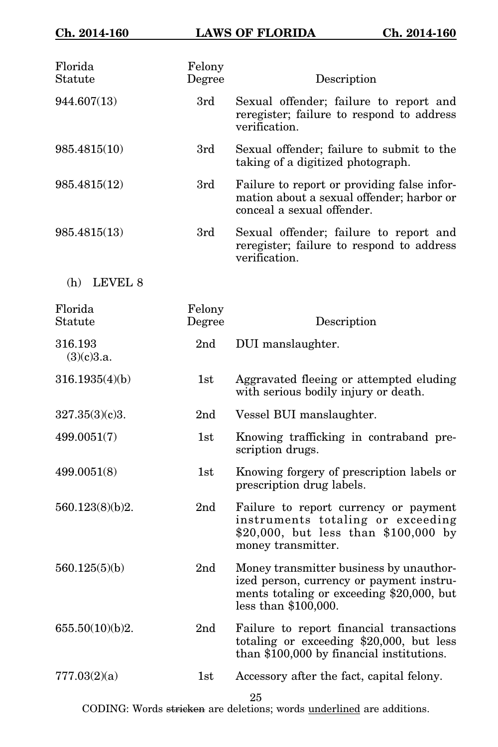| Florida Statute | Felony Degree | Description |
| --- | --- | --- |
| 944.607(13) | 3rd | Sexual offender; failure to report and reregister; failure to respond to address verification. |
| 985.4815(10) | 3rd | Sexual offender; failure to submit to the taking of a digitized photograph. |
| 985.4815(12) | 3rd | Failure to report or providing false information about a sexual offender; harbor or conceal a sexual offender. |
| 985.4815(13) | 3rd | Sexual offender; failure to report and reregister; failure to respond to address verification. |

(h) LEVEL 8

| Florida Statute | Felony Degree | Description |
| --- | --- | --- |
| 316.193 (3)(c)3.a. | 2nd | DUI manslaughter. |
| 316.1935(4)(b) | 1st | Aggravated fleeing or attempted eluding with serious bodily injury or death. |
| 327.35(3)(c)3. | 2nd | Vessel BUI manslaughter. |
| 499.0051(7) | 1st | Knowing trafficking in contraband prescription drugs. |
| 499.0051(8) | 1st | Knowing forgery of prescription labels or prescription drug labels. |
| 560.123(8)(b)2. | 2nd | Failure to report currency or payment instruments totaling or exceeding $20,000, but less than $100,000 by money transmitter. |
| 560.125(5)(b) | 2nd | Money transmitter business by unauthorized person, currency or payment instruments totaling or exceeding $20,000, but less than $100,000. |
| 655.50(10)(b)2. | 2nd | Failure to report financial transactions totaling or exceeding $20,000, but less than $100,000 by financial institutions. |
| 777.03(2)(a) | 1st | Accessory after the fact, capital felony. |

CODING: Words ~~stricken~~ are deletions; words <u>underlined</u> are additions.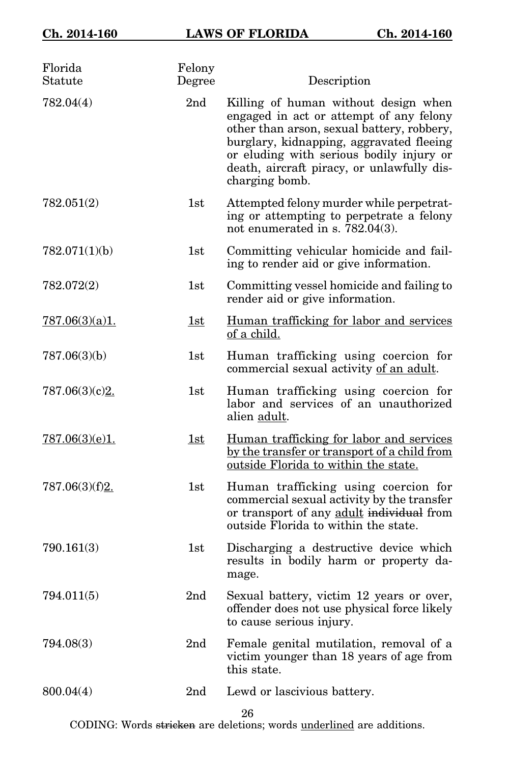| Florida Statute | Felony Degree | Description |
|---|---|---|
| 782.04(4) | 2nd | Killing of human without design when engaged in act or attempt of any felony other than arson, sexual battery, robbery, burglary, kidnapping, aggravated fleeing or eluding with serious bodily injury or death, aircraft piracy, or unlawfully discharging bomb. |
| 782.051(2) | 1st | Attempted felony murder while perpetrating or attempting to perpetrate a felony not enumerated in s. 782.04(3). |
| 782.071(1)(b) | 1st | Committing vehicular homicide and failing to render aid or give information. |
| 782.072(2) | 1st | Committing vessel homicide and failing to render aid or give information. |
| <u>787.06(3)(a)1.</u> | <u>1st</u> | <u>Human trafficking for labor and services of a child.</u> |
| 787.06(3)(b) | 1st | Human trafficking using coercion for commercial sexual activity <u>of an adult</u>. |
| 787.06(3)(c)<u>2.</u> | 1st | Human trafficking using coercion for labor and services of an unauthorized alien <u>adult</u>. |
| <u>787.06(3)(e)1.</u> | <u>1st</u> | <u>Human trafficking for labor and services by the transfer or transport of a child from outside Florida to within the state.</u> |
| 787.06(3)(f)<u>2.</u> | 1st | Human trafficking using coercion for commercial sexual activity by the transfer or transport of any <u>adult</u> ~~individual~~ from outside Florida to within the state. |
| 790.161(3) | 1st | Discharging a destructive device which results in bodily harm or property damage. |
| 794.011(5) | 2nd | Sexual battery, victim 12 years or over, offender does not use physical force likely to cause serious injury. |
| 794.08(3) | 2nd | Female genital mutilation, removal of a victim younger than 18 years of age from this state. |
| 800.04(4) | 2nd | Lewd or lascivious battery. |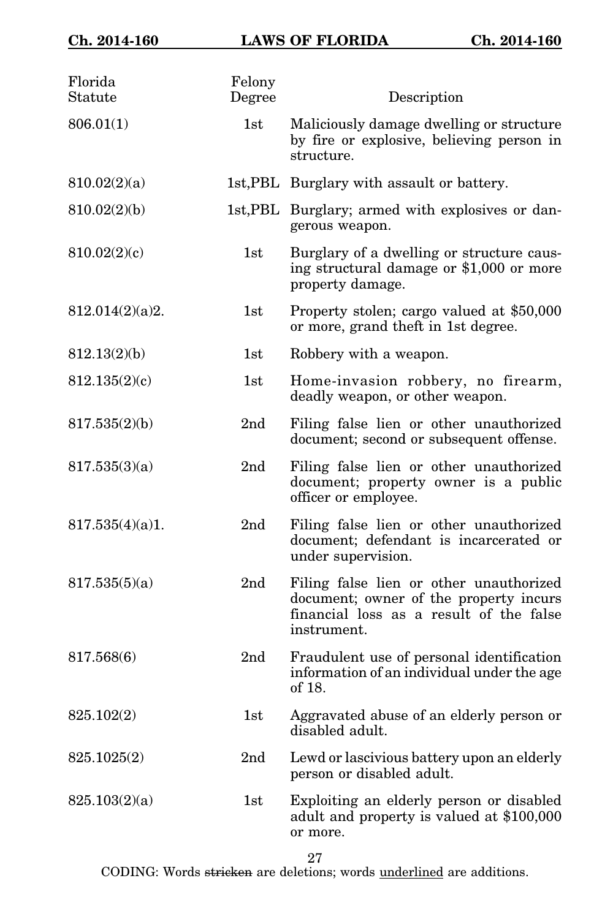| Florida Statute | Felony Degree | Description |
|---|---|---|
| 806.01(1) | 1st | Maliciously damage dwelling or structure by fire or explosive, believing person in structure. |
| 810.02(2)(a) | 1st,PBL | Burglary with assault or battery. |
| 810.02(2)(b) | 1st,PBL | Burglary; armed with explosives or dangerous weapon. |
| 810.02(2)(c) | 1st | Burglary of a dwelling or structure causing structural damage or $1,000 or more property damage. |
| 812.014(2)(a)2. | 1st | Property stolen; cargo valued at $50,000 or more, grand theft in 1st degree. |
| 812.13(2)(b) | 1st | Robbery with a weapon. |
| 812.135(2)(c) | 1st | Home-invasion robbery, no firearm, deadly weapon, or other weapon. |
| 817.535(2)(b) | 2nd | Filing false lien or other unauthorized document; second or subsequent offense. |
| 817.535(3)(a) | 2nd | Filing false lien or other unauthorized document; property owner is a public officer or employee. |
| 817.535(4)(a)1. | 2nd | Filing false lien or other unauthorized document; defendant is incarcerated or under supervision. |
| 817.535(5)(a) | 2nd | Filing false lien or other unauthorized document; owner of the property incurs financial loss as a result of the false instrument. |
| 817.568(6) | 2nd | Fraudulent use of personal identification information of an individual under the age of 18. |
| 825.102(2) | 1st | Aggravated abuse of an elderly person or disabled adult. |
| 825.1025(2) | 2nd | Lewd or lascivious battery upon an elderly person or disabled adult. |
| 825.103(2)(a) | 1st | Exploiting an elderly person or disabled adult and property is valued at $100,000 or more. |

CODING: Words ~~stricken~~ are deletions; words underlined are additions.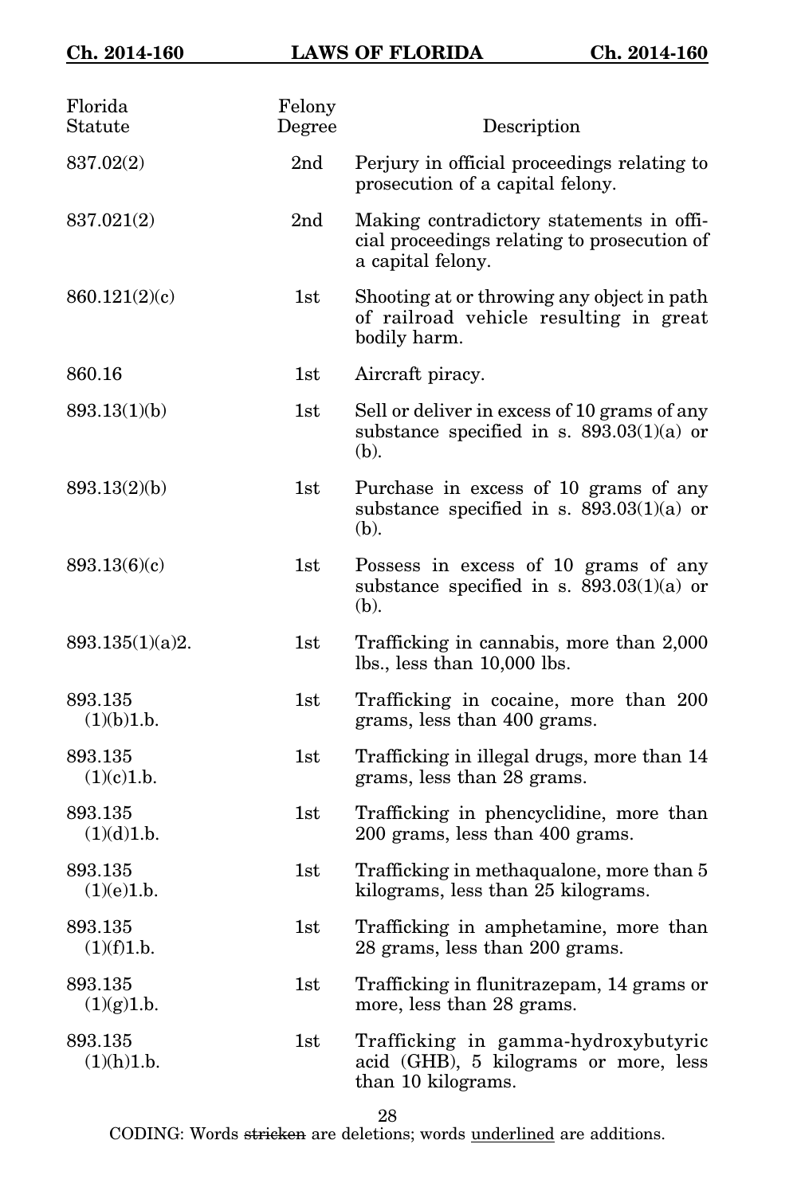| Florida Statute | Felony Degree | Description |
|---|---|---|
| 837.02(2) | 2nd | Perjury in official proceedings relating to prosecution of a capital felony. |
| 837.021(2) | 2nd | Making contradictory statements in official proceedings relating to prosecution of a capital felony. |
| 860.121(2)(c) | 1st | Shooting at or throwing any object in path of railroad vehicle resulting in great bodily harm. |
| 860.16 | 1st | Aircraft piracy. |
| 893.13(1)(b) | 1st | Sell or deliver in excess of 10 grams of any substance specified in s. 893.03(1)(a) or (b). |
| 893.13(2)(b) | 1st | Purchase in excess of 10 grams of any substance specified in s. 893.03(1)(a) or (b). |
| 893.13(6)(c) | 1st | Possess in excess of 10 grams of any substance specified in s. 893.03(1)(a) or (b). |
| 893.135(1)(a)2. | 1st | Trafficking in cannabis, more than 2,000 lbs., less than 10,000 lbs. |
| 893.135 (1)(b)1.b. | 1st | Trafficking in cocaine, more than 200 grams, less than 400 grams. |
| 893.135 (1)(c)1.b. | 1st | Trafficking in illegal drugs, more than 14 grams, less than 28 grams. |
| 893.135 (1)(d)1.b. | 1st | Trafficking in phencyclidine, more than 200 grams, less than 400 grams. |
| 893.135 (1)(e)1.b. | 1st | Trafficking in methaqualone, more than 5 kilograms, less than 25 kilograms. |
| 893.135 (1)(f)1.b. | 1st | Trafficking in amphetamine, more than 28 grams, less than 200 grams. |
| 893.135 (1)(g)1.b. | 1st | Trafficking in flunitrazepam, 14 grams or more, less than 28 grams. |
| 893.135 (1)(h)1.b. | 1st | Trafficking in gamma-hydroxybutyric acid (GHB), 5 kilograms or more, less than 10 kilograms. |

CODING: Words ~~stricken~~ are deletions; words underlined are additions.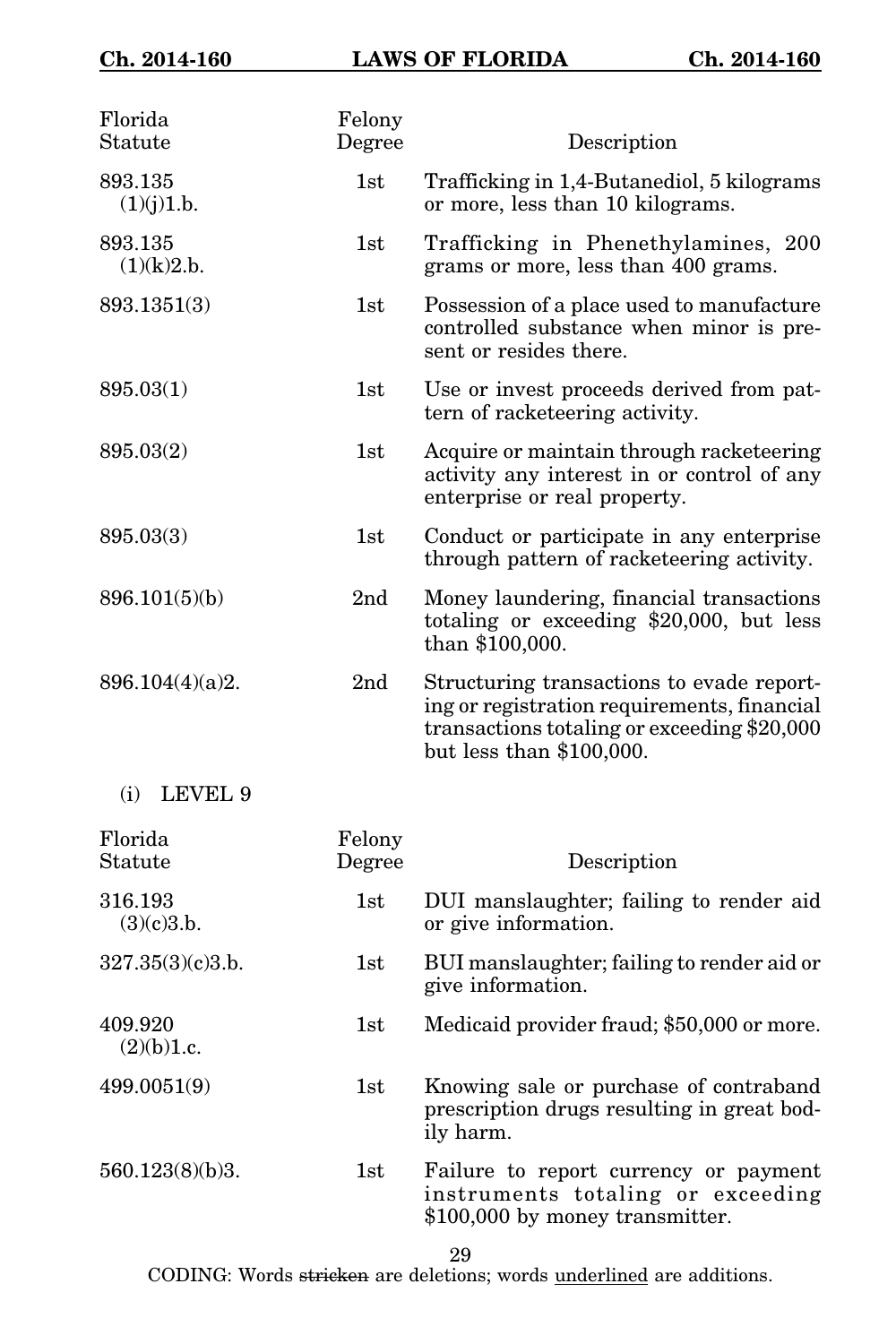| Florida Statute | Felony Degree | Description |
|---|---|---|
| 893.135 (1)(j)1.b. | 1st | Trafficking in 1,4-Butanediol, 5 kilograms or more, less than 10 kilograms. |
| 893.135 (1)(k)2.b. | 1st | Trafficking in Phenethylamines, 200 grams or more, less than 400 grams. |
| 893.1351(3) | 1st | Possession of a place used to manufacture controlled substance when minor is present or resides there. |
| 895.03(1) | 1st | Use or invest proceeds derived from pattern of racketeering activity. |
| 895.03(2) | 1st | Acquire or maintain through racketeering activity any interest in or control of any enterprise or real property. |
| 895.03(3) | 1st | Conduct or participate in any enterprise through pattern of racketeering activity. |
| 896.101(5)(b) | 2nd | Money laundering, financial transactions totaling or exceeding $20,000, but less than $100,000. |
| 896.104(4)(a)2. | 2nd | Structuring transactions to evade reporting or registration requirements, financial transactions totaling or exceeding $20,000 but less than $100,000. |

(i) LEVEL 9

| Florida Statute | Felony Degree | Description |
|---|---|---|
| 316.193 (3)(c)3.b. | 1st | DUI manslaughter; failing to render aid or give information. |
| 327.35(3)(c)3.b. | 1st | BUI manslaughter; failing to render aid or give information. |
| 409.920 (2)(b)1.c. | 1st | Medicaid provider fraud; $50,000 or more. |
| 499.0051(9) | 1st | Knowing sale or purchase of contraband prescription drugs resulting in great bodily harm. |
| 560.123(8)(b)3. | 1st | Failure to report currency or payment instruments totaling or exceeding $100,000 by money transmitter. |

CODING: Words ~~stricken~~ are deletions; words <u>underlined</u> are additions.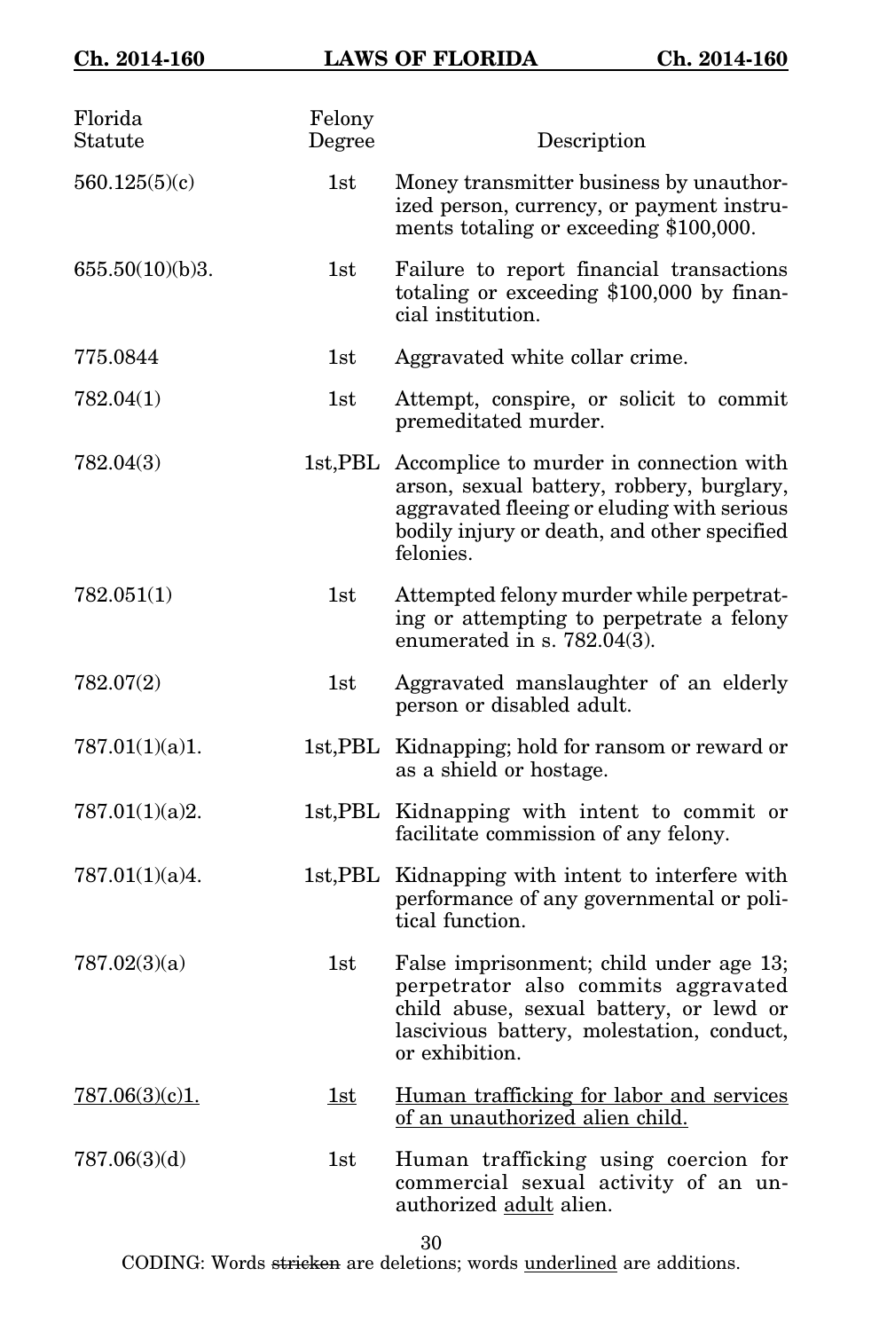| Florida Statute | Felony Degree | Description |
|---|---|---|
| 560.125(5)(c) | 1st | Money transmitter business by unauthorized person, currency, or payment instruments totaling or exceeding $100,000. |
| 655.50(10)(b)3. | 1st | Failure to report financial transactions totaling or exceeding $100,000 by financial institution. |
| 775.0844 | 1st | Aggravated white collar crime. |
| 782.04(1) | 1st | Attempt, conspire, or solicit to commit premeditated murder. |
| 782.04(3) | 1st,PBL | Accomplice to murder in connection with arson, sexual battery, robbery, burglary, aggravated fleeing or eluding with serious bodily injury or death, and other specified felonies. |
| 782.051(1) | 1st | Attempted felony murder while perpetrating or attempting to perpetrate a felony enumerated in s. 782.04(3). |
| 782.07(2) | 1st | Aggravated manslaughter of an elderly person or disabled adult. |
| 787.01(1)(a)1. | 1st,PBL | Kidnapping; hold for ransom or reward or as a shield or hostage. |
| 787.01(1)(a)2. | 1st,PBL | Kidnapping with intent to commit or facilitate commission of any felony. |
| 787.01(1)(a)4. | 1st,PBL | Kidnapping with intent to interfere with performance of any governmental or political function. |
| 787.02(3)(a) | 1st | False imprisonment; child under age 13; perpetrator also commits aggravated child abuse, sexual battery, or lewd or lascivious battery, molestation, conduct, or exhibition. |
| <u>787.06(3)(c)1.</u> | <u>1st</u> | <u>Human trafficking for labor and services of an unauthorized alien child.</u> |
| 787.06(3)(d) | 1st | Human trafficking using coercion for commercial sexual activity of an unauthorized <u>adult</u> alien. |

CODING: Words ~~stricken~~ are deletions; words <u>underlined</u> are additions.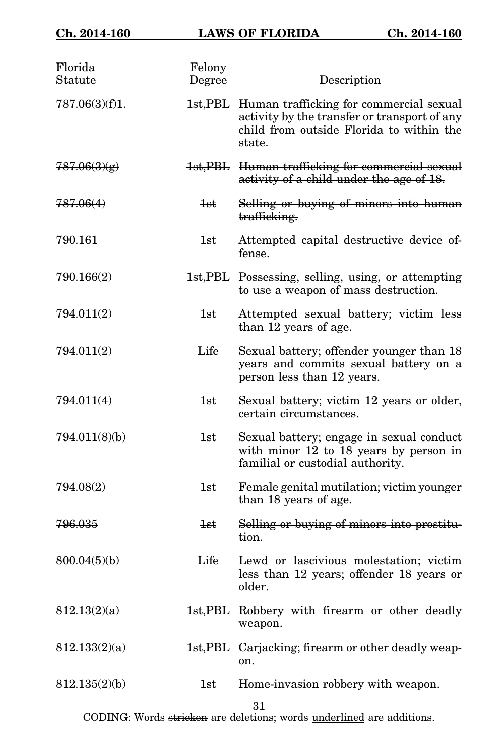| Florida Statute | Felony Degree | Description |
|---|---|---|
| <u>787.06(3)(f)1.</u> | <u>1st,PBL</u> | <u>Human trafficking for commercial sexual activity by the transfer or transport of any child from outside Florida to within the state.</u> |
| ~~787.06(3)(g)~~ | ~~1st,PBL~~ | ~~Human trafficking for commercial sexual activity of a child under the age of 18.~~ |
| ~~787.06(4)~~ | ~~1st~~ | ~~Selling or buying of minors into human trafficking.~~ |
| 790.161 | 1st | Attempted capital destructive device offense. |
| 790.166(2) | 1st,PBL | Possessing, selling, using, or attempting to use a weapon of mass destruction. |
| 794.011(2) | 1st | Attempted sexual battery; victim less than 12 years of age. |
| 794.011(2) | Life | Sexual battery; offender younger than 18 years and commits sexual battery on a person less than 12 years. |
| 794.011(4) | 1st | Sexual battery; victim 12 years or older, certain circumstances. |
| 794.011(8)(b) | 1st | Sexual battery; engage in sexual conduct with minor 12 to 18 years by person in familial or custodial authority. |
| 794.08(2) | 1st | Female genital mutilation; victim younger than 18 years of age. |
| ~~796.035~~ | ~~1st~~ | ~~Selling or buying of minors into prostitution.~~ |
| 800.04(5)(b) | Life | Lewd or lascivious molestation; victim less than 12 years; offender 18 years or older. |
| 812.13(2)(a) | 1st,PBL | Robbery with firearm or other deadly weapon. |
| 812.133(2)(a) | 1st,PBL | Carjacking; firearm or other deadly weapon. |
| 812.135(2)(b) | 1st | Home-invasion robbery with weapon. |

CODING: Words ~~stricken~~ are deletions; words <u>underlined</u> are additions.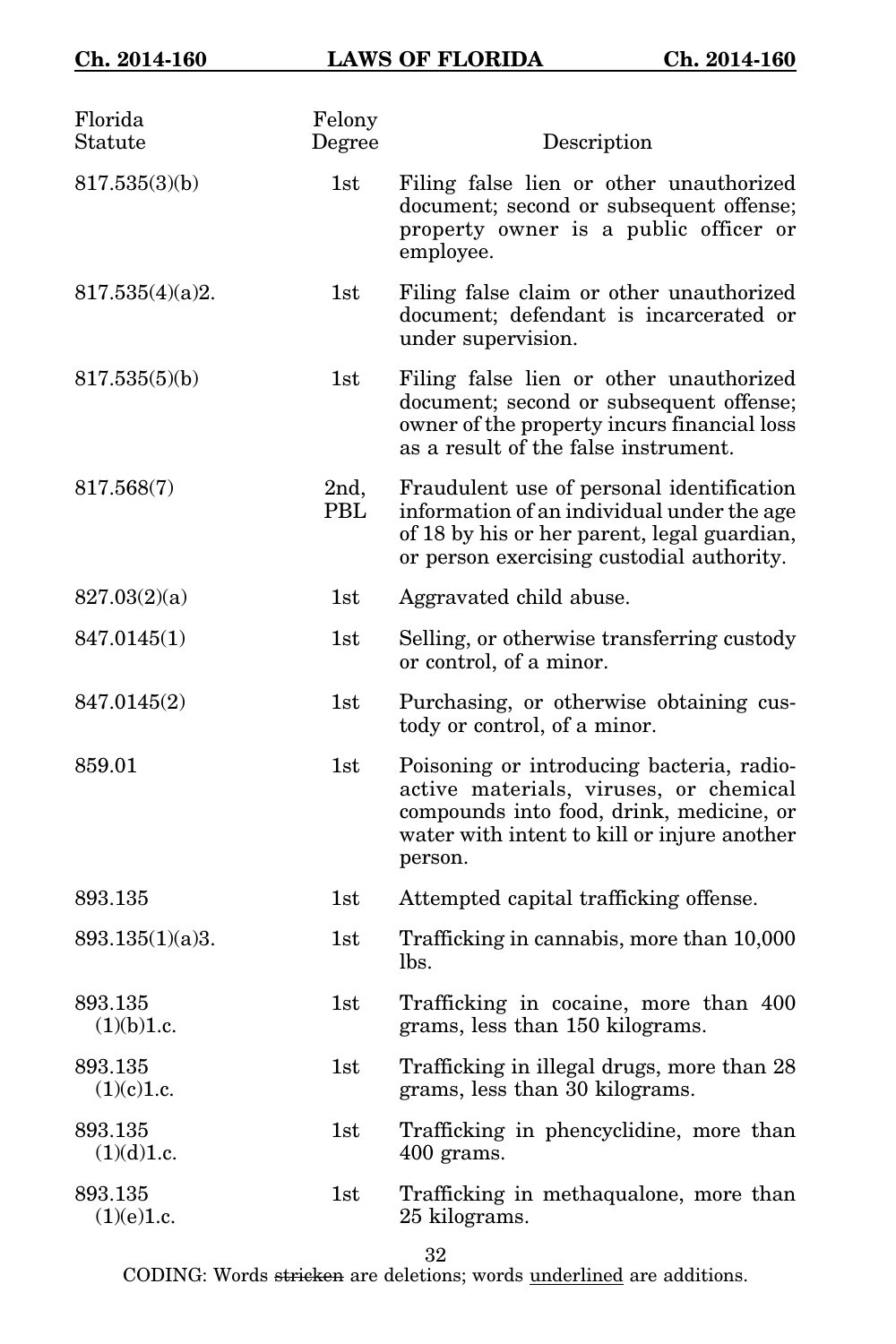| Florida Statute | Felony Degree | Description |
|---|---|---|
| 817.535(3)(b) | 1st | Filing false lien or other unauthorized document; second or subsequent offense; property owner is a public officer or employee. |
| 817.535(4)(a)2. | 1st | Filing false claim or other unauthorized document; defendant is incarcerated or under supervision. |
| 817.535(5)(b) | 1st | Filing false lien or other unauthorized document; second or subsequent offense; owner of the property incurs financial loss as a result of the false instrument. |
| 817.568(7) | 2nd, PBL | Fraudulent use of personal identification information of an individual under the age of 18 by his or her parent, legal guardian, or person exercising custodial authority. |
| 827.03(2)(a) | 1st | Aggravated child abuse. |
| 847.0145(1) | 1st | Selling, or otherwise transferring custody or control, of a minor. |
| 847.0145(2) | 1st | Purchasing, or otherwise obtaining custody or control, of a minor. |
| 859.01 | 1st | Poisoning or introducing bacteria, radioactive materials, viruses, or chemical compounds into food, drink, medicine, or water with intent to kill or injure another person. |
| 893.135 | 1st | Attempted capital trafficking offense. |
| 893.135(1)(a)3. | 1st | Trafficking in cannabis, more than 10,000 lbs. |
| 893.135 (1)(b)1.c. | 1st | Trafficking in cocaine, more than 400 grams, less than 150 kilograms. |
| 893.135 (1)(c)1.c. | 1st | Trafficking in illegal drugs, more than 28 grams, less than 30 kilograms. |
| 893.135 (1)(d)1.c. | 1st | Trafficking in phencyclidine, more than 400 grams. |
| 893.135 (1)(e)1.c. | 1st | Trafficking in methaqualone, more than 25 kilograms. |

CODING: Words ~~stricken~~ are deletions; words <u>underlined</u> are additions.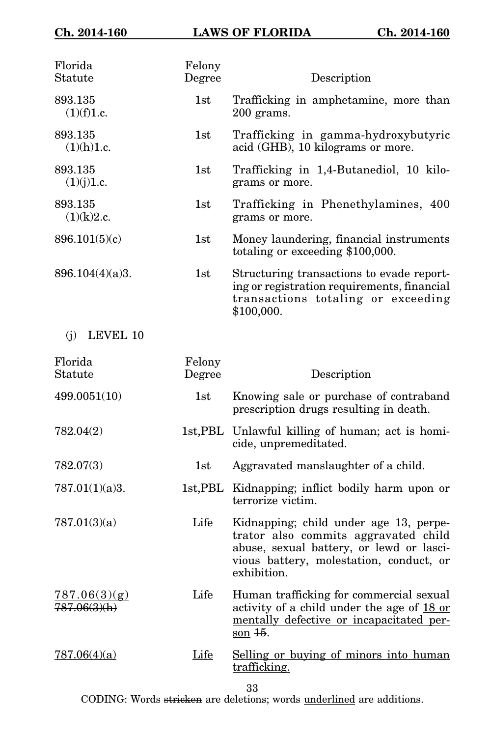| Florida Statute | Felony Degree | Description |
|---|---|---|
| 893.135 (1)(f)1.c. | 1st | Trafficking in amphetamine, more than 200 grams. |
| 893.135 (1)(h)1.c. | 1st | Trafficking in gamma-hydroxybutyric acid (GHB), 10 kilograms or more. |
| 893.135 (1)(j)1.c. | 1st | Trafficking in 1,4-Butanediol, 10 kilograms or more. |
| 893.135 (1)(k)2.c. | 1st | Trafficking in Phenethylamines, 400 grams or more. |
| 896.101(5)(c) | 1st | Money laundering, financial instruments totaling or exceeding $100,000. |
| 896.104(4)(a)3. | 1st | Structuring transactions to evade reporting or registration requirements, financial transactions totaling or exceeding $100,000. |

(j) LEVEL 10

| Florida Statute | Felony Degree | Description |
|---|---|---|
| 499.0051(10) | 1st | Knowing sale or purchase of contraband prescription drugs resulting in death. |
| 782.04(2) | 1st,PBL | Unlawful killing of human; act is homicide, unpremeditated. |
| 782.07(3) | 1st | Aggravated manslaughter of a child. |
| 787.01(1)(a)3. | 1st,PBL | Kidnapping; inflict bodily harm upon or terrorize victim. |
| 787.01(3)(a) | Life | Kidnapping; child under age 13, perpetrator also commits aggravated child abuse, sexual battery, or lewd or lascivious battery, molestation, conduct, or exhibition. |
| <u>787.06(3)(g)</u> ~~787.06(3)(h)~~ | Life | Human trafficking for commercial sexual activity of a child under the age of <u>18 or mentally defective or incapacitated person</u> ~~15~~. |
| <u>787.06(4)(a)</u> | <u>Life</u> | <u>Selling or buying of minors into human trafficking.</u> |

CODING: Words ~~stricken~~ are deletions; words <u>underlined</u> are additions.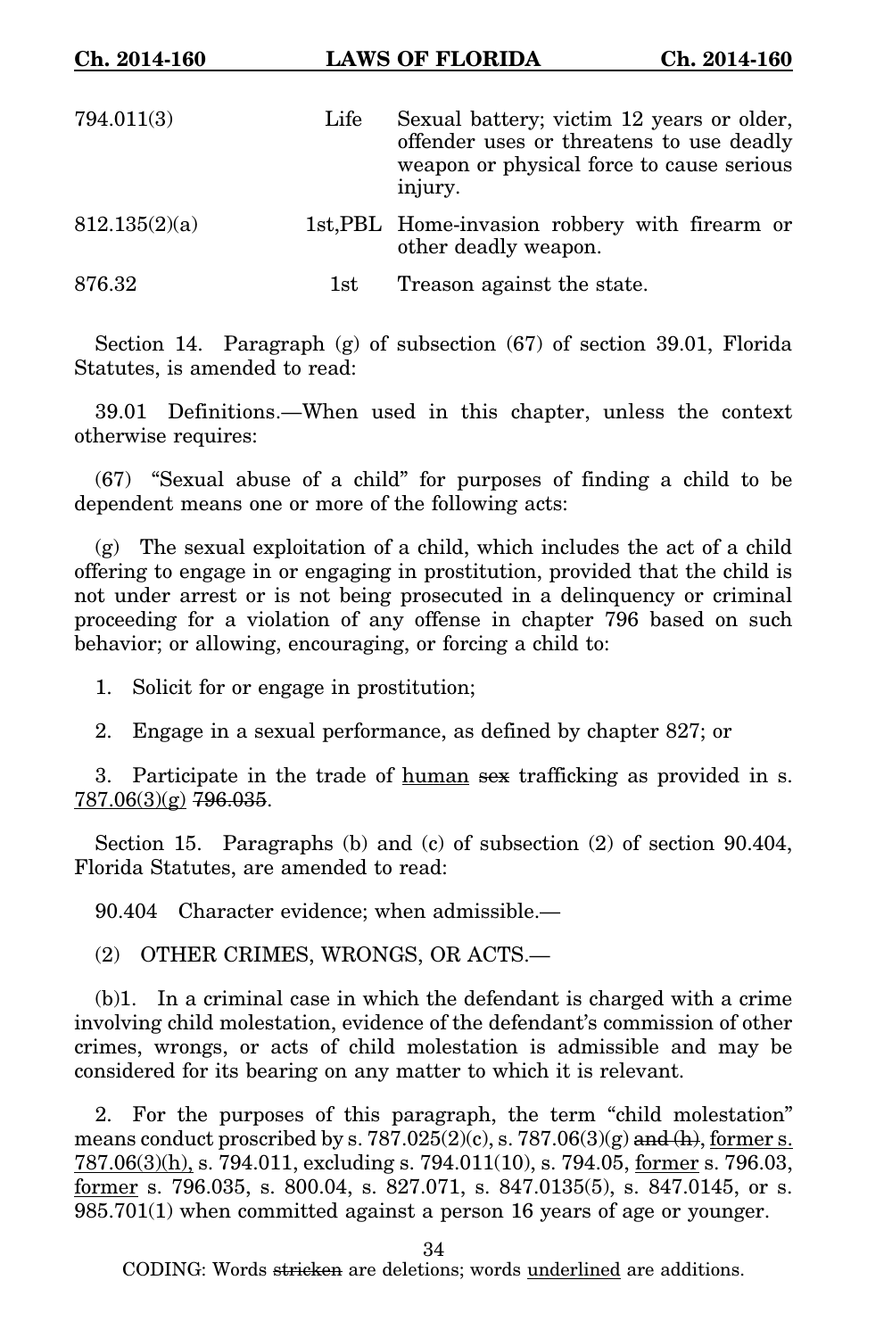| | | |
|---|---|---|
| 794.011(3) | Life | Sexual battery; victim 12 years or older, offender uses or threatens to use deadly weapon or physical force to cause serious injury. |
| 812.135(2)(a) | 1st,PBL | Home-invasion robbery with firearm or other deadly weapon. |
| 876.32 | 1st | Treason against the state. |

Section 14. Paragraph (g) of subsection (67) of section 39.01, Florida Statutes, is amended to read:

39.01 Definitions.—When used in this chapter, unless the context otherwise requires:

(67) "Sexual abuse of a child" for purposes of finding a child to be dependent means one or more of the following acts:

(g) The sexual exploitation of a child, which includes the act of a child offering to engage in or engaging in prostitution, provided that the child is not under arrest or is not being prosecuted in a delinquency or criminal proceeding for a violation of any offense in chapter 796 based on such behavior; or allowing, encouraging, or forcing a child to:

1. Solicit for or engage in prostitution;

2. Engage in a sexual performance, as defined by chapter 827; or

3. Participate in the trade of <u>human</u> ~~sex~~ trafficking as provided in s. <u>787.06(3)(g)</u> ~~796.035~~.

Section 15. Paragraphs (b) and (c) of subsection (2) of section 90.404, Florida Statutes, are amended to read:

90.404 Character evidence; when admissible.—

(2) OTHER CRIMES, WRONGS, OR ACTS.—

(b)1. In a criminal case in which the defendant is charged with a crime involving child molestation, evidence of the defendant's commission of other crimes, wrongs, or acts of child molestation is admissible and may be considered for its bearing on any matter to which it is relevant.

2. For the purposes of this paragraph, the term "child molestation" means conduct proscribed by s. 787.025(2)(c), s. 787.06(3)(g) ~~and (h)~~, <u>former s. 787.06(3)(h),</u> s. 794.011, excluding s. 794.011(10), s. 794.05, <u>former</u> s. 796.03, <u>former</u> s. 796.035, s. 800.04, s. 827.071, s. 847.0135(5), s. 847.0145, or s. 985.701(1) when committed against a person 16 years of age or younger.

CODING: Words ~~stricken~~ are deletions; words <u>underlined</u> are additions.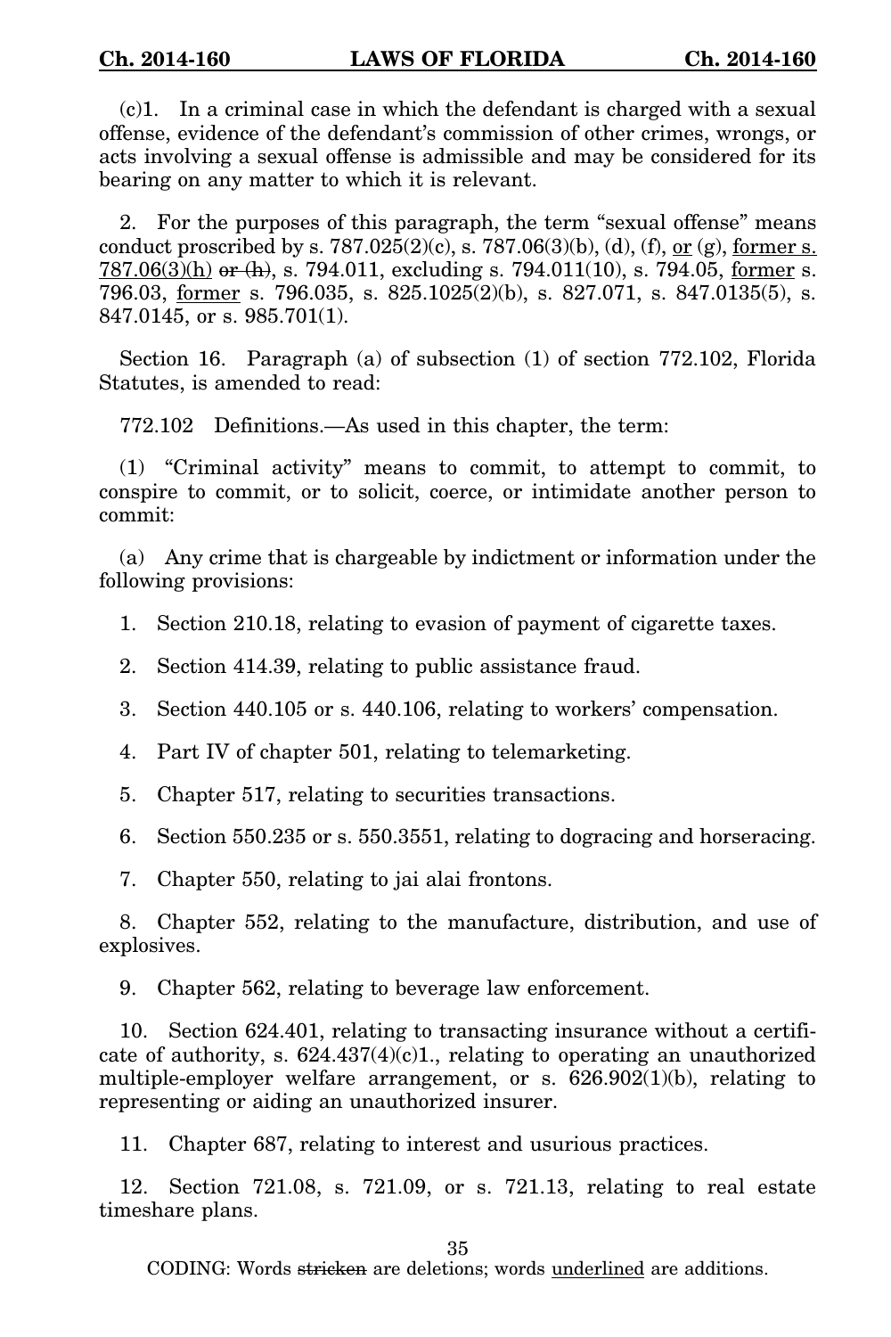(c)1. In a criminal case in which the defendant is charged with a sexual offense, evidence of the defendant's commission of other crimes, wrongs, or acts involving a sexual offense is admissible and may be considered for its bearing on any matter to which it is relevant.

2. For the purposes of this paragraph, the term "sexual offense" means conduct proscribed by s. 787.025(2)(c), s. 787.06(3)(b), (d), (f), <u>or</u> (g), <u>former s. 787.06(3)(h)</u> ~~or (h)~~, s. 794.011, excluding s. 794.011(10), s. 794.05, <u>former</u> s. 796.03, <u>former</u> s. 796.035, s. 825.1025(2)(b), s. 827.071, s. 847.0135(5), s. 847.0145, or s. 985.701(1).

Section 16. Paragraph (a) of subsection (1) of section 772.102, Florida Statutes, is amended to read:

772.102 Definitions.—As used in this chapter, the term:

(1) "Criminal activity" means to commit, to attempt to commit, to conspire to commit, or to solicit, coerce, or intimidate another person to commit:

(a) Any crime that is chargeable by indictment or information under the following provisions:

1. Section 210.18, relating to evasion of payment of cigarette taxes.

2. Section 414.39, relating to public assistance fraud.

3. Section 440.105 or s. 440.106, relating to workers' compensation.

4. Part IV of chapter 501, relating to telemarketing.

5. Chapter 517, relating to securities transactions.

6. Section 550.235 or s. 550.3551, relating to dogracing and horseracing.

7. Chapter 550, relating to jai alai frontons.

8. Chapter 552, relating to the manufacture, distribution, and use of explosives.

9. Chapter 562, relating to beverage law enforcement.

10. Section 624.401, relating to transacting insurance without a certificate of authority, s. 624.437(4)(c)1., relating to operating an unauthorized multiple-employer welfare arrangement, or s. 626.902(1)(b), relating to representing or aiding an unauthorized insurer.

11. Chapter 687, relating to interest and usurious practices.

12. Section 721.08, s. 721.09, or s. 721.13, relating to real estate timeshare plans.

CODING: Words ~~stricken~~ are deletions; words <u>underlined</u> are additions.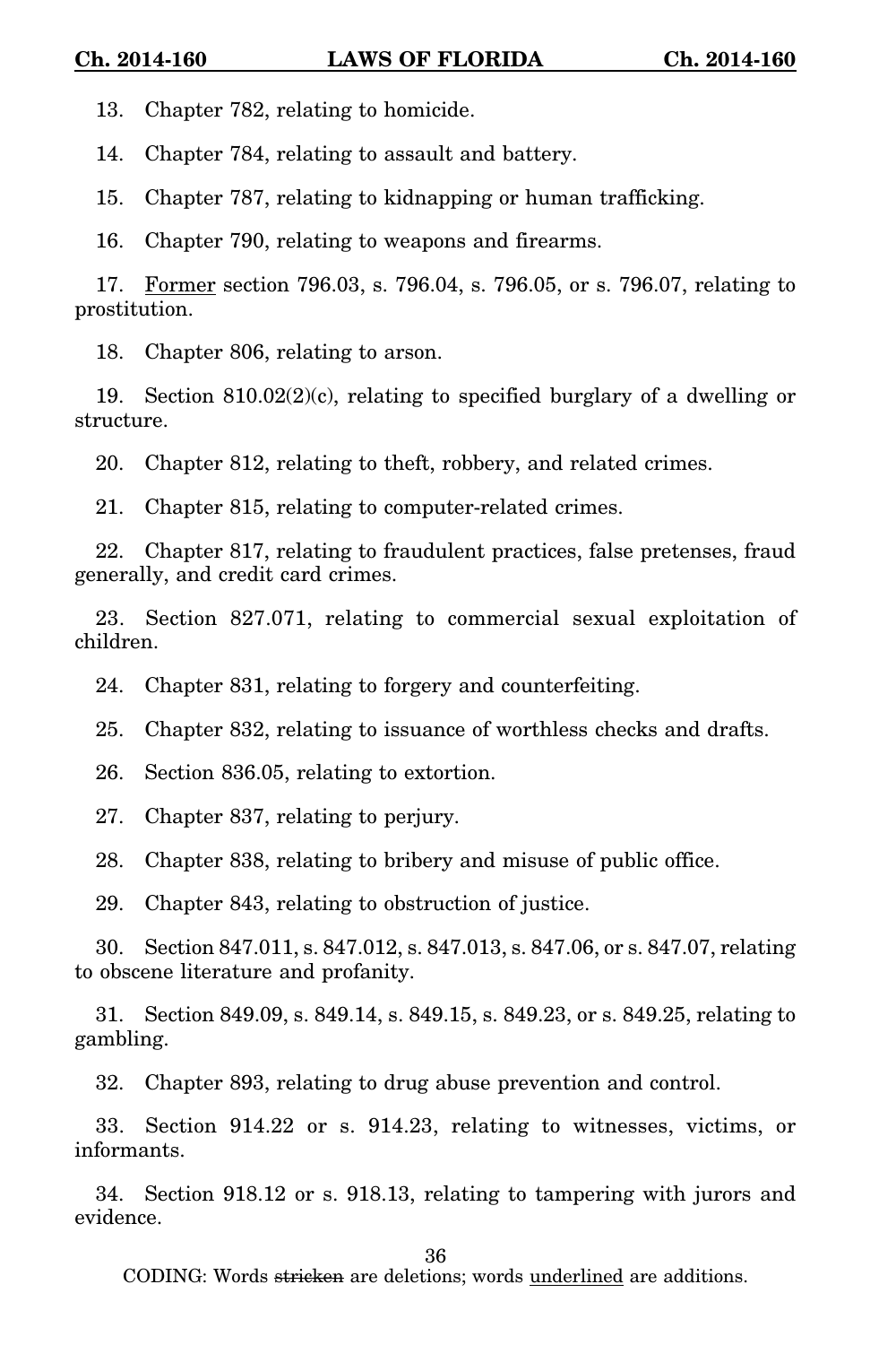13. Chapter 782, relating to homicide.

14. Chapter 784, relating to assault and battery.

15. Chapter 787, relating to kidnapping or human trafficking.

16. Chapter 790, relating to weapons and firearms.

17. <u>Former</u> section 796.03, s. 796.04, s. 796.05, or s. 796.07, relating to prostitution.

18. Chapter 806, relating to arson.

19. Section 810.02(2)(c), relating to specified burglary of a dwelling or structure.

20. Chapter 812, relating to theft, robbery, and related crimes.

21. Chapter 815, relating to computer-related crimes.

22. Chapter 817, relating to fraudulent practices, false pretenses, fraud generally, and credit card crimes.

23. Section 827.071, relating to commercial sexual exploitation of children.

24. Chapter 831, relating to forgery and counterfeiting.

25. Chapter 832, relating to issuance of worthless checks and drafts.

26. Section 836.05, relating to extortion.

27. Chapter 837, relating to perjury.

28. Chapter 838, relating to bribery and misuse of public office.

29. Chapter 843, relating to obstruction of justice.

30. Section 847.011, s. 847.012, s. 847.013, s. 847.06, or s. 847.07, relating to obscene literature and profanity.

31. Section 849.09, s. 849.14, s. 849.15, s. 849.23, or s. 849.25, relating to gambling.

32. Chapter 893, relating to drug abuse prevention and control.

33. Section 914.22 or s. 914.23, relating to witnesses, victims, or informants.

34. Section 918.12 or s. 918.13, relating to tampering with jurors and evidence.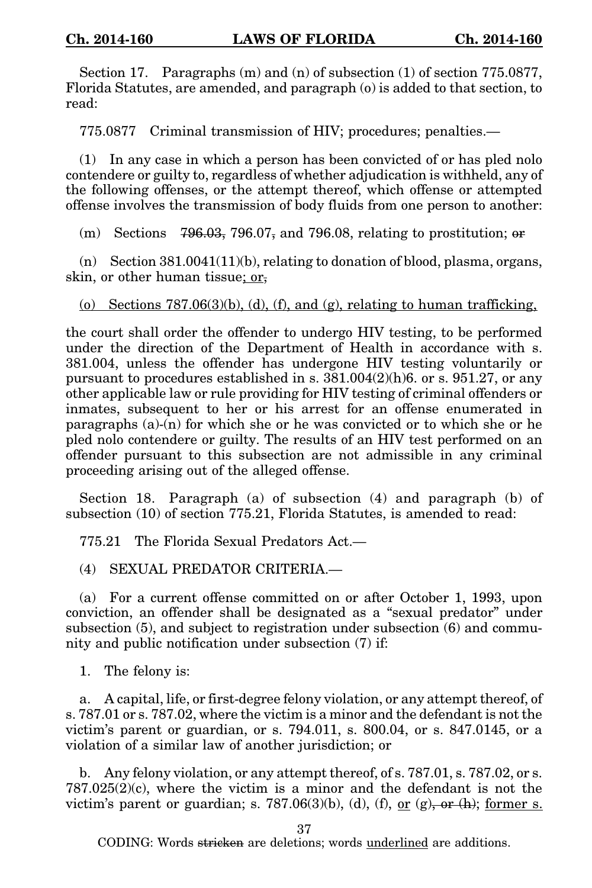Section 17. Paragraphs (m) and (n) of subsection (1) of section 775.0877, Florida Statutes, are amended, and paragraph (o) is added to that section, to read:

775.0877 Criminal transmission of HIV; procedures; penalties.—

(1) In any case in which a person has been convicted of or has pled nolo contendere or guilty to, regardless of whether adjudication is withheld, any of the following offenses, or the attempt thereof, which offense or attempted offense involves the transmission of body fluids from one person to another:

(m) Sections ~~796.03,~~ 796.07~~,~~ and 796.08, relating to prostitution; ~~or~~

(n) Section 381.0041(11)(b), relating to donation of blood, plasma, organs, skin, or other human tissue<u>; or</u>~~,~~

<u>(o) Sections 787.06(3)(b), (d), (f), and (g), relating to human trafficking,</u>

the court shall order the offender to undergo HIV testing, to be performed under the direction of the Department of Health in accordance with s. 381.004, unless the offender has undergone HIV testing voluntarily or pursuant to procedures established in s. 381.004(2)(h)6. or s. 951.27, or any other applicable law or rule providing for HIV testing of criminal offenders or inmates, subsequent to her or his arrest for an offense enumerated in paragraphs (a)-(n) for which she or he was convicted or to which she or he pled nolo contendere or guilty. The results of an HIV test performed on an offender pursuant to this subsection are not admissible in any criminal proceeding arising out of the alleged offense.

Section 18. Paragraph (a) of subsection (4) and paragraph (b) of subsection (10) of section 775.21, Florida Statutes, is amended to read:

775.21 The Florida Sexual Predators Act.—

(4) SEXUAL PREDATOR CRITERIA.—

(a) For a current offense committed on or after October 1, 1993, upon conviction, an offender shall be designated as a "sexual predator" under subsection (5), and subject to registration under subsection (6) and community and public notification under subsection (7) if:

1. The felony is:

a. A capital, life, or first-degree felony violation, or any attempt thereof, of s. 787.01 or s. 787.02, where the victim is a minor and the defendant is not the victim's parent or guardian, or s. 794.011, s. 800.04, or s. 847.0145, or a violation of a similar law of another jurisdiction; or

b. Any felony violation, or any attempt thereof, of s. 787.01, s. 787.02, or s. 787.025(2)(c), where the victim is a minor and the defendant is not the victim's parent or guardian; s. 787.06(3)(b), (d), (f), <u>or</u> (g)~~, or (h)~~; <u>former s.</u>

CODING: Words ~~stricken~~ are deletions; words <u>underlined</u> are additions.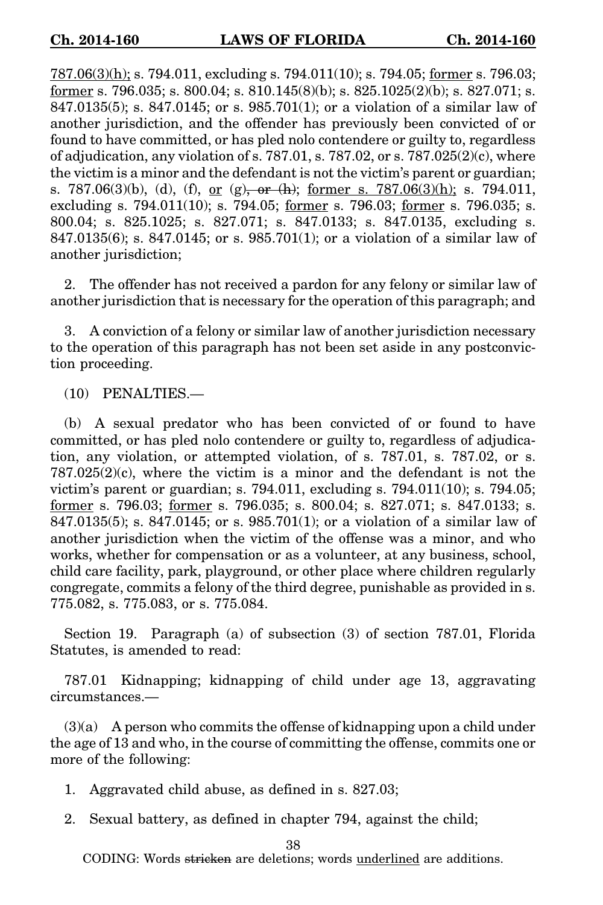787.06(3)(h); s. 794.011, excluding s. 794.011(10); s. 794.05; former s. 796.03; former s. 796.035; s. 800.04; s. 810.145(8)(b); s. 825.1025(2)(b); s. 827.071; s. 847.0135(5); s. 847.0145; or s. 985.701(1); or a violation of a similar law of another jurisdiction, and the offender has previously been convicted of or found to have committed, or has pled nolo contendere or guilty to, regardless of adjudication, any violation of s. 787.01, s. 787.02, or s. 787.025(2)(c), where the victim is a minor and the defendant is not the victim's parent or guardian; s. 787.06(3)(b), (d), (f), or (g), or (h); former s. 787.06(3)(h); s. 794.011, excluding s. 794.011(10); s. 794.05; former s. 796.03; former s. 796.035; s. 800.04; s. 825.1025; s. 827.071; s. 847.0133; s. 847.0135, excluding s. 847.0135(6); s. 847.0145; or s. 985.701(1); or a violation of a similar law of another jurisdiction;

2. The offender has not received a pardon for any felony or similar law of another jurisdiction that is necessary for the operation of this paragraph; and

3. A conviction of a felony or similar law of another jurisdiction necessary to the operation of this paragraph has not been set aside in any postconviction proceeding.

(10) PENALTIES.—

(b) A sexual predator who has been convicted of or found to have committed, or has pled nolo contendere or guilty to, regardless of adjudication, any violation, or attempted violation, of s. 787.01, s. 787.02, or s. 787.025(2)(c), where the victim is a minor and the defendant is not the victim's parent or guardian; s. 794.011, excluding s. 794.011(10); s. 794.05; former s. 796.03; former s. 796.035; s. 800.04; s. 827.071; s. 847.0133; s. 847.0135(5); s. 847.0145; or s. 985.701(1); or a violation of a similar law of another jurisdiction when the victim of the offense was a minor, and who works, whether for compensation or as a volunteer, at any business, school, child care facility, park, playground, or other place where children regularly congregate, commits a felony of the third degree, punishable as provided in s. 775.082, s. 775.083, or s. 775.084.

Section 19. Paragraph (a) of subsection (3) of section 787.01, Florida Statutes, is amended to read:

787.01 Kidnapping; kidnapping of child under age 13, aggravating circumstances.—

(3)(a) A person who commits the offense of kidnapping upon a child under the age of 13 and who, in the course of committing the offense, commits one or more of the following:

1. Aggravated child abuse, as defined in s. 827.03;

2. Sexual battery, as defined in chapter 794, against the child;

CODING: Words stricken are deletions; words underlined are additions.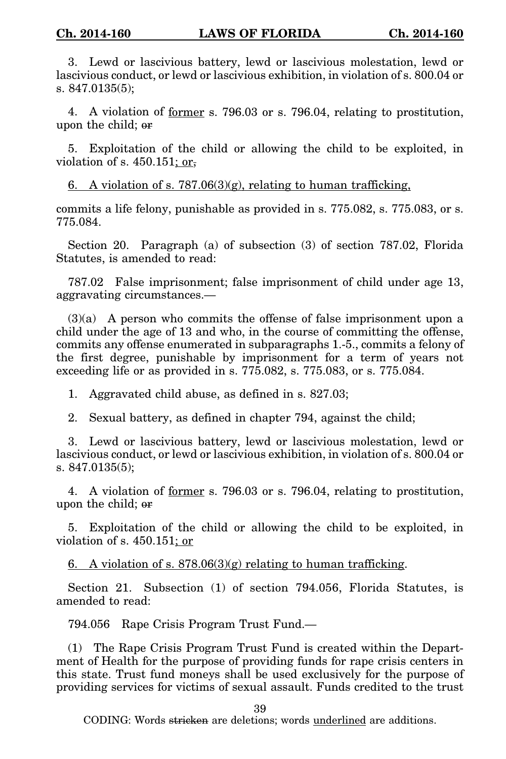3. Lewd or lascivious battery, lewd or lascivious molestation, lewd or lascivious conduct, or lewd or lascivious exhibition, in violation of s. 800.04 or s. 847.0135(5);

4. A violation of <u>former</u> s. 796.03 or s. 796.04, relating to prostitution, upon the child; ~~or~~

5. Exploitation of the child or allowing the child to be exploited, in violation of s. 450.151<u>; or</u>~~,~~

<u>6. A violation of s. 787.06(3)(g), relating to human trafficking,</u>

commits a life felony, punishable as provided in s. 775.082, s. 775.083, or s. 775.084.

Section 20. Paragraph (a) of subsection (3) of section 787.02, Florida Statutes, is amended to read:

787.02 False imprisonment; false imprisonment of child under age 13, aggravating circumstances.—

(3)(a) A person who commits the offense of false imprisonment upon a child under the age of 13 and who, in the course of committing the offense, commits any offense enumerated in subparagraphs 1.-5., commits a felony of the first degree, punishable by imprisonment for a term of years not exceeding life or as provided in s. 775.082, s. 775.083, or s. 775.084.

1. Aggravated child abuse, as defined in s. 827.03;

2. Sexual battery, as defined in chapter 794, against the child;

3. Lewd or lascivious battery, lewd or lascivious molestation, lewd or lascivious conduct, or lewd or lascivious exhibition, in violation of s. 800.04 or s. 847.0135(5);

4. A violation of <u>former</u> s. 796.03 or s. 796.04, relating to prostitution, upon the child; ~~or~~

5. Exploitation of the child or allowing the child to be exploited, in violation of s. 450.151<u>; or</u>

<u>6. A violation of s. 878.06(3)(g) relating to human trafficking</u>.

Section 21. Subsection (1) of section 794.056, Florida Statutes, is amended to read:

794.056 Rape Crisis Program Trust Fund.—

(1) The Rape Crisis Program Trust Fund is created within the Department of Health for the purpose of providing funds for rape crisis centers in this state. Trust fund moneys shall be used exclusively for the purpose of providing services for victims of sexual assault. Funds credited to the trust

CODING: Words ~~stricken~~ are deletions; words <u>underlined</u> are additions.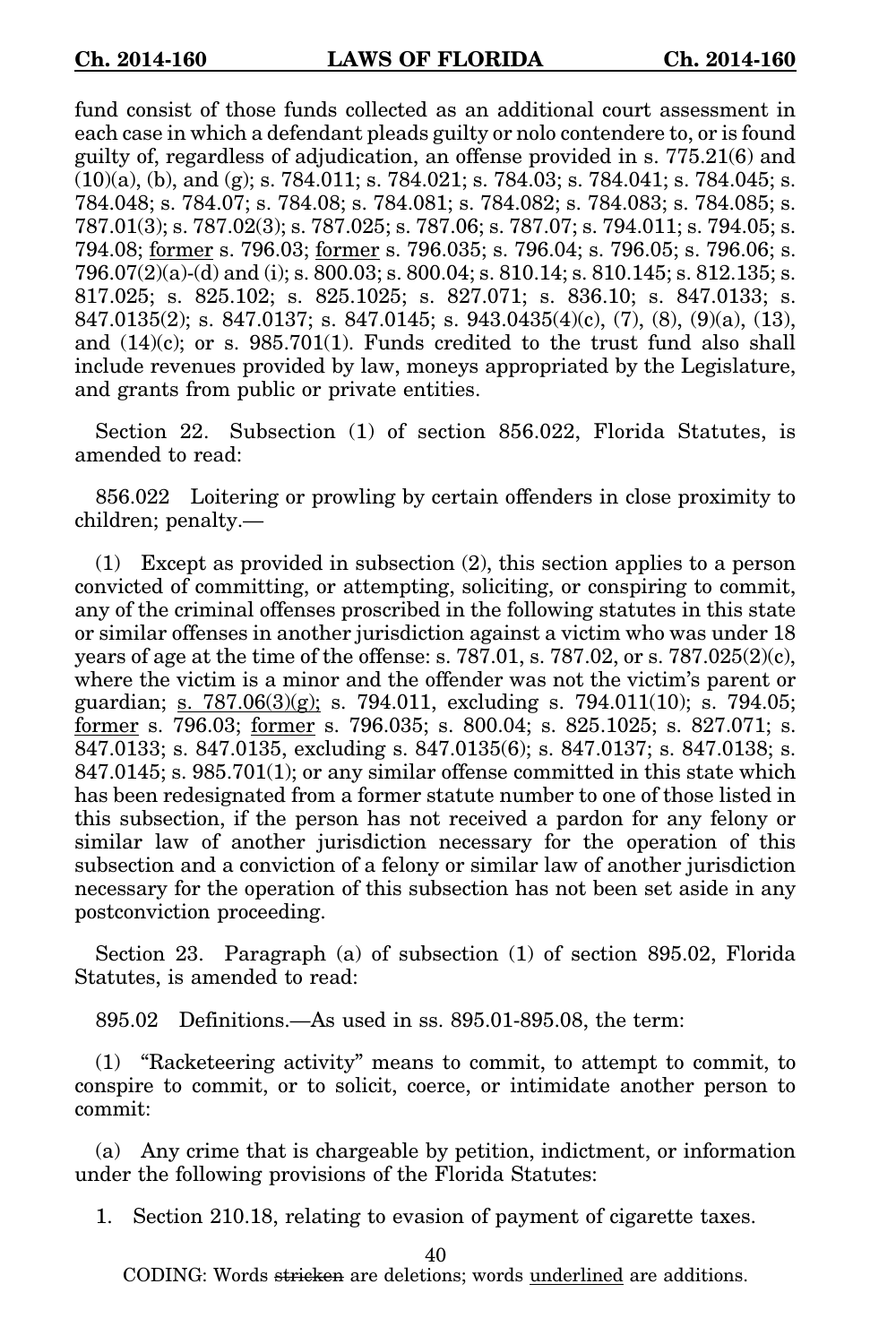fund consist of those funds collected as an additional court assessment in each case in which a defendant pleads guilty or nolo contendere to, or is found guilty of, regardless of adjudication, an offense provided in s. 775.21(6) and (10)(a), (b), and (g); s. 784.011; s. 784.021; s. 784.03; s. 784.041; s. 784.045; s. 784.048; s. 784.07; s. 784.08; s. 784.081; s. 784.082; s. 784.083; s. 784.085; s. 787.01(3); s. 787.02(3); s. 787.025; s. 787.06; s. 787.07; s. 794.011; s. 794.05; s. 794.08; <u>former</u> s. 796.03; <u>former</u> s. 796.035; s. 796.04; s. 796.05; s. 796.06; s. 796.07(2)(a)-(d) and (i); s. 800.03; s. 800.04; s. 810.14; s. 810.145; s. 812.135; s. 817.025; s. 825.102; s. 825.1025; s. 827.071; s. 836.10; s. 847.0133; s. 847.0135(2); s. 847.0137; s. 847.0145; s. 943.0435(4)(c), (7), (8), (9)(a), (13), and (14)(c); or s. 985.701(1). Funds credited to the trust fund also shall include revenues provided by law, moneys appropriated by the Legislature, and grants from public or private entities.

Section 22. Subsection (1) of section 856.022, Florida Statutes, is amended to read:

856.022 Loitering or prowling by certain offenders in close proximity to children; penalty.—

(1) Except as provided in subsection (2), this section applies to a person convicted of committing, or attempting, soliciting, or conspiring to commit, any of the criminal offenses proscribed in the following statutes in this state or similar offenses in another jurisdiction against a victim who was under 18 years of age at the time of the offense: s. 787.01, s. 787.02, or s. 787.025(2)(c), where the victim is a minor and the offender was not the victim's parent or guardian; <u>s. 787.06(3)(g);</u> s. 794.011, excluding s. 794.011(10); s. 794.05; <u>former</u> s. 796.03; <u>former</u> s. 796.035; s. 800.04; s. 825.1025; s. 827.071; s. 847.0133; s. 847.0135, excluding s. 847.0135(6); s. 847.0137; s. 847.0138; s. 847.0145; s. 985.701(1); or any similar offense committed in this state which has been redesignated from a former statute number to one of those listed in this subsection, if the person has not received a pardon for any felony or similar law of another jurisdiction necessary for the operation of this subsection and a conviction of a felony or similar law of another jurisdiction necessary for the operation of this subsection has not been set aside in any postconviction proceeding.

Section 23. Paragraph (a) of subsection (1) of section 895.02, Florida Statutes, is amended to read:

895.02 Definitions.—As used in ss. 895.01-895.08, the term:

(1) "Racketeering activity" means to commit, to attempt to commit, to conspire to commit, or to solicit, coerce, or intimidate another person to commit:

(a) Any crime that is chargeable by petition, indictment, or information under the following provisions of the Florida Statutes:

1. Section 210.18, relating to evasion of payment of cigarette taxes.

CODING: Words ~~stricken~~ are deletions; words <u>underlined</u> are additions.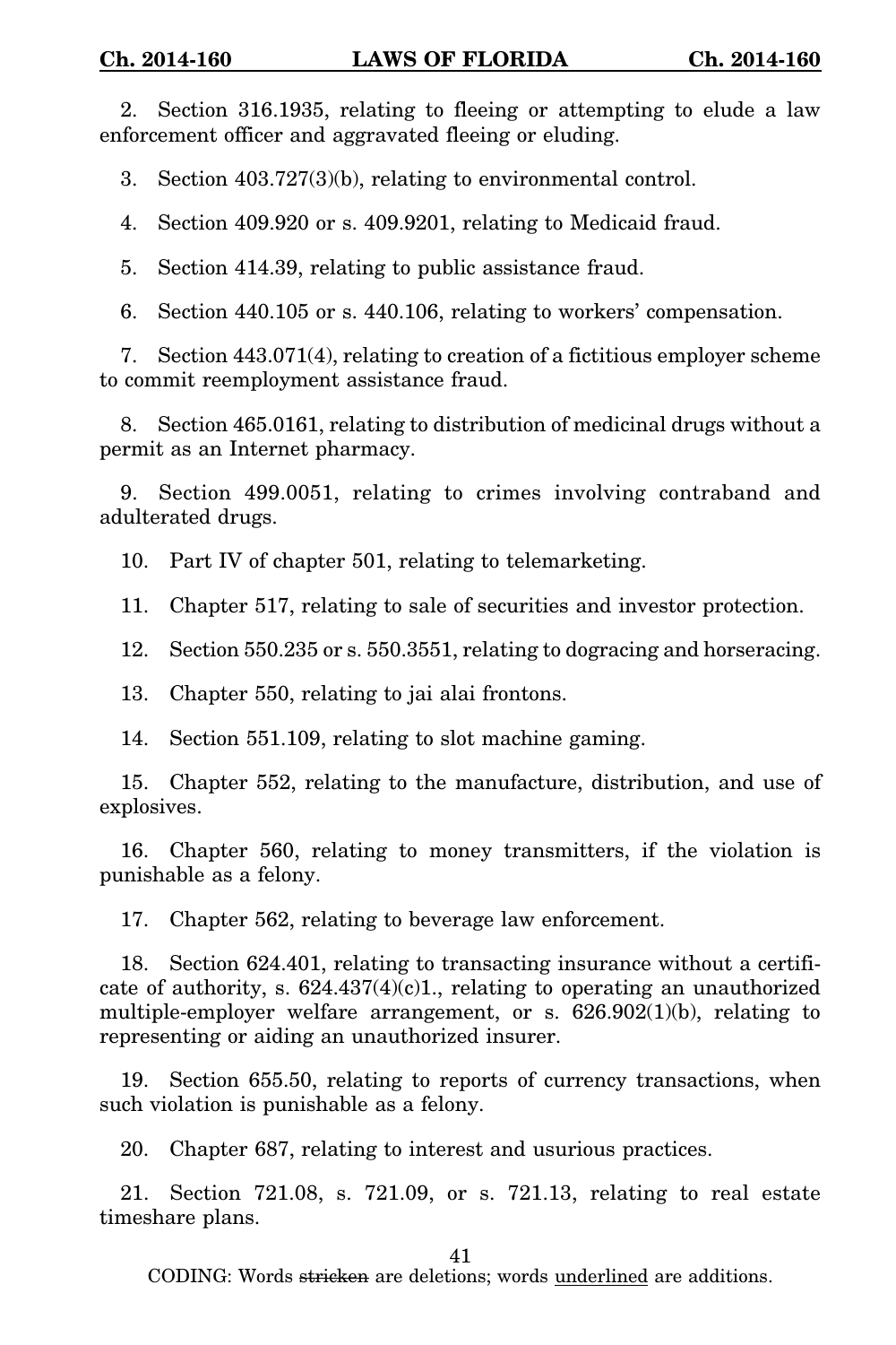2. Section 316.1935, relating to fleeing or attempting to elude a law enforcement officer and aggravated fleeing or eluding.

3. Section 403.727(3)(b), relating to environmental control.

4. Section 409.920 or s. 409.9201, relating to Medicaid fraud.

5. Section 414.39, relating to public assistance fraud.

6. Section 440.105 or s. 440.106, relating to workers' compensation.

7. Section 443.071(4), relating to creation of a fictitious employer scheme to commit reemployment assistance fraud.

8. Section 465.0161, relating to distribution of medicinal drugs without a permit as an Internet pharmacy.

9. Section 499.0051, relating to crimes involving contraband and adulterated drugs.

10. Part IV of chapter 501, relating to telemarketing.

11. Chapter 517, relating to sale of securities and investor protection.

12. Section 550.235 or s. 550.3551, relating to dogracing and horseracing.

13. Chapter 550, relating to jai alai frontons.

14. Section 551.109, relating to slot machine gaming.

15. Chapter 552, relating to the manufacture, distribution, and use of explosives.

16. Chapter 560, relating to money transmitters, if the violation is punishable as a felony.

17. Chapter 562, relating to beverage law enforcement.

18. Section 624.401, relating to transacting insurance without a certificate of authority, s. 624.437(4)(c)1., relating to operating an unauthorized multiple-employer welfare arrangement, or s. 626.902(1)(b), relating to representing or aiding an unauthorized insurer.

19. Section 655.50, relating to reports of currency transactions, when such violation is punishable as a felony.

20. Chapter 687, relating to interest and usurious practices.

21. Section 721.08, s. 721.09, or s. 721.13, relating to real estate timeshare plans.

CODING: Words ~~stricken~~ are deletions; words <u>underlined</u> are additions.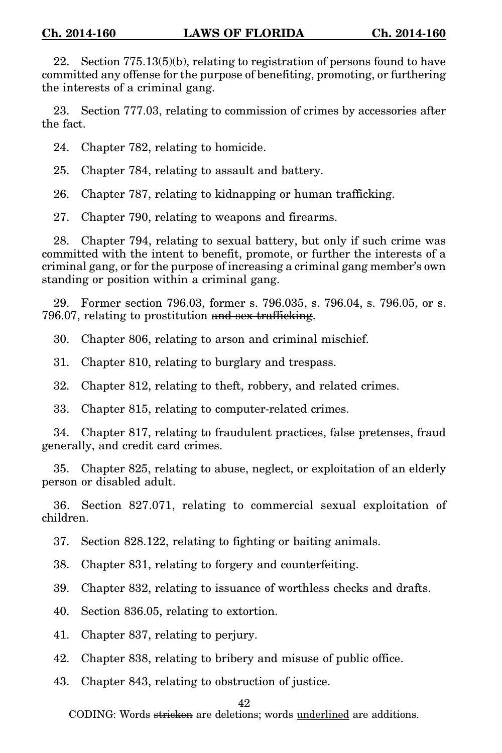22. Section 775.13(5)(b), relating to registration of persons found to have committed any offense for the purpose of benefiting, promoting, or furthering the interests of a criminal gang.

23. Section 777.03, relating to commission of crimes by accessories after the fact.

24. Chapter 782, relating to homicide.

25. Chapter 784, relating to assault and battery.

26. Chapter 787, relating to kidnapping or human trafficking.

27. Chapter 790, relating to weapons and firearms.

28. Chapter 794, relating to sexual battery, but only if such crime was committed with the intent to benefit, promote, or further the interests of a criminal gang, or for the purpose of increasing a criminal gang member's own standing or position within a criminal gang.

29. <u>Former</u> section 796.03, <u>former</u> s. 796.035, s. 796.04, s. 796.05, or s. 796.07, relating to prostitution ~~and sex trafficking~~.

30. Chapter 806, relating to arson and criminal mischief.

31. Chapter 810, relating to burglary and trespass.

32. Chapter 812, relating to theft, robbery, and related crimes.

33. Chapter 815, relating to computer-related crimes.

34. Chapter 817, relating to fraudulent practices, false pretenses, fraud generally, and credit card crimes.

35. Chapter 825, relating to abuse, neglect, or exploitation of an elderly person or disabled adult.

36. Section 827.071, relating to commercial sexual exploitation of children.

37. Section 828.122, relating to fighting or baiting animals.

38. Chapter 831, relating to forgery and counterfeiting.

39. Chapter 832, relating to issuance of worthless checks and drafts.

40. Section 836.05, relating to extortion.

41. Chapter 837, relating to perjury.

42. Chapter 838, relating to bribery and misuse of public office.

43. Chapter 843, relating to obstruction of justice.

CODING: Words ~~stricken~~ are deletions; words <u>underlined</u> are additions.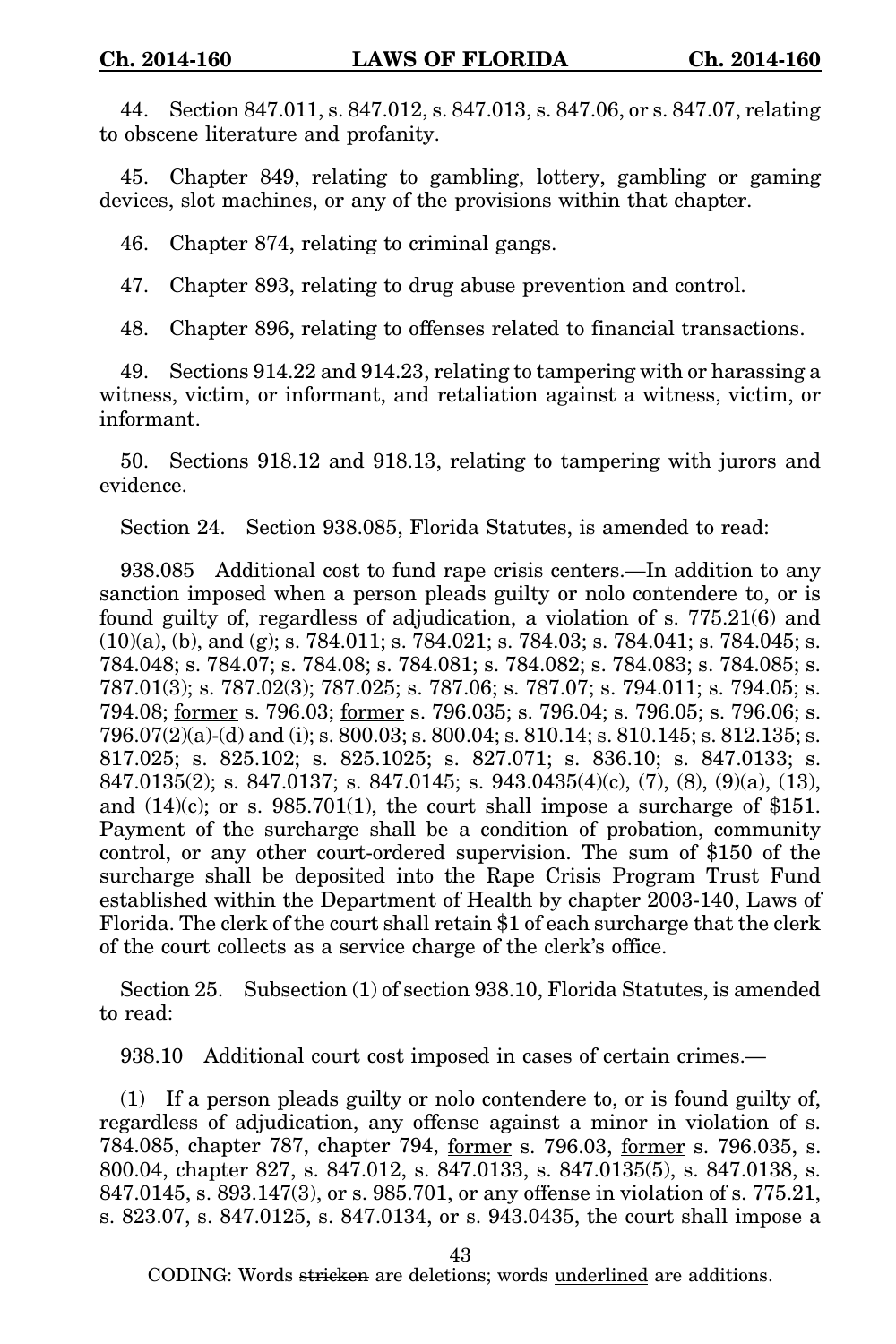44. Section 847.011, s. 847.012, s. 847.013, s. 847.06, or s. 847.07, relating to obscene literature and profanity.

45. Chapter 849, relating to gambling, lottery, gambling or gaming devices, slot machines, or any of the provisions within that chapter.

46. Chapter 874, relating to criminal gangs.

47. Chapter 893, relating to drug abuse prevention and control.

48. Chapter 896, relating to offenses related to financial transactions.

49. Sections 914.22 and 914.23, relating to tampering with or harassing a witness, victim, or informant, and retaliation against a witness, victim, or informant.

50. Sections 918.12 and 918.13, relating to tampering with jurors and evidence.

Section 24. Section 938.085, Florida Statutes, is amended to read:

938.085 Additional cost to fund rape crisis centers.—In addition to any sanction imposed when a person pleads guilty or nolo contendere to, or is found guilty of, regardless of adjudication, a violation of s. 775.21(6) and (10)(a), (b), and (g); s. 784.011; s. 784.021; s. 784.03; s. 784.041; s. 784.045; s. 784.048; s. 784.07; s. 784.08; s. 784.081; s. 784.082; s. 784.083; s. 784.085; s. 787.01(3); s. 787.02(3); 787.025; s. 787.06; s. 787.07; s. 794.011; s. 794.05; s. 794.08; <u>former</u> s. 796.03; <u>former</u> s. 796.035; s. 796.04; s. 796.05; s. 796.06; s. 796.07(2)(a)-(d) and (i); s. 800.03; s. 800.04; s. 810.14; s. 810.145; s. 812.135; s. 817.025; s. 825.102; s. 825.1025; s. 827.071; s. 836.10; s. 847.0133; s. 847.0135(2); s. 847.0137; s. 847.0145; s. 943.0435(4)(c), (7), (8), (9)(a), (13), and (14)(c); or s. 985.701(1), the court shall impose a surcharge of $151. Payment of the surcharge shall be a condition of probation, community control, or any other court-ordered supervision. The sum of $150 of the surcharge shall be deposited into the Rape Crisis Program Trust Fund established within the Department of Health by chapter 2003-140, Laws of Florida. The clerk of the court shall retain $1 of each surcharge that the clerk of the court collects as a service charge of the clerk's office.

Section 25. Subsection (1) of section 938.10, Florida Statutes, is amended to read:

938.10 Additional court cost imposed in cases of certain crimes.—

(1) If a person pleads guilty or nolo contendere to, or is found guilty of, regardless of adjudication, any offense against a minor in violation of s. 784.085, chapter 787, chapter 794, <u>former</u> s. 796.03, <u>former</u> s. 796.035, s. 800.04, chapter 827, s. 847.012, s. 847.0133, s. 847.0135(5), s. 847.0138, s. 847.0145, s. 893.147(3), or s. 985.701, or any offense in violation of s. 775.21, s. 823.07, s. 847.0125, s. 847.0134, or s. 943.0435, the court shall impose a

CODING: Words ~~stricken~~ are deletions; words <u>underlined</u> are additions.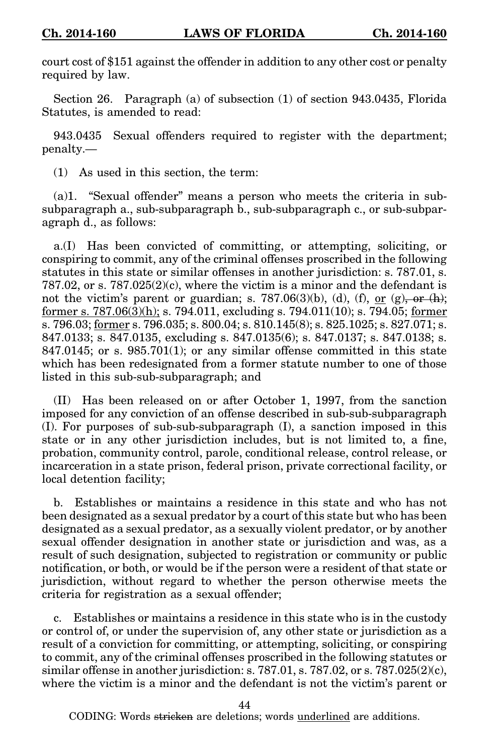court cost of $151 against the offender in addition to any other cost or penalty required by law.

Section 26. Paragraph (a) of subsection (1) of section 943.0435, Florida Statutes, is amended to read:

943.0435 Sexual offenders required to register with the department; penalty.—

(1) As used in this section, the term:

(a)1. "Sexual offender" means a person who meets the criteria in sub-subparagraph a., sub-subparagraph b., sub-subparagraph c., or sub-subparagraph d., as follows:

a.(I) Has been convicted of committing, or attempting, soliciting, or conspiring to commit, any of the criminal offenses proscribed in the following statutes in this state or similar offenses in another jurisdiction: s. 787.01, s. 787.02, or s. 787.025(2)(c), where the victim is a minor and the defendant is not the victim's parent or guardian; s. 787.06(3)(b), (d), (f), or (g), ~~or (h)~~; former s. 787.06(3)(h); s. 794.011, excluding s. 794.011(10); s. 794.05; former s. 796.03; former s. 796.035; s. 800.04; s. 810.145(8); s. 825.1025; s. 827.071; s. 847.0133; s. 847.0135, excluding s. 847.0135(6); s. 847.0137; s. 847.0138; s. 847.0145; or s. 985.701(1); or any similar offense committed in this state which has been redesignated from a former statute number to one of those listed in this sub-sub-subparagraph; and

(II) Has been released on or after October 1, 1997, from the sanction imposed for any conviction of an offense described in sub-sub-subparagraph (I). For purposes of sub-sub-subparagraph (I), a sanction imposed in this state or in any other jurisdiction includes, but is not limited to, a fine, probation, community control, parole, conditional release, control release, or incarceration in a state prison, federal prison, private correctional facility, or local detention facility;

b. Establishes or maintains a residence in this state and who has not been designated as a sexual predator by a court of this state but who has been designated as a sexual predator, as a sexually violent predator, or by another sexual offender designation in another state or jurisdiction and was, as a result of such designation, subjected to registration or community or public notification, or both, or would be if the person were a resident of that state or jurisdiction, without regard to whether the person otherwise meets the criteria for registration as a sexual offender;

c. Establishes or maintains a residence in this state who is in the custody or control of, or under the supervision of, any other state or jurisdiction as a result of a conviction for committing, or attempting, soliciting, or conspiring to commit, any of the criminal offenses proscribed in the following statutes or similar offense in another jurisdiction: s. 787.01, s. 787.02, or s. 787.025(2)(c), where the victim is a minor and the defendant is not the victim's parent or

CODING: Words ~~stricken~~ are deletions; words underlined are additions.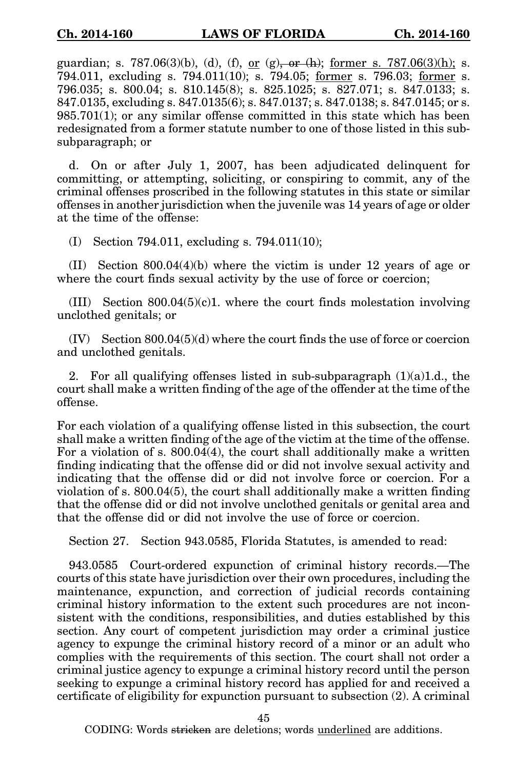guardian; s. 787.06(3)(b), (d), (f), <u>or</u> (g)~~, or (h)~~; <u>former s. 787.06(3)(h);</u> s. 794.011, excluding s. 794.011(10); s. 794.05; <u>former</u> s. 796.03; <u>former</u> s. 796.035; s. 800.04; s. 810.145(8); s. 825.1025; s. 827.071; s. 847.0133; s. 847.0135, excluding s. 847.0135(6); s. 847.0137; s. 847.0138; s. 847.0145; or s. 985.701(1); or any similar offense committed in this state which has been redesignated from a former statute number to one of those listed in this sub-subparagraph; or

d. On or after July 1, 2007, has been adjudicated delinquent for committing, or attempting, soliciting, or conspiring to commit, any of the criminal offenses proscribed in the following statutes in this state or similar offenses in another jurisdiction when the juvenile was 14 years of age or older at the time of the offense:

(I) Section 794.011, excluding s. 794.011(10);

(II) Section 800.04(4)(b) where the victim is under 12 years of age or where the court finds sexual activity by the use of force or coercion;

(III) Section 800.04(5)(c)1. where the court finds molestation involving unclothed genitals; or

(IV) Section 800.04(5)(d) where the court finds the use of force or coercion and unclothed genitals.

2. For all qualifying offenses listed in sub-subparagraph (1)(a)1.d., the court shall make a written finding of the age of the offender at the time of the offense.

For each violation of a qualifying offense listed in this subsection, the court shall make a written finding of the age of the victim at the time of the offense. For a violation of s. 800.04(4), the court shall additionally make a written finding indicating that the offense did or did not involve sexual activity and indicating that the offense did or did not involve force or coercion. For a violation of s. 800.04(5), the court shall additionally make a written finding that the offense did or did not involve unclothed genitals or genital area and that the offense did or did not involve the use of force or coercion.

Section 27. Section 943.0585, Florida Statutes, is amended to read:

943.0585 Court-ordered expunction of criminal history records.—The courts of this state have jurisdiction over their own procedures, including the maintenance, expunction, and correction of judicial records containing criminal history information to the extent such procedures are not inconsistent with the conditions, responsibilities, and duties established by this section. Any court of competent jurisdiction may order a criminal justice agency to expunge the criminal history record of a minor or an adult who complies with the requirements of this section. The court shall not order a criminal justice agency to expunge a criminal history record until the person seeking to expunge a criminal history record has applied for and received a certificate of eligibility for expunction pursuant to subsection (2). A criminal

CODING: Words ~~stricken~~ are deletions; words <u>underlined</u> are additions.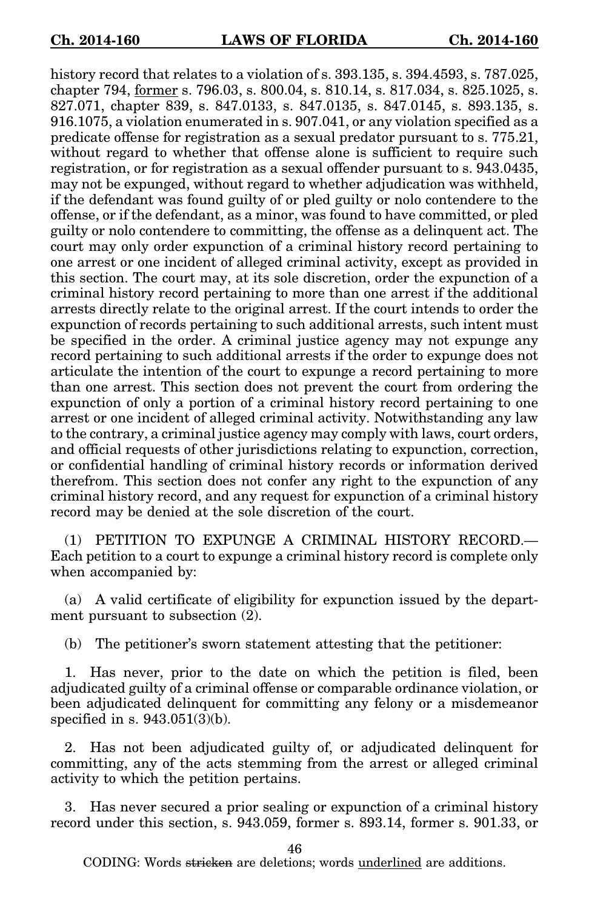history record that relates to a violation of s. 393.135, s. 394.4593, s. 787.025, chapter 794, former s. 796.03, s. 800.04, s. 810.14, s. 817.034, s. 825.1025, s. 827.071, chapter 839, s. 847.0133, s. 847.0135, s. 847.0145, s. 893.135, s. 916.1075, a violation enumerated in s. 907.041, or any violation specified as a predicate offense for registration as a sexual predator pursuant to s. 775.21, without regard to whether that offense alone is sufficient to require such registration, or for registration as a sexual offender pursuant to s. 943.0435, may not be expunged, without regard to whether adjudication was withheld, if the defendant was found guilty of or pled guilty or nolo contendere to the offense, or if the defendant, as a minor, was found to have committed, or pled guilty or nolo contendere to committing, the offense as a delinquent act. The court may only order expunction of a criminal history record pertaining to one arrest or one incident of alleged criminal activity, except as provided in this section. The court may, at its sole discretion, order the expunction of a criminal history record pertaining to more than one arrest if the additional arrests directly relate to the original arrest. If the court intends to order the expunction of records pertaining to such additional arrests, such intent must be specified in the order. A criminal justice agency may not expunge any record pertaining to such additional arrests if the order to expunge does not articulate the intention of the court to expunge a record pertaining to more than one arrest. This section does not prevent the court from ordering the expunction of only a portion of a criminal history record pertaining to one arrest or one incident of alleged criminal activity. Notwithstanding any law to the contrary, a criminal justice agency may comply with laws, court orders, and official requests of other jurisdictions relating to expunction, correction, or confidential handling of criminal history records or information derived therefrom. This section does not confer any right to the expunction of any criminal history record, and any request for expunction of a criminal history record may be denied at the sole discretion of the court.

(1) PETITION TO EXPUNGE A CRIMINAL HISTORY RECORD.—Each petition to a court to expunge a criminal history record is complete only when accompanied by:

(a) A valid certificate of eligibility for expunction issued by the department pursuant to subsection (2).

(b) The petitioner's sworn statement attesting that the petitioner:

1. Has never, prior to the date on which the petition is filed, been adjudicated guilty of a criminal offense or comparable ordinance violation, or been adjudicated delinquent for committing any felony or a misdemeanor specified in s. 943.051(3)(b).

2. Has not been adjudicated guilty of, or adjudicated delinquent for committing, any of the acts stemming from the arrest or alleged criminal activity to which the petition pertains.

3. Has never secured a prior sealing or expunction of a criminal history record under this section, s. 943.059, former s. 893.14, former s. 901.33, or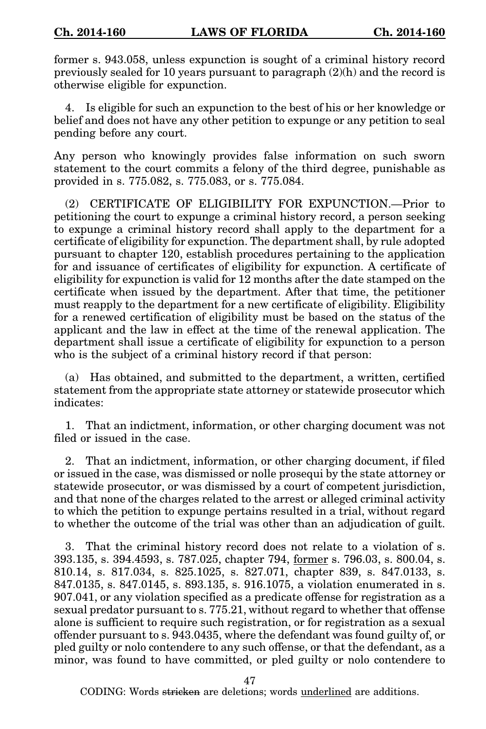former s. 943.058, unless expunction is sought of a criminal history record previously sealed for 10 years pursuant to paragraph (2)(h) and the record is otherwise eligible for expunction.

4. Is eligible for such an expunction to the best of his or her knowledge or belief and does not have any other petition to expunge or any petition to seal pending before any court.

Any person who knowingly provides false information on such sworn statement to the court commits a felony of the third degree, punishable as provided in s. 775.082, s. 775.083, or s. 775.084.

(2) CERTIFICATE OF ELIGIBILITY FOR EXPUNCTION.—Prior to petitioning the court to expunge a criminal history record, a person seeking to expunge a criminal history record shall apply to the department for a certificate of eligibility for expunction. The department shall, by rule adopted pursuant to chapter 120, establish procedures pertaining to the application for and issuance of certificates of eligibility for expunction. A certificate of eligibility for expunction is valid for 12 months after the date stamped on the certificate when issued by the department. After that time, the petitioner must reapply to the department for a new certificate of eligibility. Eligibility for a renewed certification of eligibility must be based on the status of the applicant and the law in effect at the time of the renewal application. The department shall issue a certificate of eligibility for expunction to a person who is the subject of a criminal history record if that person:

(a) Has obtained, and submitted to the department, a written, certified statement from the appropriate state attorney or statewide prosecutor which indicates:

1. That an indictment, information, or other charging document was not filed or issued in the case.

2. That an indictment, information, or other charging document, if filed or issued in the case, was dismissed or nolle prosequi by the state attorney or statewide prosecutor, or was dismissed by a court of competent jurisdiction, and that none of the charges related to the arrest or alleged criminal activity to which the petition to expunge pertains resulted in a trial, without regard to whether the outcome of the trial was other than an adjudication of guilt.

3. That the criminal history record does not relate to a violation of s. 393.135, s. 394.4593, s. 787.025, chapter 794, <u>former</u> s. 796.03, s. 800.04, s. 810.14, s. 817.034, s. 825.1025, s. 827.071, chapter 839, s. 847.0133, s. 847.0135, s. 847.0145, s. 893.135, s. 916.1075, a violation enumerated in s. 907.041, or any violation specified as a predicate offense for registration as a sexual predator pursuant to s. 775.21, without regard to whether that offense alone is sufficient to require such registration, or for registration as a sexual offender pursuant to s. 943.0435, where the defendant was found guilty of, or pled guilty or nolo contendere to any such offense, or that the defendant, as a minor, was found to have committed, or pled guilty or nolo contendere to

CODING: Words ~~stricken~~ are deletions; words <u>underlined</u> are additions.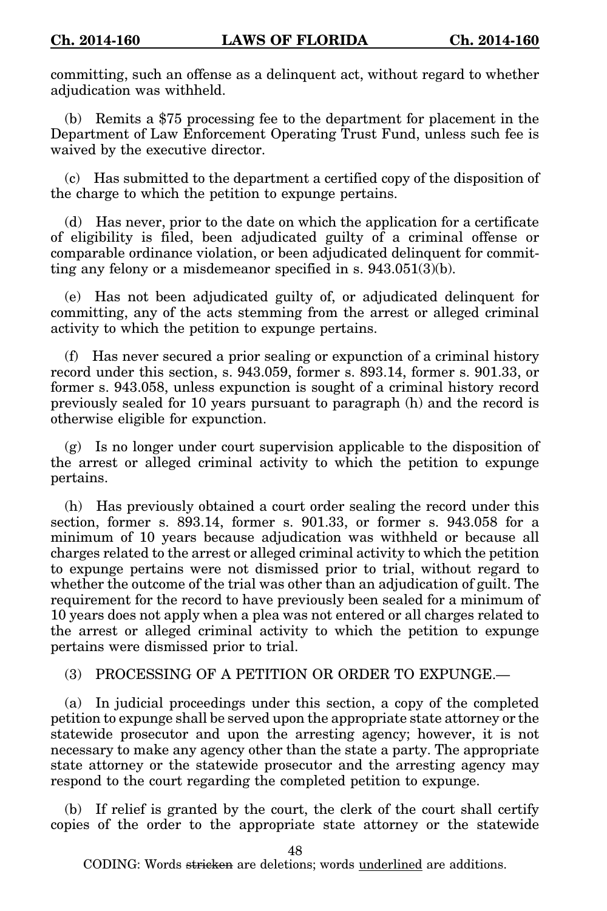committing, such an offense as a delinquent act, without regard to whether adjudication was withheld.

(b) Remits a $75 processing fee to the department for placement in the Department of Law Enforcement Operating Trust Fund, unless such fee is waived by the executive director.

(c) Has submitted to the department a certified copy of the disposition of the charge to which the petition to expunge pertains.

(d) Has never, prior to the date on which the application for a certificate of eligibility is filed, been adjudicated guilty of a criminal offense or comparable ordinance violation, or been adjudicated delinquent for committing any felony or a misdemeanor specified in s. 943.051(3)(b).

(e) Has not been adjudicated guilty of, or adjudicated delinquent for committing, any of the acts stemming from the arrest or alleged criminal activity to which the petition to expunge pertains.

(f) Has never secured a prior sealing or expunction of a criminal history record under this section, s. 943.059, former s. 893.14, former s. 901.33, or former s. 943.058, unless expunction is sought of a criminal history record previously sealed for 10 years pursuant to paragraph (h) and the record is otherwise eligible for expunction.

(g) Is no longer under court supervision applicable to the disposition of the arrest or alleged criminal activity to which the petition to expunge pertains.

(h) Has previously obtained a court order sealing the record under this section, former s. 893.14, former s. 901.33, or former s. 943.058 for a minimum of 10 years because adjudication was withheld or because all charges related to the arrest or alleged criminal activity to which the petition to expunge pertains were not dismissed prior to trial, without regard to whether the outcome of the trial was other than an adjudication of guilt. The requirement for the record to have previously been sealed for a minimum of 10 years does not apply when a plea was not entered or all charges related to the arrest or alleged criminal activity to which the petition to expunge pertains were dismissed prior to trial.

(3) PROCESSING OF A PETITION OR ORDER TO EXPUNGE.—

(a) In judicial proceedings under this section, a copy of the completed petition to expunge shall be served upon the appropriate state attorney or the statewide prosecutor and upon the arresting agency; however, it is not necessary to make any agency other than the state a party. The appropriate state attorney or the statewide prosecutor and the arresting agency may respond to the court regarding the completed petition to expunge.

(b) If relief is granted by the court, the clerk of the court shall certify copies of the order to the appropriate state attorney or the statewide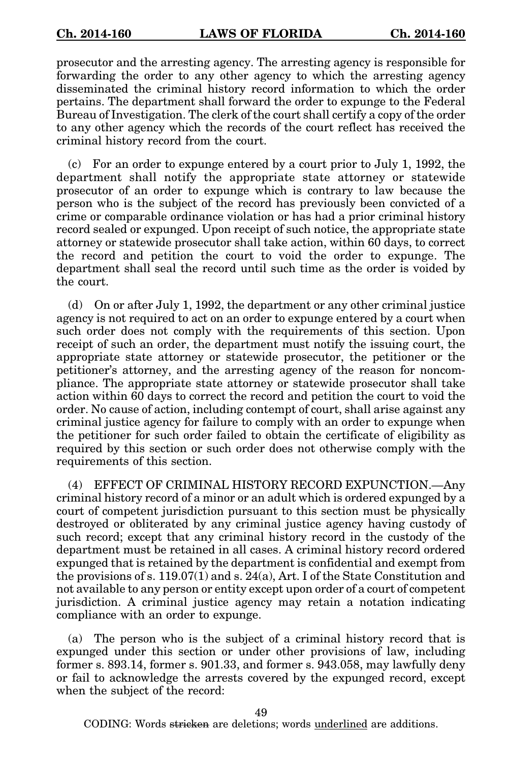prosecutor and the arresting agency. The arresting agency is responsible for forwarding the order to any other agency to which the arresting agency disseminated the criminal history record information to which the order pertains. The department shall forward the order to expunge to the Federal Bureau of Investigation. The clerk of the court shall certify a copy of the order to any other agency which the records of the court reflect has received the criminal history record from the court.

(c) For an order to expunge entered by a court prior to July 1, 1992, the department shall notify the appropriate state attorney or statewide prosecutor of an order to expunge which is contrary to law because the person who is the subject of the record has previously been convicted of a crime or comparable ordinance violation or has had a prior criminal history record sealed or expunged. Upon receipt of such notice, the appropriate state attorney or statewide prosecutor shall take action, within 60 days, to correct the record and petition the court to void the order to expunge. The department shall seal the record until such time as the order is voided by the court.

(d) On or after July 1, 1992, the department or any other criminal justice agency is not required to act on an order to expunge entered by a court when such order does not comply with the requirements of this section. Upon receipt of such an order, the department must notify the issuing court, the appropriate state attorney or statewide prosecutor, the petitioner or the petitioner's attorney, and the arresting agency of the reason for noncompliance. The appropriate state attorney or statewide prosecutor shall take action within 60 days to correct the record and petition the court to void the order. No cause of action, including contempt of court, shall arise against any criminal justice agency for failure to comply with an order to expunge when the petitioner for such order failed to obtain the certificate of eligibility as required by this section or such order does not otherwise comply with the requirements of this section.

(4) EFFECT OF CRIMINAL HISTORY RECORD EXPUNCTION.—Any criminal history record of a minor or an adult which is ordered expunged by a court of competent jurisdiction pursuant to this section must be physically destroyed or obliterated by any criminal justice agency having custody of such record; except that any criminal history record in the custody of the department must be retained in all cases. A criminal history record ordered expunged that is retained by the department is confidential and exempt from the provisions of s. 119.07(1) and s. 24(a), Art. I of the State Constitution and not available to any person or entity except upon order of a court of competent jurisdiction. A criminal justice agency may retain a notation indicating compliance with an order to expunge.

(a) The person who is the subject of a criminal history record that is expunged under this section or under other provisions of law, including former s. 893.14, former s. 901.33, and former s. 943.058, may lawfully deny or fail to acknowledge the arrests covered by the expunged record, except when the subject of the record: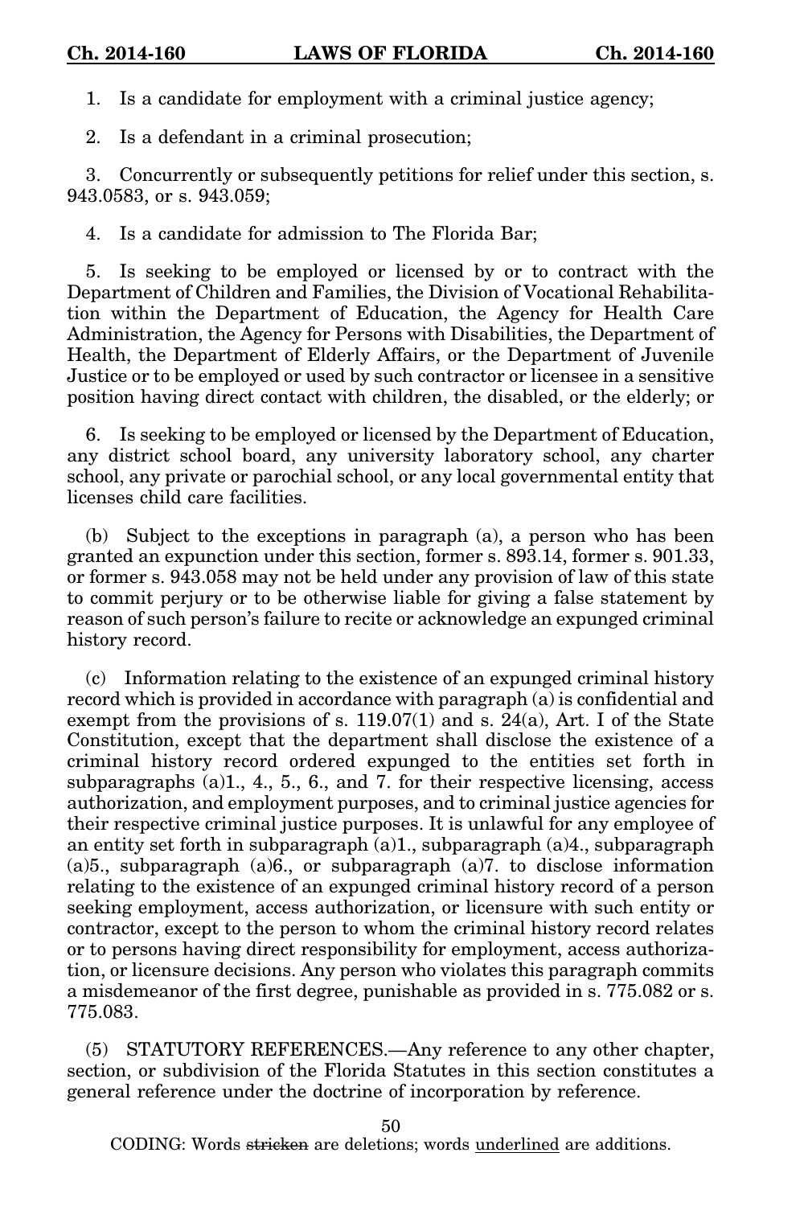1. Is a candidate for employment with a criminal justice agency;

2. Is a defendant in a criminal prosecution;

3. Concurrently or subsequently petitions for relief under this section, s. 943.0583, or s. 943.059;

4. Is a candidate for admission to The Florida Bar;

5. Is seeking to be employed or licensed by or to contract with the Department of Children and Families, the Division of Vocational Rehabilitation within the Department of Education, the Agency for Health Care Administration, the Agency for Persons with Disabilities, the Department of Health, the Department of Elderly Affairs, or the Department of Juvenile Justice or to be employed or used by such contractor or licensee in a sensitive position having direct contact with children, the disabled, or the elderly; or

6. Is seeking to be employed or licensed by the Department of Education, any district school board, any university laboratory school, any charter school, any private or parochial school, or any local governmental entity that licenses child care facilities.

(b) Subject to the exceptions in paragraph (a), a person who has been granted an expunction under this section, former s. 893.14, former s. 901.33, or former s. 943.058 may not be held under any provision of law of this state to commit perjury or to be otherwise liable for giving a false statement by reason of such person's failure to recite or acknowledge an expunged criminal history record.

(c) Information relating to the existence of an expunged criminal history record which is provided in accordance with paragraph (a) is confidential and exempt from the provisions of s. 119.07(1) and s. 24(a), Art. I of the State Constitution, except that the department shall disclose the existence of a criminal history record ordered expunged to the entities set forth in subparagraphs (a)1., 4., 5., 6., and 7. for their respective licensing, access authorization, and employment purposes, and to criminal justice agencies for their respective criminal justice purposes. It is unlawful for any employee of an entity set forth in subparagraph (a)1., subparagraph (a)4., subparagraph (a)5., subparagraph (a)6., or subparagraph (a)7. to disclose information relating to the existence of an expunged criminal history record of a person seeking employment, access authorization, or licensure with such entity or contractor, except to the person to whom the criminal history record relates or to persons having direct responsibility for employment, access authorization, or licensure decisions. Any person who violates this paragraph commits a misdemeanor of the first degree, punishable as provided in s. 775.082 or s. 775.083.

(5) STATUTORY REFERENCES.—Any reference to any other chapter, section, or subdivision of the Florida Statutes in this section constitutes a general reference under the doctrine of incorporation by reference.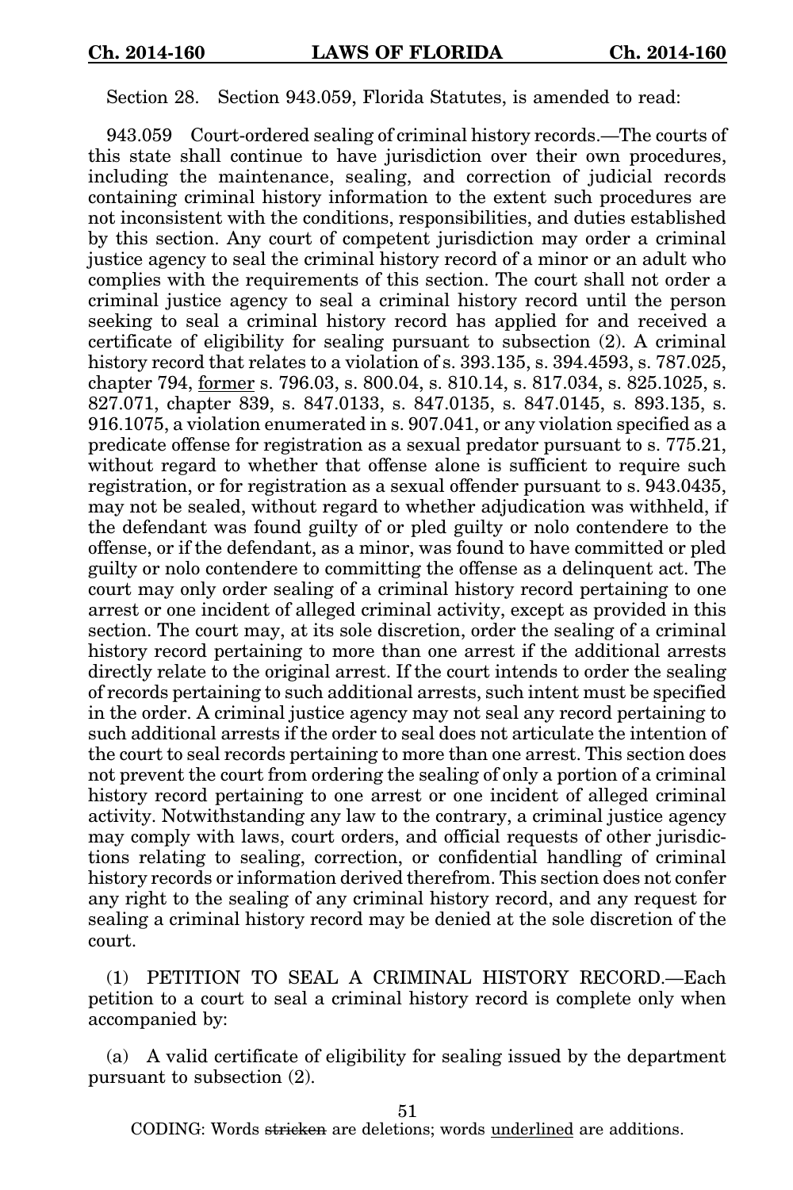Section 28. Section 943.059, Florida Statutes, is amended to read:

943.059 Court-ordered sealing of criminal history records.—The courts of this state shall continue to have jurisdiction over their own procedures, including the maintenance, sealing, and correction of judicial records containing criminal history information to the extent such procedures are not inconsistent with the conditions, responsibilities, and duties established by this section. Any court of competent jurisdiction may order a criminal justice agency to seal the criminal history record of a minor or an adult who complies with the requirements of this section. The court shall not order a criminal justice agency to seal a criminal history record until the person seeking to seal a criminal history record has applied for and received a certificate of eligibility for sealing pursuant to subsection (2). A criminal history record that relates to a violation of s. 393.135, s. 394.4593, s. 787.025, chapter 794, <u>former</u> s. 796.03, s. 800.04, s. 810.14, s. 817.034, s. 825.1025, s. 827.071, chapter 839, s. 847.0133, s. 847.0135, s. 847.0145, s. 893.135, s. 916.1075, a violation enumerated in s. 907.041, or any violation specified as a predicate offense for registration as a sexual predator pursuant to s. 775.21, without regard to whether that offense alone is sufficient to require such registration, or for registration as a sexual offender pursuant to s. 943.0435, may not be sealed, without regard to whether adjudication was withheld, if the defendant was found guilty of or pled guilty or nolo contendere to the offense, or if the defendant, as a minor, was found to have committed or pled guilty or nolo contendere to committing the offense as a delinquent act. The court may only order sealing of a criminal history record pertaining to one arrest or one incident of alleged criminal activity, except as provided in this section. The court may, at its sole discretion, order the sealing of a criminal history record pertaining to more than one arrest if the additional arrests directly relate to the original arrest. If the court intends to order the sealing of records pertaining to such additional arrests, such intent must be specified in the order. A criminal justice agency may not seal any record pertaining to such additional arrests if the order to seal does not articulate the intention of the court to seal records pertaining to more than one arrest. This section does not prevent the court from ordering the sealing of only a portion of a criminal history record pertaining to one arrest or one incident of alleged criminal activity. Notwithstanding any law to the contrary, a criminal justice agency may comply with laws, court orders, and official requests of other jurisdictions relating to sealing, correction, or confidential handling of criminal history records or information derived therefrom. This section does not confer any right to the sealing of any criminal history record, and any request for sealing a criminal history record may be denied at the sole discretion of the court.

(1) PETITION TO SEAL A CRIMINAL HISTORY RECORD.—Each petition to a court to seal a criminal history record is complete only when accompanied by:

(a) A valid certificate of eligibility for sealing issued by the department pursuant to subsection (2).

CODING: Words ~~stricken~~ are deletions; words <u>underlined</u> are additions.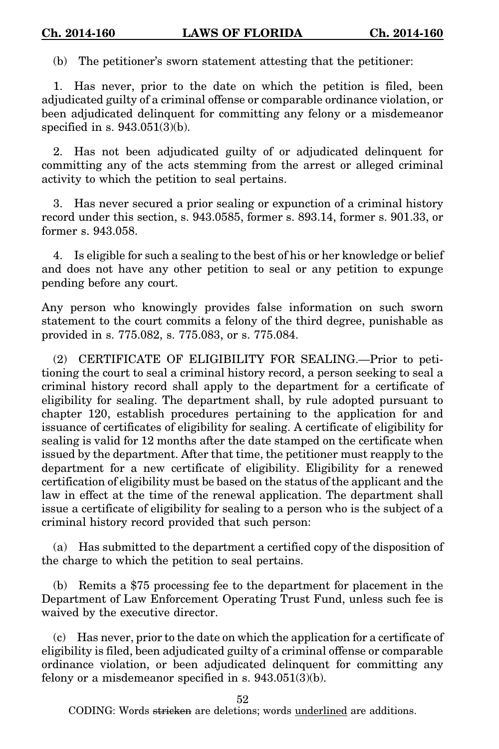(b) The petitioner's sworn statement attesting that the petitioner:

1. Has never, prior to the date on which the petition is filed, been adjudicated guilty of a criminal offense or comparable ordinance violation, or been adjudicated delinquent for committing any felony or a misdemeanor specified in s. 943.051(3)(b).

2. Has not been adjudicated guilty of or adjudicated delinquent for committing any of the acts stemming from the arrest or alleged criminal activity to which the petition to seal pertains.

3. Has never secured a prior sealing or expunction of a criminal history record under this section, s. 943.0585, former s. 893.14, former s. 901.33, or former s. 943.058.

4. Is eligible for such a sealing to the best of his or her knowledge or belief and does not have any other petition to seal or any petition to expunge pending before any court.

Any person who knowingly provides false information on such sworn statement to the court commits a felony of the third degree, punishable as provided in s. 775.082, s. 775.083, or s. 775.084.

(2) CERTIFICATE OF ELIGIBILITY FOR SEALING.—Prior to petitioning the court to seal a criminal history record, a person seeking to seal a criminal history record shall apply to the department for a certificate of eligibility for sealing. The department shall, by rule adopted pursuant to chapter 120, establish procedures pertaining to the application for and issuance of certificates of eligibility for sealing. A certificate of eligibility for sealing is valid for 12 months after the date stamped on the certificate when issued by the department. After that time, the petitioner must reapply to the department for a new certificate of eligibility. Eligibility for a renewed certification of eligibility must be based on the status of the applicant and the law in effect at the time of the renewal application. The department shall issue a certificate of eligibility for sealing to a person who is the subject of a criminal history record provided that such person:

(a) Has submitted to the department a certified copy of the disposition of the charge to which the petition to seal pertains.

(b) Remits a $75 processing fee to the department for placement in the Department of Law Enforcement Operating Trust Fund, unless such fee is waived by the executive director.

(c) Has never, prior to the date on which the application for a certificate of eligibility is filed, been adjudicated guilty of a criminal offense or comparable ordinance violation, or been adjudicated delinquent for committing any felony or a misdemeanor specified in s. 943.051(3)(b).

CODING: Words ~~stricken~~ are deletions; words underlined are additions.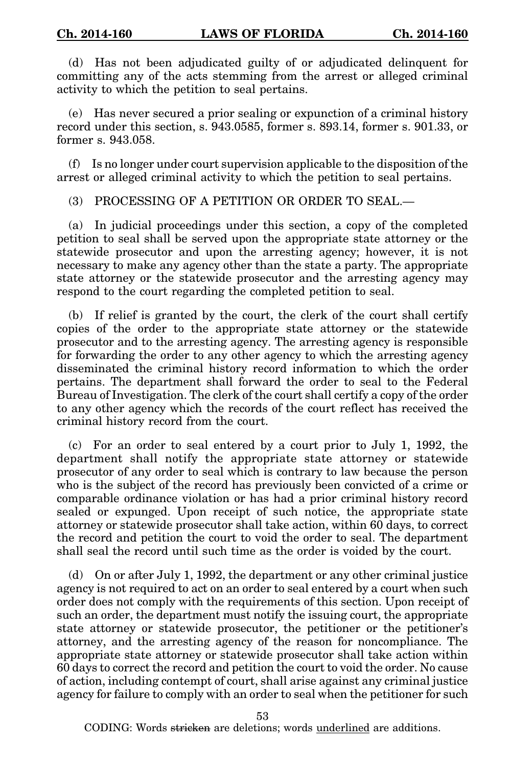(d) Has not been adjudicated guilty of or adjudicated delinquent for committing any of the acts stemming from the arrest or alleged criminal activity to which the petition to seal pertains.

(e) Has never secured a prior sealing or expunction of a criminal history record under this section, s. 943.0585, former s. 893.14, former s. 901.33, or former s. 943.058.

(f) Is no longer under court supervision applicable to the disposition of the arrest or alleged criminal activity to which the petition to seal pertains.

(3) PROCESSING OF A PETITION OR ORDER TO SEAL.—

(a) In judicial proceedings under this section, a copy of the completed petition to seal shall be served upon the appropriate state attorney or the statewide prosecutor and upon the arresting agency; however, it is not necessary to make any agency other than the state a party. The appropriate state attorney or the statewide prosecutor and the arresting agency may respond to the court regarding the completed petition to seal.

(b) If relief is granted by the court, the clerk of the court shall certify copies of the order to the appropriate state attorney or the statewide prosecutor and to the arresting agency. The arresting agency is responsible for forwarding the order to any other agency to which the arresting agency disseminated the criminal history record information to which the order pertains. The department shall forward the order to seal to the Federal Bureau of Investigation. The clerk of the court shall certify a copy of the order to any other agency which the records of the court reflect has received the criminal history record from the court.

(c) For an order to seal entered by a court prior to July 1, 1992, the department shall notify the appropriate state attorney or statewide prosecutor of any order to seal which is contrary to law because the person who is the subject of the record has previously been convicted of a crime or comparable ordinance violation or has had a prior criminal history record sealed or expunged. Upon receipt of such notice, the appropriate state attorney or statewide prosecutor shall take action, within 60 days, to correct the record and petition the court to void the order to seal. The department shall seal the record until such time as the order is voided by the court.

(d) On or after July 1, 1992, the department or any other criminal justice agency is not required to act on an order to seal entered by a court when such order does not comply with the requirements of this section. Upon receipt of such an order, the department must notify the issuing court, the appropriate state attorney or statewide prosecutor, the petitioner or the petitioner's attorney, and the arresting agency of the reason for noncompliance. The appropriate state attorney or statewide prosecutor shall take action within 60 days to correct the record and petition the court to void the order. No cause of action, including contempt of court, shall arise against any criminal justice agency for failure to comply with an order to seal when the petitioner for such

CODING: Words ~~stricken~~ are deletions; words <u>underlined</u> are additions.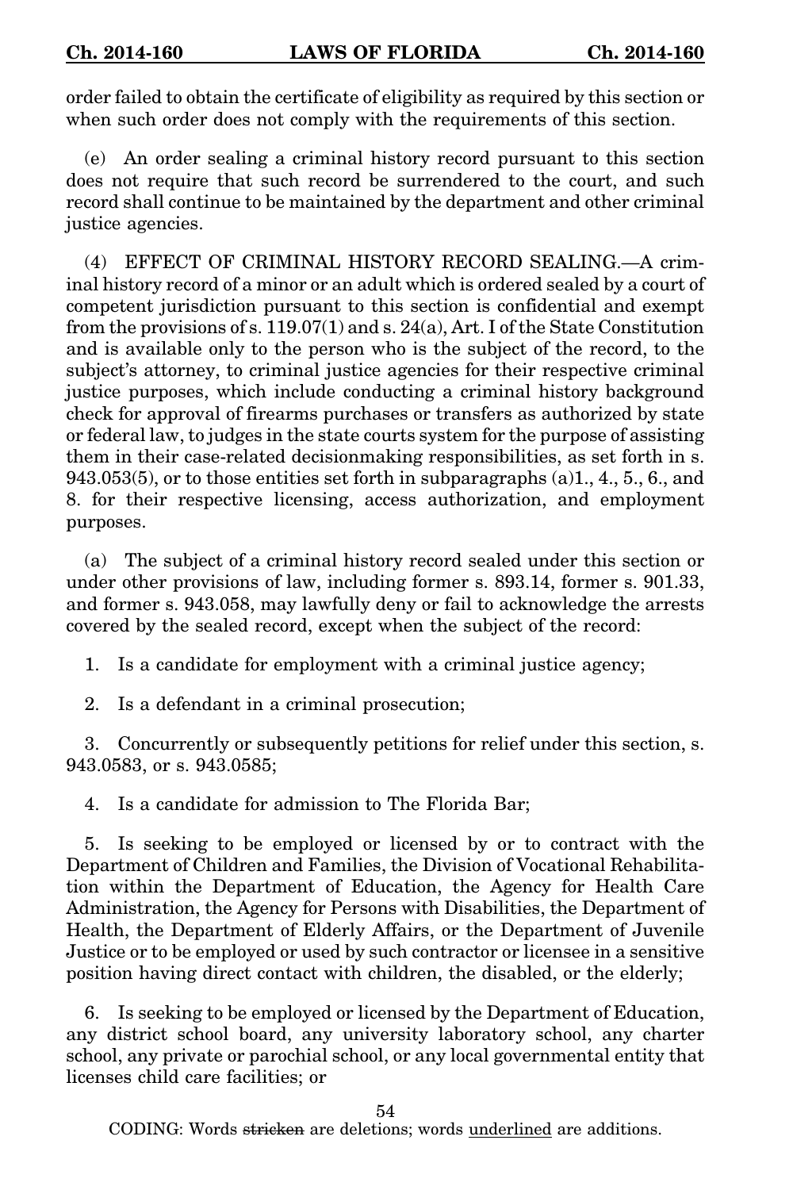order failed to obtain the certificate of eligibility as required by this section or when such order does not comply with the requirements of this section.

(e) An order sealing a criminal history record pursuant to this section does not require that such record be surrendered to the court, and such record shall continue to be maintained by the department and other criminal justice agencies.

(4) EFFECT OF CRIMINAL HISTORY RECORD SEALING.—A criminal history record of a minor or an adult which is ordered sealed by a court of competent jurisdiction pursuant to this section is confidential and exempt from the provisions of s. 119.07(1) and s. 24(a), Art. I of the State Constitution and is available only to the person who is the subject of the record, to the subject's attorney, to criminal justice agencies for their respective criminal justice purposes, which include conducting a criminal history background check for approval of firearms purchases or transfers as authorized by state or federal law, to judges in the state courts system for the purpose of assisting them in their case-related decisionmaking responsibilities, as set forth in s. 943.053(5), or to those entities set forth in subparagraphs (a)1., 4., 5., 6., and 8. for their respective licensing, access authorization, and employment purposes.

(a) The subject of a criminal history record sealed under this section or under other provisions of law, including former s. 893.14, former s. 901.33, and former s. 943.058, may lawfully deny or fail to acknowledge the arrests covered by the sealed record, except when the subject of the record:

1. Is a candidate for employment with a criminal justice agency;

2. Is a defendant in a criminal prosecution;

3. Concurrently or subsequently petitions for relief under this section, s. 943.0583, or s. 943.0585;

4. Is a candidate for admission to The Florida Bar;

5. Is seeking to be employed or licensed by or to contract with the Department of Children and Families, the Division of Vocational Rehabilitation within the Department of Education, the Agency for Health Care Administration, the Agency for Persons with Disabilities, the Department of Health, the Department of Elderly Affairs, or the Department of Juvenile Justice or to be employed or used by such contractor or licensee in a sensitive position having direct contact with children, the disabled, or the elderly;

6. Is seeking to be employed or licensed by the Department of Education, any district school board, any university laboratory school, any charter school, any private or parochial school, or any local governmental entity that licenses child care facilities; or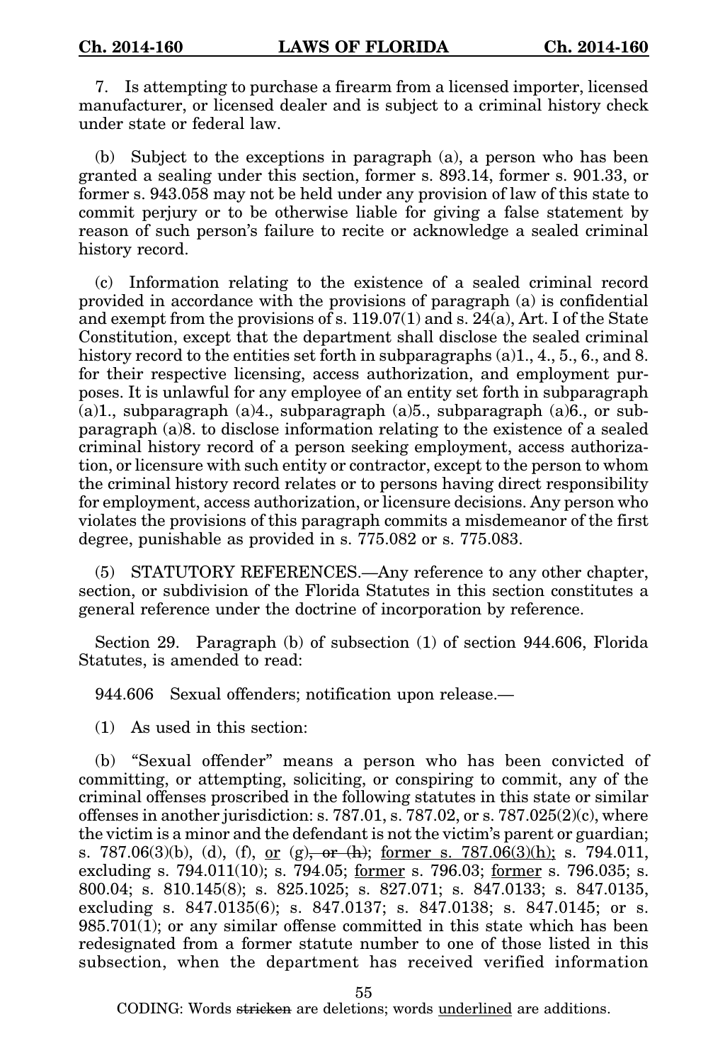7. Is attempting to purchase a firearm from a licensed importer, licensed manufacturer, or licensed dealer and is subject to a criminal history check under state or federal law.

(b) Subject to the exceptions in paragraph (a), a person who has been granted a sealing under this section, former s. 893.14, former s. 901.33, or former s. 943.058 may not be held under any provision of law of this state to commit perjury or to be otherwise liable for giving a false statement by reason of such person's failure to recite or acknowledge a sealed criminal history record.

(c) Information relating to the existence of a sealed criminal record provided in accordance with the provisions of paragraph (a) is confidential and exempt from the provisions of s. 119.07(1) and s. 24(a), Art. I of the State Constitution, except that the department shall disclose the sealed criminal history record to the entities set forth in subparagraphs (a)1., 4., 5., 6., and 8. for their respective licensing, access authorization, and employment purposes. It is unlawful for any employee of an entity set forth in subparagraph (a)1., subparagraph (a)4., subparagraph (a)5., subparagraph (a)6., or subparagraph (a)8. to disclose information relating to the existence of a sealed criminal history record of a person seeking employment, access authorization, or licensure with such entity or contractor, except to the person to whom the criminal history record relates or to persons having direct responsibility for employment, access authorization, or licensure decisions. Any person who violates the provisions of this paragraph commits a misdemeanor of the first degree, punishable as provided in s. 775.082 or s. 775.083.

(5) STATUTORY REFERENCES.—Any reference to any other chapter, section, or subdivision of the Florida Statutes in this section constitutes a general reference under the doctrine of incorporation by reference.

Section 29. Paragraph (b) of subsection (1) of section 944.606, Florida Statutes, is amended to read:

944.606 Sexual offenders; notification upon release.—

(1) As used in this section:

(b) "Sexual offender" means a person who has been convicted of committing, or attempting, soliciting, or conspiring to commit, any of the criminal offenses proscribed in the following statutes in this state or similar offenses in another jurisdiction: s. 787.01, s. 787.02, or s. 787.025(2)(c), where the victim is a minor and the defendant is not the victim's parent or guardian; s. 787.06(3)(b), (d), (f), <u>or</u> (g)~~, or (h)~~; <u>former s. 787.06(3)(h);</u> s. 794.011, excluding s. 794.011(10); s. 794.05; <u>former</u> s. 796.03; <u>former</u> s. 796.035; s. 800.04; s. 810.145(8); s. 825.1025; s. 827.071; s. 847.0133; s. 847.0135, excluding s. 847.0135(6); s. 847.0137; s. 847.0138; s. 847.0145; or s. 985.701(1); or any similar offense committed in this state which has been redesignated from a former statute number to one of those listed in this subsection, when the department has received verified information

CODING: Words ~~stricken~~ are deletions; words <u>underlined</u> are additions.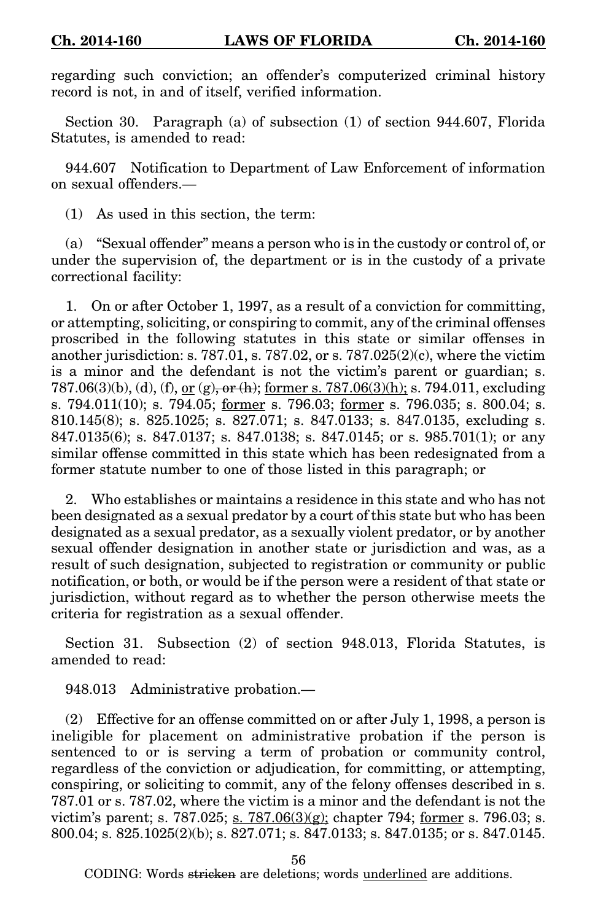regarding such conviction; an offender's computerized criminal history record is not, in and of itself, verified information.

Section 30. Paragraph (a) of subsection (1) of section 944.607, Florida Statutes, is amended to read:

944.607 Notification to Department of Law Enforcement of information on sexual offenders.—

(1) As used in this section, the term:

(a) "Sexual offender" means a person who is in the custody or control of, or under the supervision of, the department or is in the custody of a private correctional facility:

1. On or after October 1, 1997, as a result of a conviction for committing, or attempting, soliciting, or conspiring to commit, any of the criminal offenses proscribed in the following statutes in this state or similar offenses in another jurisdiction: s. 787.01, s. 787.02, or s. 787.025(2)(c), where the victim is a minor and the defendant is not the victim's parent or guardian; s. 787.06(3)(b), (d), (f), <u>or</u> (g)~~, or (h)~~; <u>former s. 787.06(3)(h);</u> s. 794.011, excluding s. 794.011(10); s. 794.05; <u>former</u> s. 796.03; <u>former</u> s. 796.035; s. 800.04; s. 810.145(8); s. 825.1025; s. 827.071; s. 847.0133; s. 847.0135, excluding s. 847.0135(6); s. 847.0137; s. 847.0138; s. 847.0145; or s. 985.701(1); or any similar offense committed in this state which has been redesignated from a former statute number to one of those listed in this paragraph; or

2. Who establishes or maintains a residence in this state and who has not been designated as a sexual predator by a court of this state but who has been designated as a sexual predator, as a sexually violent predator, or by another sexual offender designation in another state or jurisdiction and was, as a result of such designation, subjected to registration or community or public notification, or both, or would be if the person were a resident of that state or jurisdiction, without regard as to whether the person otherwise meets the criteria for registration as a sexual offender.

Section 31. Subsection (2) of section 948.013, Florida Statutes, is amended to read:

948.013 Administrative probation.—

(2) Effective for an offense committed on or after July 1, 1998, a person is ineligible for placement on administrative probation if the person is sentenced to or is serving a term of probation or community control, regardless of the conviction or adjudication, for committing, or attempting, conspiring, or soliciting to commit, any of the felony offenses described in s. 787.01 or s. 787.02, where the victim is a minor and the defendant is not the victim's parent; s. 787.025; <u>s. 787.06(3)(g);</u> chapter 794; <u>former</u> s. 796.03; s. 800.04; s. 825.1025(2)(b); s. 827.071; s. 847.0133; s. 847.0135; or s. 847.0145.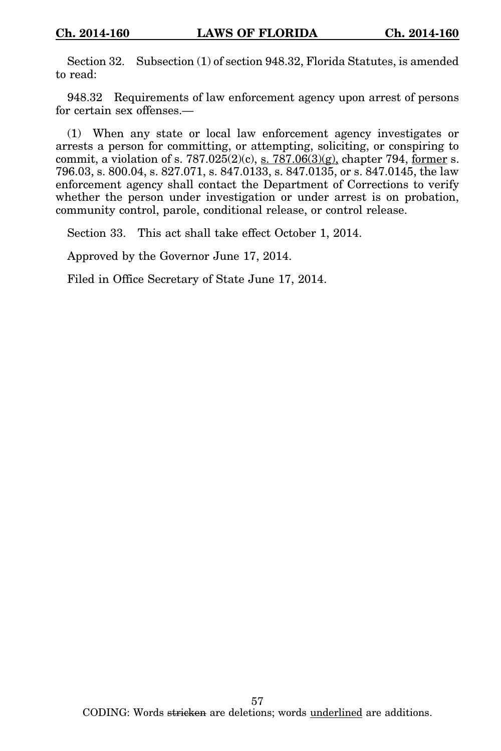Section 32. Subsection (1) of section 948.32, Florida Statutes, is amended to read:

948.32 Requirements of law enforcement agency upon arrest of persons for certain sex offenses.—

(1) When any state or local law enforcement agency investigates or arrests a person for committing, or attempting, soliciting, or conspiring to commit, a violation of s. 787.025(2)(c), <u>s. 787.06(3)(g),</u> chapter 794, <u>former</u> s. 796.03, s. 800.04, s. 827.071, s. 847.0133, s. 847.0135, or s. 847.0145, the law enforcement agency shall contact the Department of Corrections to verify whether the person under investigation or under arrest is on probation, community control, parole, conditional release, or control release.

Section 33. This act shall take effect October 1, 2014.

Approved by the Governor June 17, 2014.

Filed in Office Secretary of State June 17, 2014.